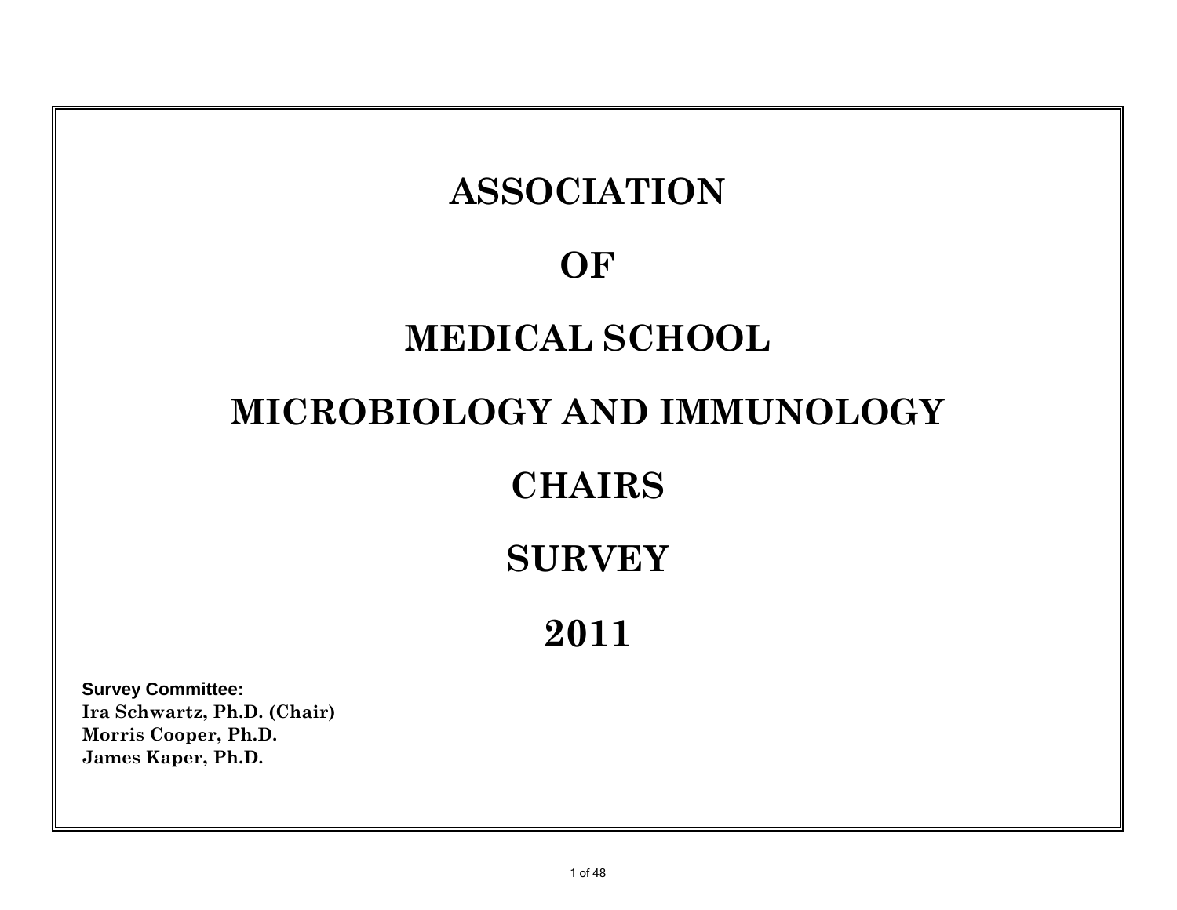# ASSOCIATION

# OF

# MEDICAL SCHOOL

# MICROBIOLOGY AND IMMUNOLOGY

# CHAIRS

# SURVEY

# 2011

**Survey Committee:**
**Ira Schwartz, Ph.D. (Chair)**
**Morris Cooper, Ph.D.**
**James Kaper, Ph.D.**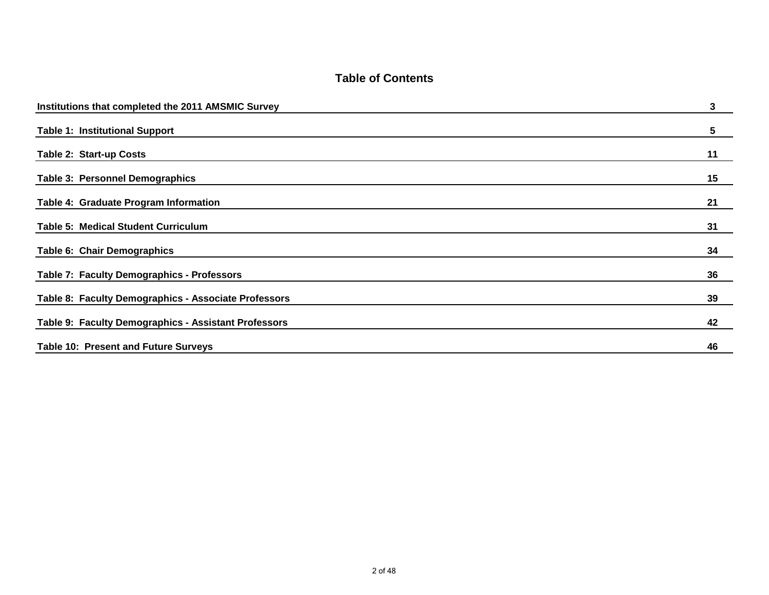# Table of Contents

| | |
|---|---|
| **Institutions that completed the 2011 AMSMIC Survey** | **3** |
| **Table 1: Institutional Support** | **5** |
| **Table 2: Start-up Costs** | **11** |
| **Table 3: Personnel Demographics** | **15** |
| **Table 4: Graduate Program Information** | **21** |
| **Table 5: Medical Student Curriculum** | **31** |
| **Table 6: Chair Demographics** | **34** |
| **Table 7: Faculty Demographics - Professors** | **36** |
| **Table 8: Faculty Demographics - Associate Professors** | **39** |
| **Table 9: Faculty Demographics - Assistant Professors** | **42** |
| **Table 10: Present and Future Surveys** | **46** |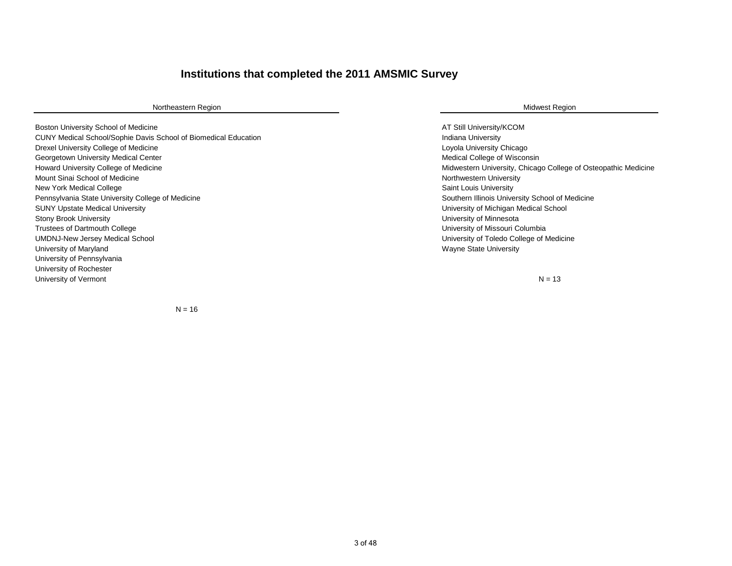# Institutions that completed the 2011 AMSMIC Survey

## Northeastern Region

- Boston University School of Medicine
- CUNY Medical School/Sophie Davis School of Biomedical Education
- Drexel University College of Medicine
- Georgetown University Medical Center
- Howard University College of Medicine
- Mount Sinai School of Medicine
- New York Medical College
- Pennsylvania State University College of Medicine
- SUNY Upstate Medical University
- Stony Brook University
- Trustees of Dartmouth College
- UMDNJ-New Jersey Medical School
- University of Maryland
- University of Pennsylvania
- University of Rochester
- University of Vermont

N = 16

## Midwest Region

- AT Still University/KCOM
- Indiana University
- Loyola University Chicago
- Medical College of Wisconsin
- Midwestern University, Chicago College of Osteopathic Medicine
- Northwestern University
- Saint Louis University
- Southern Illinois University School of Medicine
- University of Michigan Medical School
- University of Minnesota
- University of Missouri Columbia
- University of Toledo College of Medicine
- Wayne State University

N = 13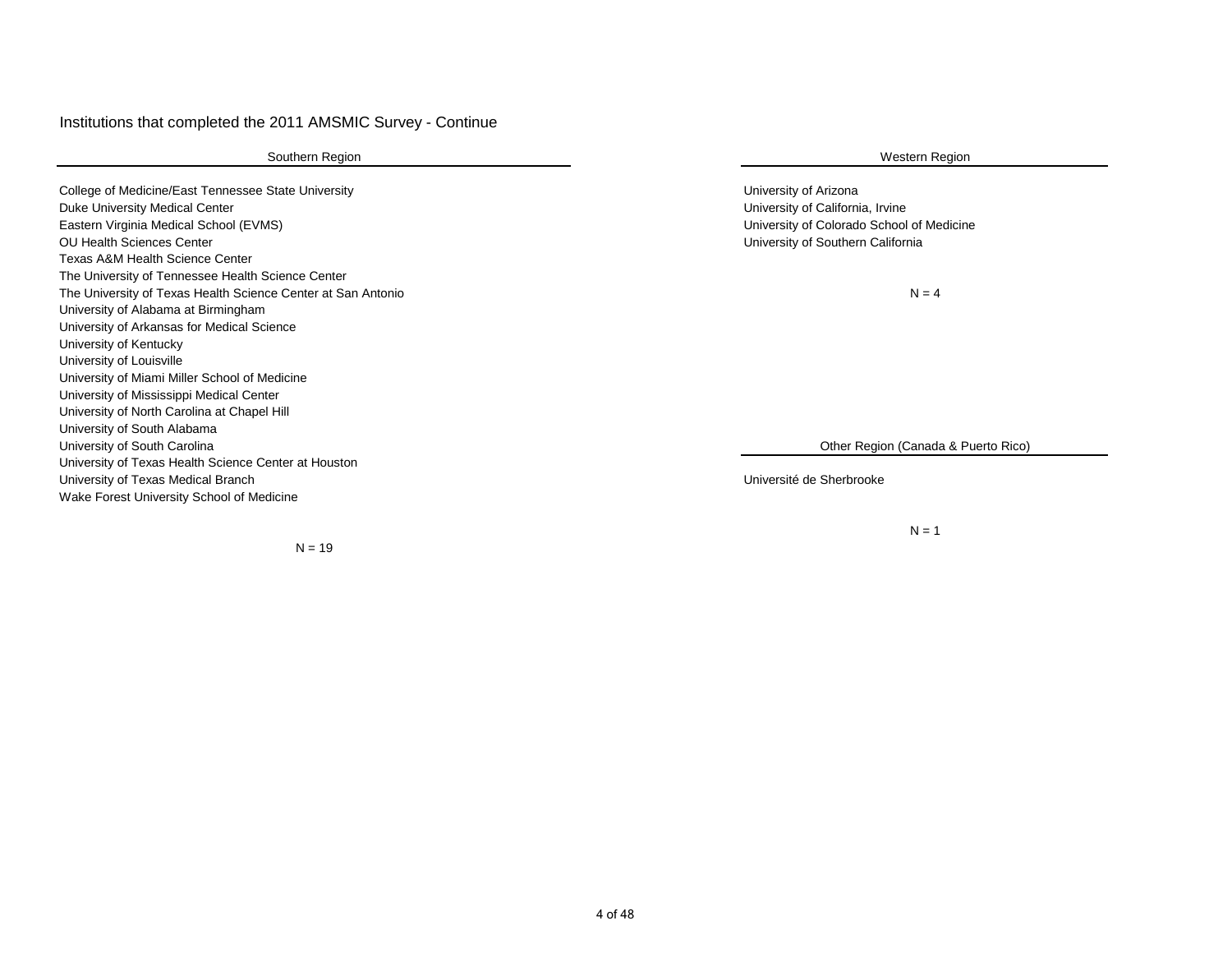# Institutions that completed the 2011 AMSMIC Survey - Continue

## Southern Region

College of Medicine/East Tennessee State University
Duke University Medical Center
Eastern Virginia Medical School (EVMS)
OU Health Sciences Center
Texas A&M Health Science Center
The University of Tennessee Health Science Center
The University of Texas Health Science Center at San Antonio
University of Alabama at Birmingham
University of Arkansas for Medical Science
University of Kentucky
University of Louisville
University of Miami Miller School of Medicine
University of Mississippi Medical Center
University of North Carolina at Chapel Hill
University of South Alabama
University of South Carolina
University of Texas Health Science Center at Houston
University of Texas Medical Branch
Wake Forest University School of Medicine

N = 19

## Western Region

University of Arizona
University of California, Irvine
University of Colorado School of Medicine
University of Southern California

N = 4

## Other Region (Canada & Puerto Rico)

Université de Sherbrooke

N = 1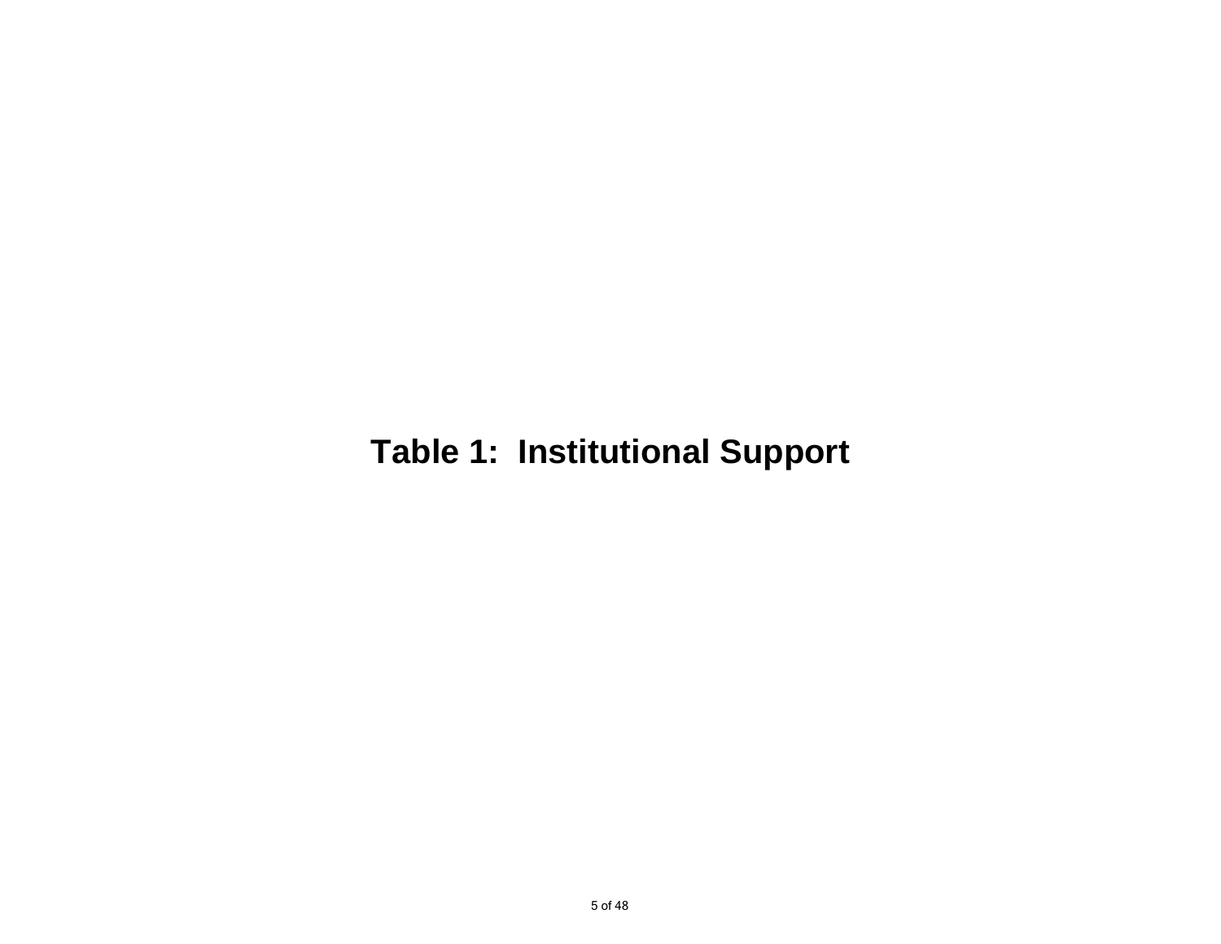# Table 1:  Institutional Support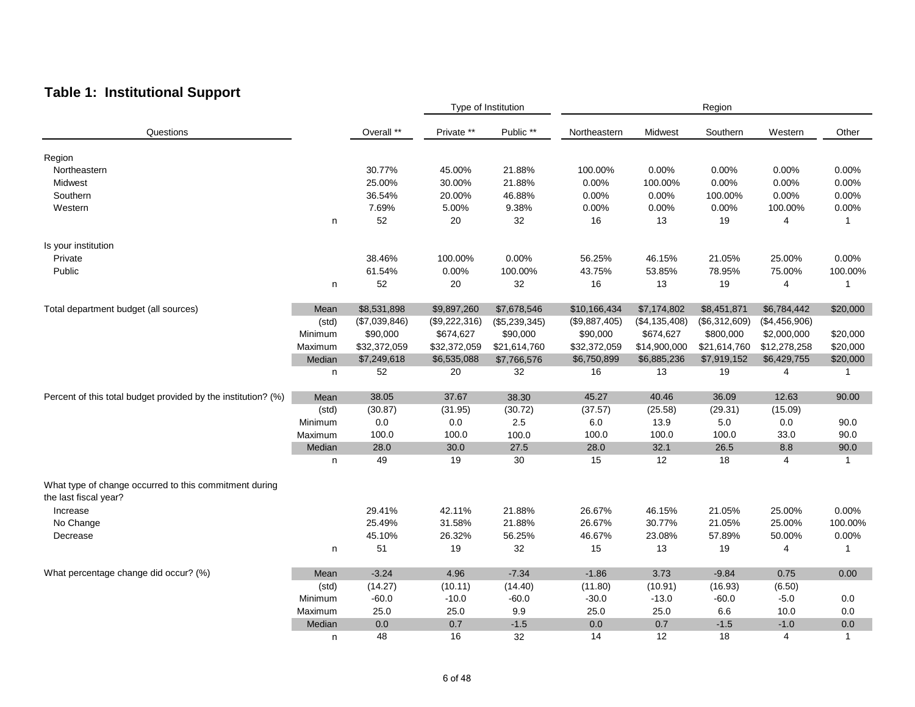**Table 1: Institutional Support**

| Questions | | Overall ** | Type of Institution Private ** | Public ** | Region Northeastern | Midwest | Southern | Western | Other |
|---|---|---|---|---|---|---|---|---|---|
| Region | | | | | | | | | |
| Northeastern | | 30.77% | 45.00% | 21.88% | 100.00% | 0.00% | 0.00% | 0.00% | 0.00% |
| Midwest | | 25.00% | 30.00% | 21.88% | 0.00% | 100.00% | 0.00% | 0.00% | 0.00% |
| Southern | | 36.54% | 20.00% | 46.88% | 0.00% | 0.00% | 100.00% | 0.00% | 0.00% |
| Western | | 7.69% | 5.00% | 9.38% | 0.00% | 0.00% | 0.00% | 100.00% | 0.00% |
| | n | 52 | 20 | 32 | 16 | 13 | 19 | 4 | 1 |
| Is your institution | | | | | | | | | |
| Private | | 38.46% | 100.00% | 0.00% | 56.25% | 46.15% | 21.05% | 25.00% | 0.00% |
| Public | | 61.54% | 0.00% | 100.00% | 43.75% | 53.85% | 78.95% | 75.00% | 100.00% |
| | n | 52 | 20 | 32 | 16 | 13 | 19 | 4 | 1 |
| Total department budget (all sources) | Mean | $8,531,898 | $9,897,260 | $7,678,546 | $10,166,434 | $7,174,802 | $8,451,871 | $6,784,442 | $20,000 |
| | (std) | ($7,039,846) | ($9,222,316) | ($5,239,345) | ($9,887,405) | ($4,135,408) | ($6,312,609) | ($4,456,906) | |
| | Minimum | $90,000 | $674,627 | $90,000 | $90,000 | $674,627 | $800,000 | $2,000,000 | $20,000 |
| | Maximum | $32,372,059 | $32,372,059 | $21,614,760 | $32,372,059 | $14,900,000 | $21,614,760 | $12,278,258 | $20,000 |
| | Median | $7,249,618 | $6,535,088 | $7,766,576 | $6,750,899 | $6,885,236 | $7,919,152 | $6,429,755 | $20,000 |
| | n | 52 | 20 | 32 | 16 | 13 | 19 | 4 | 1 |
| Percent of this total budget provided by the institution? (%) | Mean | 38.05 | 37.67 | 38.30 | 45.27 | 40.46 | 36.09 | 12.63 | 90.00 |
| | (std) | (30.87) | (31.95) | (30.72) | (37.57) | (25.58) | (29.31) | (15.09) | |
| | Minimum | 0.0 | 0.0 | 2.5 | 6.0 | 13.9 | 5.0 | 0.0 | 90.0 |
| | Maximum | 100.0 | 100.0 | 100.0 | 100.0 | 100.0 | 100.0 | 33.0 | 90.0 |
| | Median | 28.0 | 30.0 | 27.5 | 28.0 | 32.1 | 26.5 | 8.8 | 90.0 |
| | n | 49 | 19 | 30 | 15 | 12 | 18 | 4 | 1 |
| What type of change occurred to this commitment during the last fiscal year? | | | | | | | | | |
| Increase | | 29.41% | 42.11% | 21.88% | 26.67% | 46.15% | 21.05% | 25.00% | 0.00% |
| No Change | | 25.49% | 31.58% | 21.88% | 26.67% | 30.77% | 21.05% | 25.00% | 100.00% |
| Decrease | | 45.10% | 26.32% | 56.25% | 46.67% | 23.08% | 57.89% | 50.00% | 0.00% |
| | n | 51 | 19 | 32 | 15 | 13 | 19 | 4 | 1 |
| What percentage change did occur? (%) | Mean | -3.24 | 4.96 | -7.34 | -1.86 | 3.73 | -9.84 | 0.75 | 0.00 |
| | (std) | (14.27) | (10.11) | (14.40) | (11.80) | (10.91) | (16.93) | (6.50) | |
| | Minimum | -60.0 | -10.0 | -60.0 | -30.0 | -13.0 | -60.0 | -5.0 | 0.0 |
| | Maximum | 25.0 | 25.0 | 9.9 | 25.0 | 25.0 | 6.6 | 10.0 | 0.0 |
| | Median | 0.0 | 0.7 | -1.5 | 0.0 | 0.7 | -1.5 | -1.0 | 0.0 |
| | n | 48 | 16 | 32 | 14 | 12 | 18 | 4 | 1 |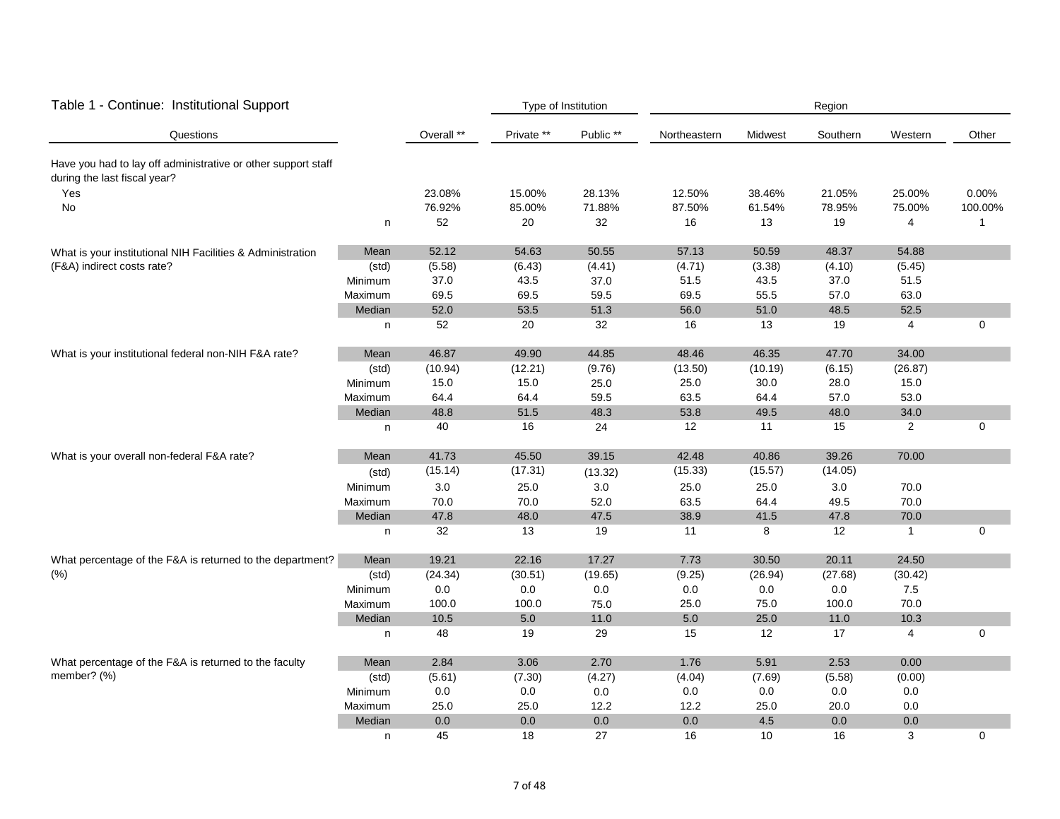## Table 1 - Continue: Institutional Support

| Questions | | Overall ** | Type of Institution | | Region | | | | |
|---|---|---|---|---|---|---|---|---|---|
| | | | Private ** | Public ** | Northeastern | Midwest | Southern | Western | Other |
| Have you had to lay off administrative or other support staff during the last fiscal year? | | | | | | | | | |
| Yes | | 23.08% | 15.00% | 28.13% | 12.50% | 38.46% | 21.05% | 25.00% | 0.00% |
| No | | 76.92% | 85.00% | 71.88% | 87.50% | 61.54% | 78.95% | 75.00% | 100.00% |
| | n | 52 | 20 | 32 | 16 | 13 | 19 | 4 | 1 |
| What is your institutional NIH Facilities & Administration (F&A) indirect costs rate? | Mean | 52.12 | 54.63 | 50.55 | 57.13 | 50.59 | 48.37 | 54.88 | |
| | (std) | (5.58) | (6.43) | (4.41) | (4.71) | (3.38) | (4.10) | (5.45) | |
| | Minimum | 37.0 | 43.5 | 37.0 | 51.5 | 43.5 | 37.0 | 51.5 | |
| | Maximum | 69.5 | 69.5 | 59.5 | 69.5 | 55.5 | 57.0 | 63.0 | |
| | Median | 52.0 | 53.5 | 51.3 | 56.0 | 51.0 | 48.5 | 52.5 | |
| | n | 52 | 20 | 32 | 16 | 13 | 19 | 4 | 0 |
| What is your institutional federal non-NIH F&A rate? | Mean | 46.87 | 49.90 | 44.85 | 48.46 | 46.35 | 47.70 | 34.00 | |
| | (std) | (10.94) | (12.21) | (9.76) | (13.50) | (10.19) | (6.15) | (26.87) | |
| | Minimum | 15.0 | 15.0 | 25.0 | 25.0 | 30.0 | 28.0 | 15.0 | |
| | Maximum | 64.4 | 64.4 | 59.5 | 63.5 | 64.4 | 57.0 | 53.0 | |
| | Median | 48.8 | 51.5 | 48.3 | 53.8 | 49.5 | 48.0 | 34.0 | |
| | n | 40 | 16 | 24 | 12 | 11 | 15 | 2 | 0 |
| What is your overall non-federal F&A rate? | Mean | 41.73 | 45.50 | 39.15 | 42.48 | 40.86 | 39.26 | 70.00 | |
| | (std) | (15.14) | (17.31) | (13.32) | (15.33) | (15.57) | (14.05) | | |
| | Minimum | 3.0 | 25.0 | 3.0 | 25.0 | 25.0 | 3.0 | 70.0 | |
| | Maximum | 70.0 | 70.0 | 52.0 | 63.5 | 64.4 | 49.5 | 70.0 | |
| | Median | 47.8 | 48.0 | 47.5 | 38.9 | 41.5 | 47.8 | 70.0 | |
| | n | 32 | 13 | 19 | 11 | 8 | 12 | 1 | 0 |
| What percentage of the F&A is returned to the department? (%) | Mean | 19.21 | 22.16 | 17.27 | 7.73 | 30.50 | 20.11 | 24.50 | |
| | (std) | (24.34) | (30.51) | (19.65) | (9.25) | (26.94) | (27.68) | (30.42) | |
| | Minimum | 0.0 | 0.0 | 0.0 | 0.0 | 0.0 | 0.0 | 7.5 | |
| | Maximum | 100.0 | 100.0 | 75.0 | 25.0 | 75.0 | 100.0 | 70.0 | |
| | Median | 10.5 | 5.0 | 11.0 | 5.0 | 25.0 | 11.0 | 10.3 | |
| | n | 48 | 19 | 29 | 15 | 12 | 17 | 4 | 0 |
| What percentage of the F&A is returned to the faculty member? (%) | Mean | 2.84 | 3.06 | 2.70 | 1.76 | 5.91 | 2.53 | 0.00 | |
| | (std) | (5.61) | (7.30) | (4.27) | (4.04) | (7.69) | (5.58) | (0.00) | |
| | Minimum | 0.0 | 0.0 | 0.0 | 0.0 | 0.0 | 0.0 | 0.0 | |
| | Maximum | 25.0 | 25.0 | 12.2 | 12.2 | 25.0 | 20.0 | 0.0 | |
| | Median | 0.0 | 0.0 | 0.0 | 0.0 | 4.5 | 0.0 | 0.0 | |
| | n | 45 | 18 | 27 | 16 | 10 | 16 | 3 | 0 |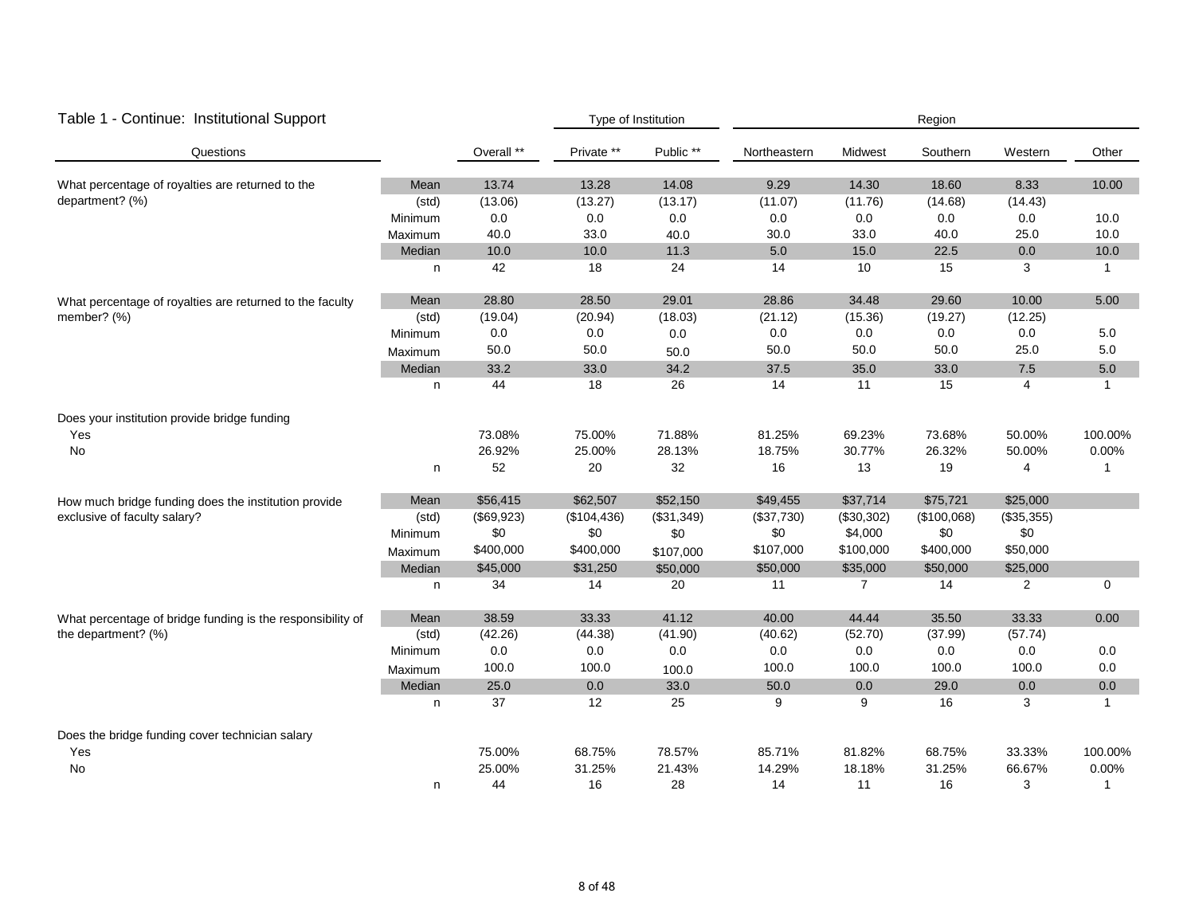## Table 1 - Continue: Institutional Support

| Questions | | Overall ** | Private ** | Public ** | Northeastern | Midwest | Southern | Western | Other |
|---|---|---|---|---|---|---|---|---|---|
| | | | Type of Institution | | Region | | | | |
| What percentage of royalties are returned to the department? (%) | Mean | 13.74 | 13.28 | 14.08 | 9.29 | 14.30 | 18.60 | 8.33 | 10.00 |
| | (std) | (13.06) | (13.27) | (13.17) | (11.07) | (11.76) | (14.68) | (14.43) | |
| | Minimum | 0.0 | 0.0 | 0.0 | 0.0 | 0.0 | 0.0 | 0.0 | 10.0 |
| | Maximum | 40.0 | 33.0 | 40.0 | 30.0 | 33.0 | 40.0 | 25.0 | 10.0 |
| | Median | 10.0 | 10.0 | 11.3 | 5.0 | 15.0 | 22.5 | 0.0 | 10.0 |
| | n | 42 | 18 | 24 | 14 | 10 | 15 | 3 | 1 |
| What percentage of royalties are returned to the faculty member? (%) | Mean | 28.80 | 28.50 | 29.01 | 28.86 | 34.48 | 29.60 | 10.00 | 5.00 |
| | (std) | (19.04) | (20.94) | (18.03) | (21.12) | (15.36) | (19.27) | (12.25) | |
| | Minimum | 0.0 | 0.0 | 0.0 | 0.0 | 0.0 | 0.0 | 0.0 | 5.0 |
| | Maximum | 50.0 | 50.0 | 50.0 | 50.0 | 50.0 | 50.0 | 25.0 | 5.0 |
| | Median | 33.2 | 33.0 | 34.2 | 37.5 | 35.0 | 33.0 | 7.5 | 5.0 |
| | n | 44 | 18 | 26 | 14 | 11 | 15 | 4 | 1 |
| Does your institution provide bridge funding | | | | | | | | | |
| Yes | | 73.08% | 75.00% | 71.88% | 81.25% | 69.23% | 73.68% | 50.00% | 100.00% |
| No | | 26.92% | 25.00% | 28.13% | 18.75% | 30.77% | 26.32% | 50.00% | 0.00% |
| | n | 52 | 20 | 32 | 16 | 13 | 19 | 4 | 1 |
| How much bridge funding does the institution provide exclusive of faculty salary? | Mean | $56,415 | $62,507 | $52,150 | $49,455 | $37,714 | $75,721 | $25,000 | |
| | (std) | ($69,923) | ($104,436) | ($31,349) | ($37,730) | ($30,302) | ($100,068) | ($35,355) | |
| | Minimum | $0 | $0 | $0 | $0 | $4,000 | $0 | $0 | |
| | Maximum | $400,000 | $400,000 | $107,000 | $107,000 | $100,000 | $400,000 | $50,000 | |
| | Median | $45,000 | $31,250 | $50,000 | $50,000 | $35,000 | $50,000 | $25,000 | |
| | n | 34 | 14 | 20 | 11 | 7 | 14 | 2 | 0 |
| What percentage of bridge funding is the responsibility of the department? (%) | Mean | 38.59 | 33.33 | 41.12 | 40.00 | 44.44 | 35.50 | 33.33 | 0.00 |
| | (std) | (42.26) | (44.38) | (41.90) | (40.62) | (52.70) | (37.99) | (57.74) | |
| | Minimum | 0.0 | 0.0 | 0.0 | 0.0 | 0.0 | 0.0 | 0.0 | 0.0 |
| | Maximum | 100.0 | 100.0 | 100.0 | 100.0 | 100.0 | 100.0 | 100.0 | 0.0 |
| | Median | 25.0 | 0.0 | 33.0 | 50.0 | 0.0 | 29.0 | 0.0 | 0.0 |
| | n | 37 | 12 | 25 | 9 | 9 | 16 | 3 | 1 |
| Does the bridge funding cover technician salary | | | | | | | | | |
| Yes | | 75.00% | 68.75% | 78.57% | 85.71% | 81.82% | 68.75% | 33.33% | 100.00% |
| No | | 25.00% | 31.25% | 21.43% | 14.29% | 18.18% | 31.25% | 66.67% | 0.00% |
| | n | 44 | 16 | 28 | 14 | 11 | 16 | 3 | 1 |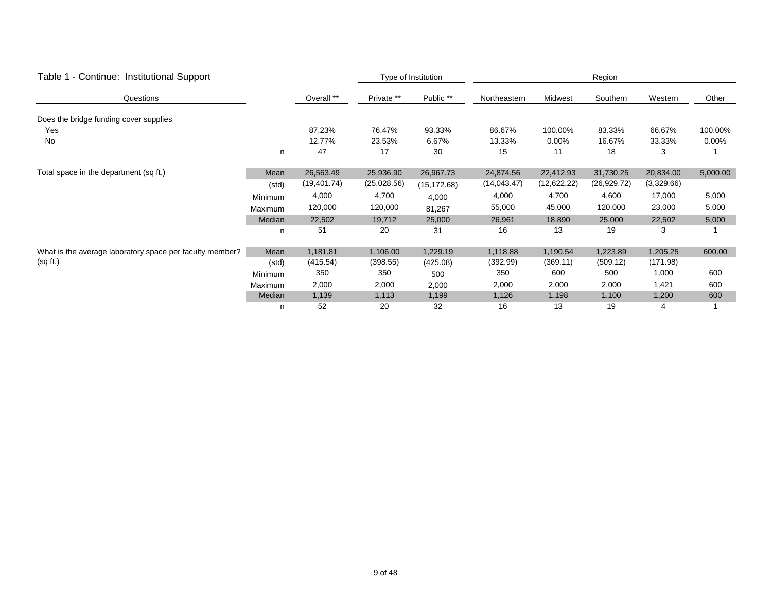## Table 1 - Continue: Institutional Support

| Questions | | Overall ** | Private ** | Public ** | Northeastern | Midwest | Southern | Western | Other |
|---|---|---|---|---|---|---|---|---|---|
| | | | Type of Institution | | Region | | | | |
| Does the bridge funding cover supplies | | | | | | | | | |
| Yes | | 87.23% | 76.47% | 93.33% | 86.67% | 100.00% | 83.33% | 66.67% | 100.00% |
| No | | 12.77% | 23.53% | 6.67% | 13.33% | 0.00% | 16.67% | 33.33% | 0.00% |
| | n | 47 | 17 | 30 | 15 | 11 | 18 | 3 | 1 |
| Total space in the department (sq ft.) | Mean | 26,563.49 | 25,936.90 | 26,967.73 | 24,874.56 | 22,412.93 | 31,730.25 | 20,834.00 | 5,000.00 |
| | (std) | (19,401.74) | (25,028.56) | (15,172.68) | (14,043.47) | (12,622.22) | (26,929.72) | (3,329.66) | |
| | Minimum | 4,000 | 4,700 | 4,000 | 4,000 | 4,700 | 4,600 | 17,000 | 5,000 |
| | Maximum | 120,000 | 120,000 | 81,267 | 55,000 | 45,000 | 120,000 | 23,000 | 5,000 |
| | Median | 22,502 | 19,712 | 25,000 | 26,961 | 18,890 | 25,000 | 22,502 | 5,000 |
| | n | 51 | 20 | 31 | 16 | 13 | 19 | 3 | 1 |
| What is the average laboratory space per faculty member? (sq ft.) | Mean | 1,181.81 | 1,106.00 | 1,229.19 | 1,118.88 | 1,190.54 | 1,223.89 | 1,205.25 | 600.00 |
| | (std) | (415.54) | (398.55) | (425.08) | (392.99) | (369.11) | (509.12) | (171.98) | |
| | Minimum | 350 | 350 | 500 | 350 | 600 | 500 | 1,000 | 600 |
| | Maximum | 2,000 | 2,000 | 2,000 | 2,000 | 2,000 | 2,000 | 1,421 | 600 |
| | Median | 1,139 | 1,113 | 1,199 | 1,126 | 1,198 | 1,100 | 1,200 | 600 |
| | n | 52 | 20 | 32 | 16 | 13 | 19 | 4 | 1 |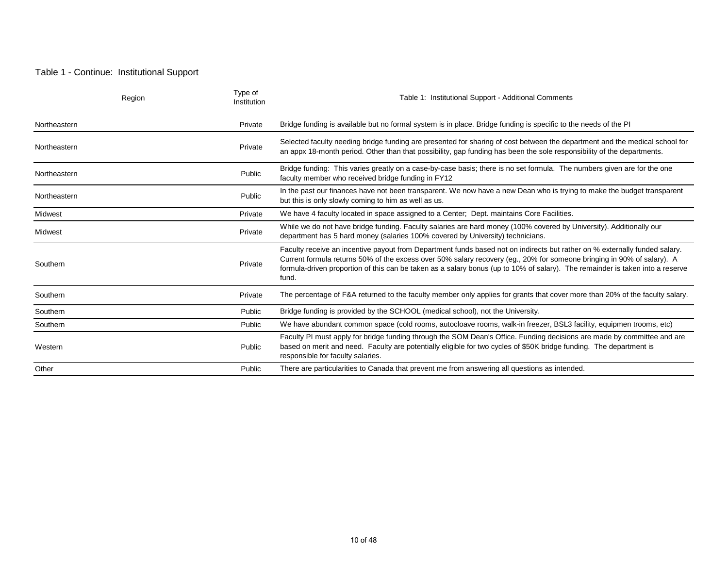Table 1 - Continue: Institutional Support

| Region | Type of Institution | Table 1: Institutional Support - Additional Comments |
|---|---|---|
| Northeastern | Private | Bridge funding is available but no formal system is in place. Bridge funding is specific to the needs of the PI |
| Northeastern | Private | Selected faculty needing bridge funding are presented for sharing of cost between the department and the medical school for an appx 18-month period. Other than that possibility, gap funding has been the sole responsibility of the departments. |
| Northeastern | Public | Bridge funding: This varies greatly on a case-by-case basis; there is no set formula. The numbers given are for the one faculty member who received bridge funding in FY12 |
| Northeastern | Public | In the past our finances have not been transparent. We now have a new Dean who is trying to make the budget transparent but this is only slowly coming to him as well as us. |
| Midwest | Private | We have 4 faculty located in space assigned to a Center; Dept. maintains Core Facilities. |
| Midwest | Private | While we do not have bridge funding. Faculty salaries are hard money (100% covered by University). Additionally our department has 5 hard money (salaries 100% covered by University) technicians. |
| Southern | Private | Faculty receive an incentive payout from Department funds based not on indirects but rather on % externally funded salary. Current formula returns 50% of the excess over 50% salary recovery (eg., 20% for someone bringing in 90% of salary). A formula-driven proportion of this can be taken as a salary bonus (up to 10% of salary). The remainder is taken into a reserve fund. |
| Southern | Private | The percentage of F&A returned to the faculty member only applies for grants that cover more than 20% of the faculty salary. |
| Southern | Public | Bridge funding is provided by the SCHOOL (medical school), not the University. |
| Southern | Public | We have abundant common space (cold rooms, autocloave rooms, walk-in freezer, BSL3 facility, equipmen trooms, etc) |
| Western | Public | Faculty PI must apply for bridge funding through the SOM Dean's Office. Funding decisions are made by committee and are based on merit and need. Faculty are potentially eligible for two cycles of $50K bridge funding. The department is responsible for faculty salaries. |
| Other | Public | There are particularities to Canada that prevent me from answering all questions as intended. |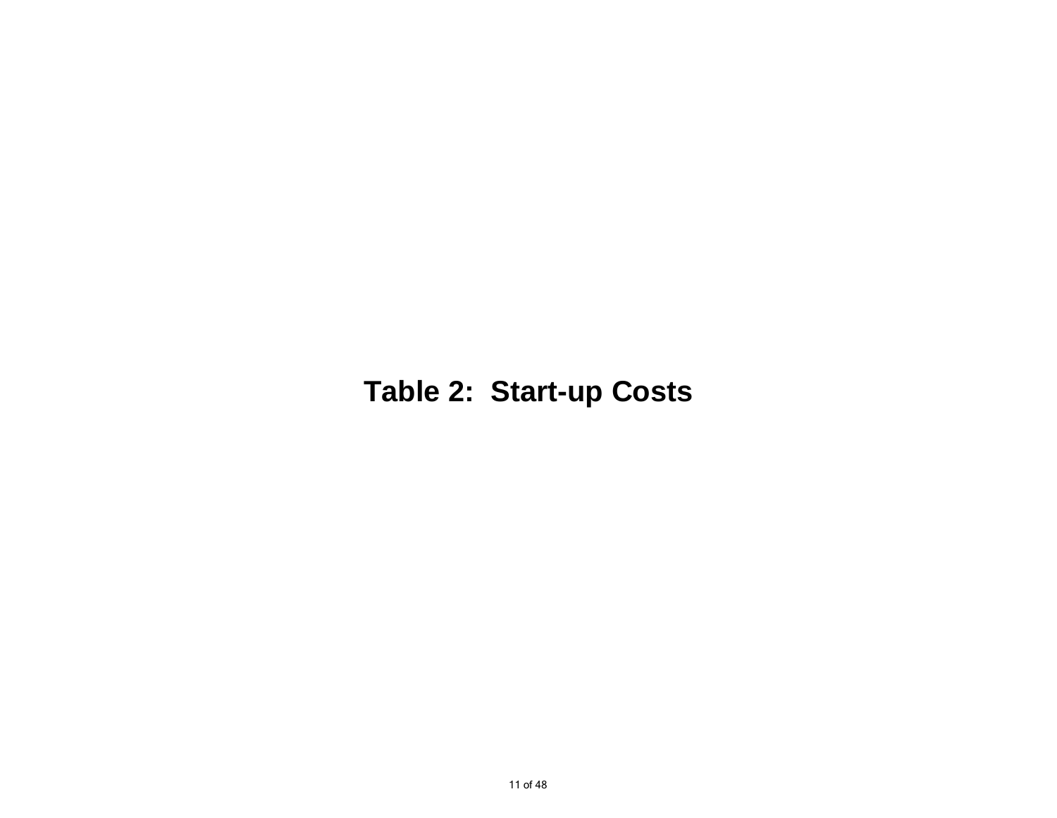# Table 2:  Start-up Costs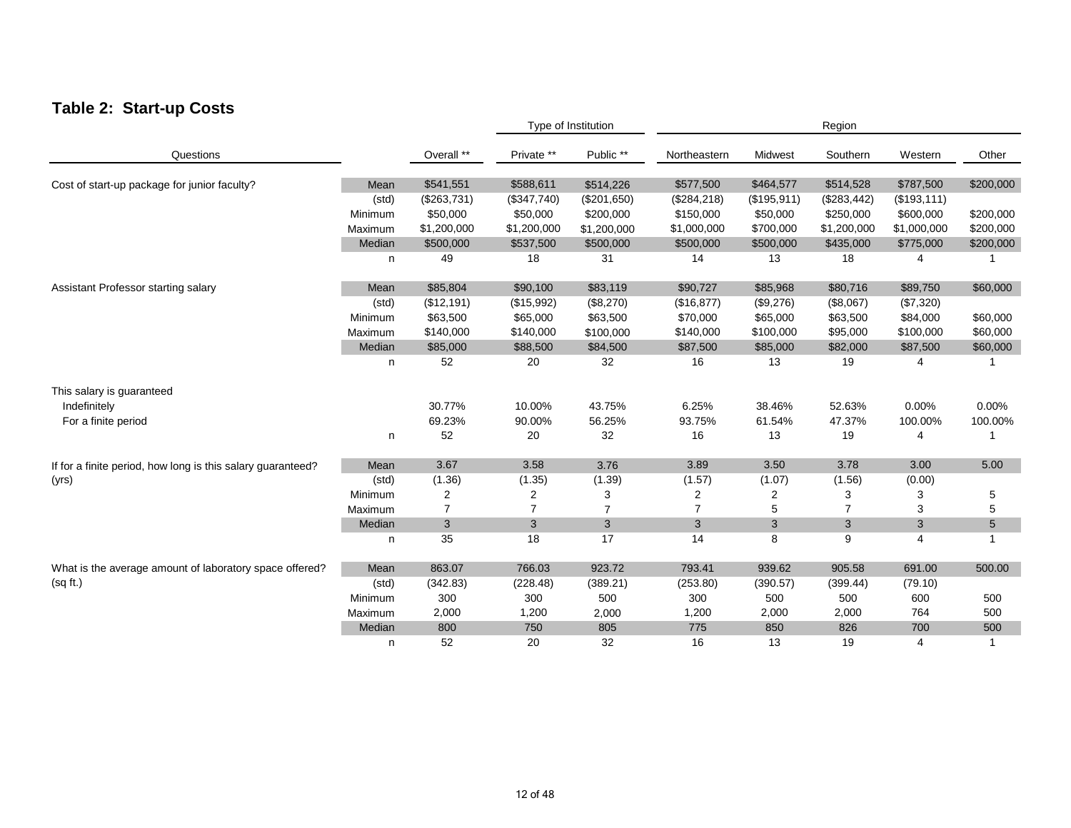## Table 2: Start-up Costs

| Questions | | Overall ** | Type of Institution: Private ** | Public ** | Region: Northeastern | Midwest | Southern | Western | Other |
|---|---|---|---|---|---|---|---|---|---|
| Cost of start-up package for junior faculty? | Mean | $541,551 | $588,611 | $514,226 | $577,500 | $464,577 | $514,528 | $787,500 | $200,000 |
| | (std) | ($263,731) | ($347,740) | ($201,650) | ($284,218) | ($195,911) | ($283,442) | ($193,111) | |
| | Minimum | $50,000 | $50,000 | $200,000 | $150,000 | $50,000 | $250,000 | $600,000 | $200,000 |
| | Maximum | $1,200,000 | $1,200,000 | $1,200,000 | $1,000,000 | $700,000 | $1,200,000 | $1,000,000 | $200,000 |
| | Median | $500,000 | $537,500 | $500,000 | $500,000 | $500,000 | $435,000 | $775,000 | $200,000 |
| | n | 49 | 18 | 31 | 14 | 13 | 18 | 4 | 1 |
| Assistant Professor starting salary | Mean | $85,804 | $90,100 | $83,119 | $90,727 | $85,968 | $80,716 | $89,750 | $60,000 |
| | (std) | ($12,191) | ($15,992) | ($8,270) | ($16,877) | ($9,276) | ($8,067) | ($7,320) | |
| | Minimum | $63,500 | $65,000 | $63,500 | $70,000 | $65,000 | $63,500 | $84,000 | $60,000 |
| | Maximum | $140,000 | $140,000 | $100,000 | $140,000 | $100,000 | $95,000 | $100,000 | $60,000 |
| | Median | $85,000 | $88,500 | $84,500 | $87,500 | $85,000 | $82,000 | $87,500 | $60,000 |
| | n | 52 | 20 | 32 | 16 | 13 | 19 | 4 | 1 |
| This salary is guaranteed | | | | | | | | | |
| Indefinitely | | 30.77% | 10.00% | 43.75% | 6.25% | 38.46% | 52.63% | 0.00% | 0.00% |
| For a finite period | | 69.23% | 90.00% | 56.25% | 93.75% | 61.54% | 47.37% | 100.00% | 100.00% |
| | n | 52 | 20 | 32 | 16 | 13 | 19 | 4 | 1 |
| If for a finite period, how long is this salary guaranteed? (yrs) | Mean | 3.67 | 3.58 | 3.76 | 3.89 | 3.50 | 3.78 | 3.00 | 5.00 |
| | (std) | (1.36) | (1.35) | (1.39) | (1.57) | (1.07) | (1.56) | (0.00) | |
| | Minimum | 2 | 2 | 3 | 2 | 2 | 3 | 3 | 5 |
| | Maximum | 7 | 7 | 7 | 7 | 5 | 7 | 3 | 5 |
| | Median | 3 | 3 | 3 | 3 | 3 | 3 | 3 | 5 |
| | n | 35 | 18 | 17 | 14 | 8 | 9 | 4 | 1 |
| What is the average amount of laboratory space offered? (sq ft.) | Mean | 863.07 | 766.03 | 923.72 | 793.41 | 939.62 | 905.58 | 691.00 | 500.00 |
| | (std) | (342.83) | (228.48) | (389.21) | (253.80) | (390.57) | (399.44) | (79.10) | |
| | Minimum | 300 | 300 | 500 | 300 | 500 | 500 | 600 | 500 |
| | Maximum | 2,000 | 1,200 | 2,000 | 1,200 | 2,000 | 2,000 | 764 | 500 |
| | Median | 800 | 750 | 805 | 775 | 850 | 826 | 700 | 500 |
| | n | 52 | 20 | 32 | 16 | 13 | 19 | 4 | 1 |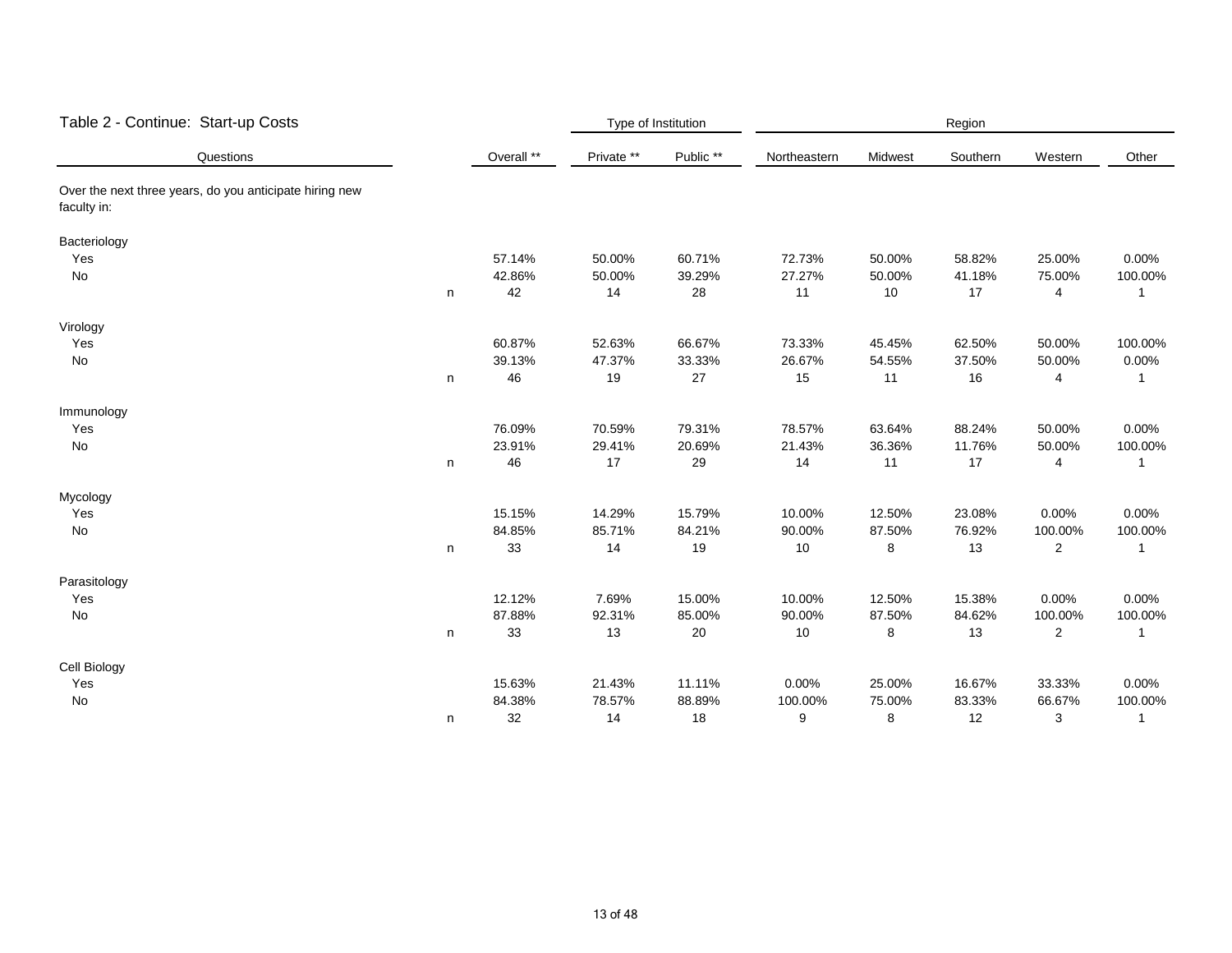## Table 2 - Continue: Start-up Costs

| Questions | | Overall ** | Private ** | Public ** | Northeastern | Midwest | Southern | Western | Other |
|---|---|---|---|---|---|---|---|---|---|
| | | | Type of Institution | | Region | | | | |
| Over the next three years, do you anticipate hiring new faculty in: | | | | | | | | | |
| Bacteriology | | | | | | | | | |
| Yes | | 57.14% | 50.00% | 60.71% | 72.73% | 50.00% | 58.82% | 25.00% | 0.00% |
| No | | 42.86% | 50.00% | 39.29% | 27.27% | 50.00% | 41.18% | 75.00% | 100.00% |
| | n | 42 | 14 | 28 | 11 | 10 | 17 | 4 | 1 |
| Virology | | | | | | | | | |
| Yes | | 60.87% | 52.63% | 66.67% | 73.33% | 45.45% | 62.50% | 50.00% | 100.00% |
| No | | 39.13% | 47.37% | 33.33% | 26.67% | 54.55% | 37.50% | 50.00% | 0.00% |
| | n | 46 | 19 | 27 | 15 | 11 | 16 | 4 | 1 |
| Immunology | | | | | | | | | |
| Yes | | 76.09% | 70.59% | 79.31% | 78.57% | 63.64% | 88.24% | 50.00% | 0.00% |
| No | | 23.91% | 29.41% | 20.69% | 21.43% | 36.36% | 11.76% | 50.00% | 100.00% |
| | n | 46 | 17 | 29 | 14 | 11 | 17 | 4 | 1 |
| Mycology | | | | | | | | | |
| Yes | | 15.15% | 14.29% | 15.79% | 10.00% | 12.50% | 23.08% | 0.00% | 0.00% |
| No | | 84.85% | 85.71% | 84.21% | 90.00% | 87.50% | 76.92% | 100.00% | 100.00% |
| | n | 33 | 14 | 19 | 10 | 8 | 13 | 2 | 1 |
| Parasitology | | | | | | | | | |
| Yes | | 12.12% | 7.69% | 15.00% | 10.00% | 12.50% | 15.38% | 0.00% | 0.00% |
| No | | 87.88% | 92.31% | 85.00% | 90.00% | 87.50% | 84.62% | 100.00% | 100.00% |
| | n | 33 | 13 | 20 | 10 | 8 | 13 | 2 | 1 |
| Cell Biology | | | | | | | | | |
| Yes | | 15.63% | 21.43% | 11.11% | 0.00% | 25.00% | 16.67% | 33.33% | 0.00% |
| No | | 84.38% | 78.57% | 88.89% | 100.00% | 75.00% | 83.33% | 66.67% | 100.00% |
| | n | 32 | 14 | 18 | 9 | 8 | 12 | 3 | 1 |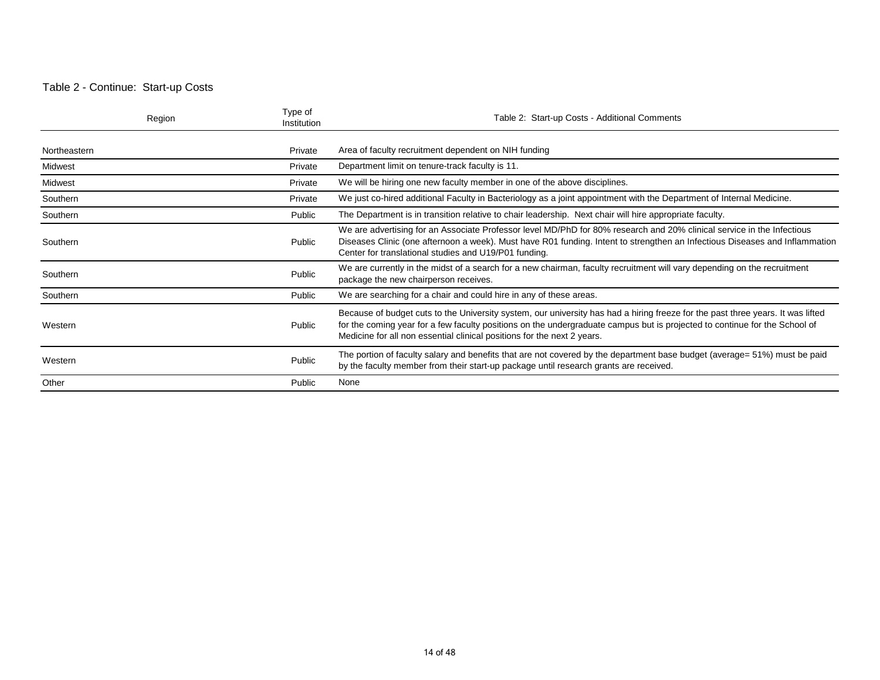Table 2 - Continue:  Start-up Costs

| Region | Type of Institution | Table 2:  Start-up Costs - Additional Comments |
|---|---|---|
| Northeastern | Private | Area of faculty recruitment dependent on NIH funding |
| Midwest | Private | Department limit on tenure-track faculty is 11. |
| Midwest | Private | We will be hiring one new faculty member in one of the above disciplines. |
| Southern | Private | We just co-hired additional Faculty in Bacteriology as a joint appointment with the Department of Internal Medicine. |
| Southern | Public | The Department is in transition relative to chair leadership.  Next chair will hire appropriate faculty. |
| Southern | Public | We are advertising for an Associate Professor level MD/PhD for 80% research and 20% clinical service in the Infectious Diseases Clinic (one afternoon a week). Must have R01 funding. Intent to strengthen an Infectious Diseases and Inflammation Center for translational studies and U19/P01 funding. |
| Southern | Public | We are currently in the midst of a search for a new chairman, faculty recruitment will vary depending on the recruitment package the new chairperson receives. |
| Southern | Public | We are searching for a chair and could hire in any of these areas. |
| Western | Public | Because of budget cuts to the University system, our university has had a hiring freeze for the past three years. It was lifted for the coming year for a few faculty positions on the undergraduate campus but is projected to continue for the School of Medicine for all non essential clinical positions for the next 2 years. |
| Western | Public | The portion of faculty salary and benefits that are not covered by the department base budget (average= 51%) must be paid by the faculty member from their start-up package until research grants are received. |
| Other | Public | None |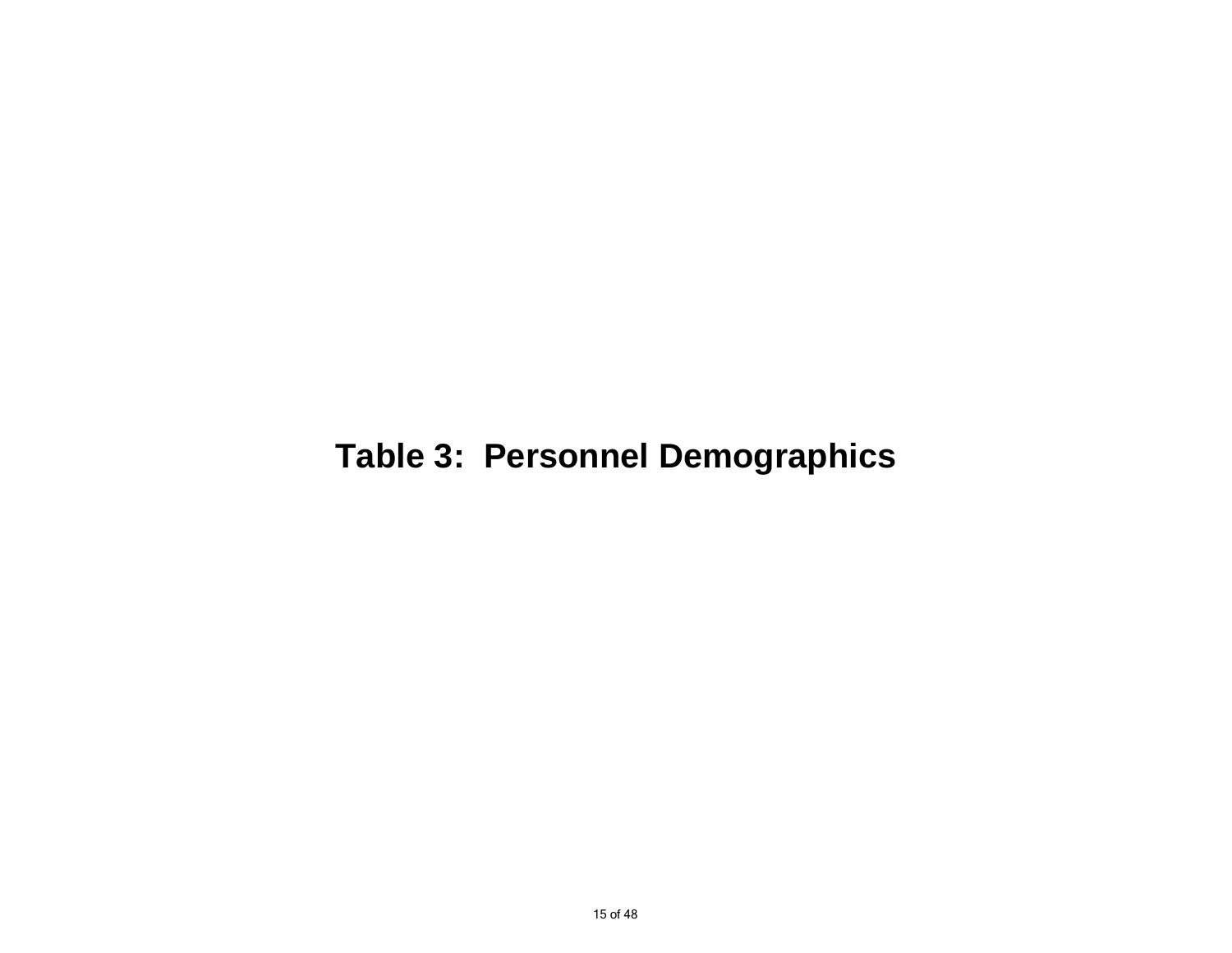# Table 3:  Personnel Demographics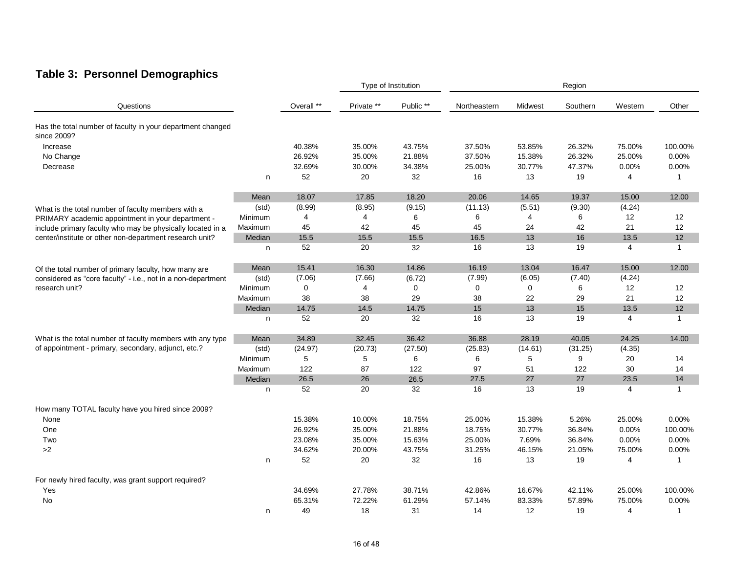## Table 3: Personnel Demographics

| Questions | | Overall ** | Private ** | Public ** | Northeastern | Midwest | Southern | Western | Other |
|---|---|---|---|---|---|---|---|---|---|
| | | | Type of Institution | | Region | | | | |
| **Has the total number of faculty in your department changed since 2009?** | | | | | | | | | |
| Increase | | 40.38% | 35.00% | 43.75% | 37.50% | 53.85% | 26.32% | 75.00% | 100.00% |
| No Change | | 26.92% | 35.00% | 21.88% | 37.50% | 15.38% | 26.32% | 25.00% | 0.00% |
| Decrease | | 32.69% | 30.00% | 34.38% | 25.00% | 30.77% | 47.37% | 0.00% | 0.00% |
| | n | 52 | 20 | 32 | 16 | 13 | 19 | 4 | 1 |
| **What is the total number of faculty members with a PRIMARY academic appointment in your department - include primary faculty who may be physically located in a center/institute or other non-department research unit?** | Mean | 18.07 | 17.85 | 18.20 | 20.06 | 14.65 | 19.37 | 15.00 | 12.00 |
| | (std) | (8.99) | (8.95) | (9.15) | (11.13) | (5.51) | (9.30) | (4.24) | |
| | Minimum | 4 | 4 | 6 | 6 | 4 | 6 | 12 | 12 |
| | Maximum | 45 | 42 | 45 | 45 | 24 | 42 | 21 | 12 |
| | Median | 15.5 | 15.5 | 15.5 | 16.5 | 13 | 16 | 13.5 | 12 |
| | n | 52 | 20 | 32 | 16 | 13 | 19 | 4 | 1 |
| **Of the total number of primary faculty, how many are considered as "core faculty" - i.e., not in a non-department research unit?** | Mean | 15.41 | 16.30 | 14.86 | 16.19 | 13.04 | 16.47 | 15.00 | 12.00 |
| | (std) | (7.06) | (7.66) | (6.72) | (7.99) | (6.05) | (7.40) | (4.24) | |
| | Minimum | 0 | 4 | 0 | 0 | 0 | 6 | 12 | 12 |
| | Maximum | 38 | 38 | 29 | 38 | 22 | 29 | 21 | 12 |
| | Median | 14.75 | 14.5 | 14.75 | 15 | 13 | 15 | 13.5 | 12 |
| | n | 52 | 20 | 32 | 16 | 13 | 19 | 4 | 1 |
| **What is the total number of faculty members with any type of appointment - primary, secondary, adjunct, etc.?** | Mean | 34.89 | 32.45 | 36.42 | 36.88 | 28.19 | 40.05 | 24.25 | 14.00 |
| | (std) | (24.97) | (20.73) | (27.50) | (25.83) | (14.61) | (31.25) | (4.35) | |
| | Minimum | 5 | 5 | 6 | 6 | 5 | 9 | 20 | 14 |
| | Maximum | 122 | 87 | 122 | 97 | 51 | 122 | 30 | 14 |
| | Median | 26.5 | 26 | 26.5 | 27.5 | 27 | 27 | 23.5 | 14 |
| | n | 52 | 20 | 32 | 16 | 13 | 19 | 4 | 1 |
| **How many TOTAL faculty have you hired since 2009?** | | | | | | | | | |
| None | | 15.38% | 10.00% | 18.75% | 25.00% | 15.38% | 5.26% | 25.00% | 0.00% |
| One | | 26.92% | 35.00% | 21.88% | 18.75% | 30.77% | 36.84% | 0.00% | 100.00% |
| Two | | 23.08% | 35.00% | 15.63% | 25.00% | 7.69% | 36.84% | 0.00% | 0.00% |
| >2 | | 34.62% | 20.00% | 43.75% | 31.25% | 46.15% | 21.05% | 75.00% | 0.00% |
| | n | 52 | 20 | 32 | 16 | 13 | 19 | 4 | 1 |
| **For newly hired faculty, was grant support required?** | | | | | | | | | |
| Yes | | 34.69% | 27.78% | 38.71% | 42.86% | 16.67% | 42.11% | 25.00% | 100.00% |
| No | | 65.31% | 72.22% | 61.29% | 57.14% | 83.33% | 57.89% | 75.00% | 0.00% |
| | n | 49 | 18 | 31 | 14 | 12 | 19 | 4 | 1 |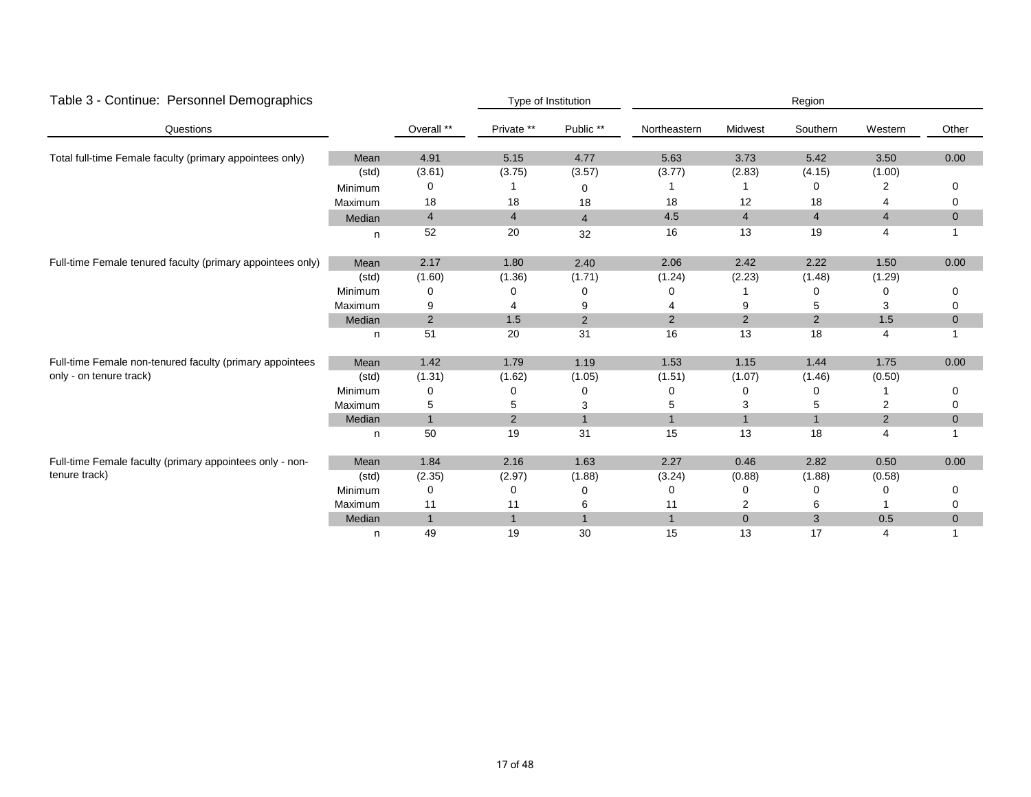## Table 3 - Continue: Personnel Demographics

| Questions | | Overall ** | Private ** | Public ** | Northeastern | Midwest | Southern | Western | Other |
|---|---|---|---|---|---|---|---|---|---|
| | | | Type of Institution | | Region | | | | |
| Total full-time Female faculty (primary appointees only) | Mean | 4.91 | 5.15 | 4.77 | 5.63 | 3.73 | 5.42 | 3.50 | 0.00 |
| | (std) | (3.61) | (3.75) | (3.57) | (3.77) | (2.83) | (4.15) | (1.00) | |
| | Minimum | 0 | 1 | 0 | 1 | 1 | 0 | 2 | 0 |
| | Maximum | 18 | 18 | 18 | 18 | 12 | 18 | 4 | 0 |
| | Median | 4 | 4 | 4 | 4.5 | 4 | 4 | 4 | 0 |
| | n | 52 | 20 | 32 | 16 | 13 | 19 | 4 | 1 |
| Full-time Female tenured faculty (primary appointees only) | Mean | 2.17 | 1.80 | 2.40 | 2.06 | 2.42 | 2.22 | 1.50 | 0.00 |
| | (std) | (1.60) | (1.36) | (1.71) | (1.24) | (2.23) | (1.48) | (1.29) | |
| | Minimum | 0 | 0 | 0 | 0 | 1 | 0 | 0 | 0 |
| | Maximum | 9 | 4 | 9 | 4 | 9 | 5 | 3 | 0 |
| | Median | 2 | 1.5 | 2 | 2 | 2 | 2 | 1.5 | 0 |
| | n | 51 | 20 | 31 | 16 | 13 | 18 | 4 | 1 |
| Full-time Female non-tenured faculty (primary appointees only - on tenure track) | Mean | 1.42 | 1.79 | 1.19 | 1.53 | 1.15 | 1.44 | 1.75 | 0.00 |
| | (std) | (1.31) | (1.62) | (1.05) | (1.51) | (1.07) | (1.46) | (0.50) | |
| | Minimum | 0 | 0 | 0 | 0 | 0 | 0 | 1 | 0 |
| | Maximum | 5 | 5 | 3 | 5 | 3 | 5 | 2 | 0 |
| | Median | 1 | 2 | 1 | 1 | 1 | 1 | 2 | 0 |
| | n | 50 | 19 | 31 | 15 | 13 | 18 | 4 | 1 |
| Full-time Female faculty (primary appointees only - non-tenure track) | Mean | 1.84 | 2.16 | 1.63 | 2.27 | 0.46 | 2.82 | 0.50 | 0.00 |
| | (std) | (2.35) | (2.97) | (1.88) | (3.24) | (0.88) | (1.88) | (0.58) | |
| | Minimum | 0 | 0 | 0 | 0 | 0 | 0 | 0 | 0 |
| | Maximum | 11 | 11 | 6 | 11 | 2 | 6 | 1 | 0 |
| | Median | 1 | 1 | 1 | 1 | 0 | 3 | 0.5 | 0 |
| | n | 49 | 19 | 30 | 15 | 13 | 17 | 4 | 1 |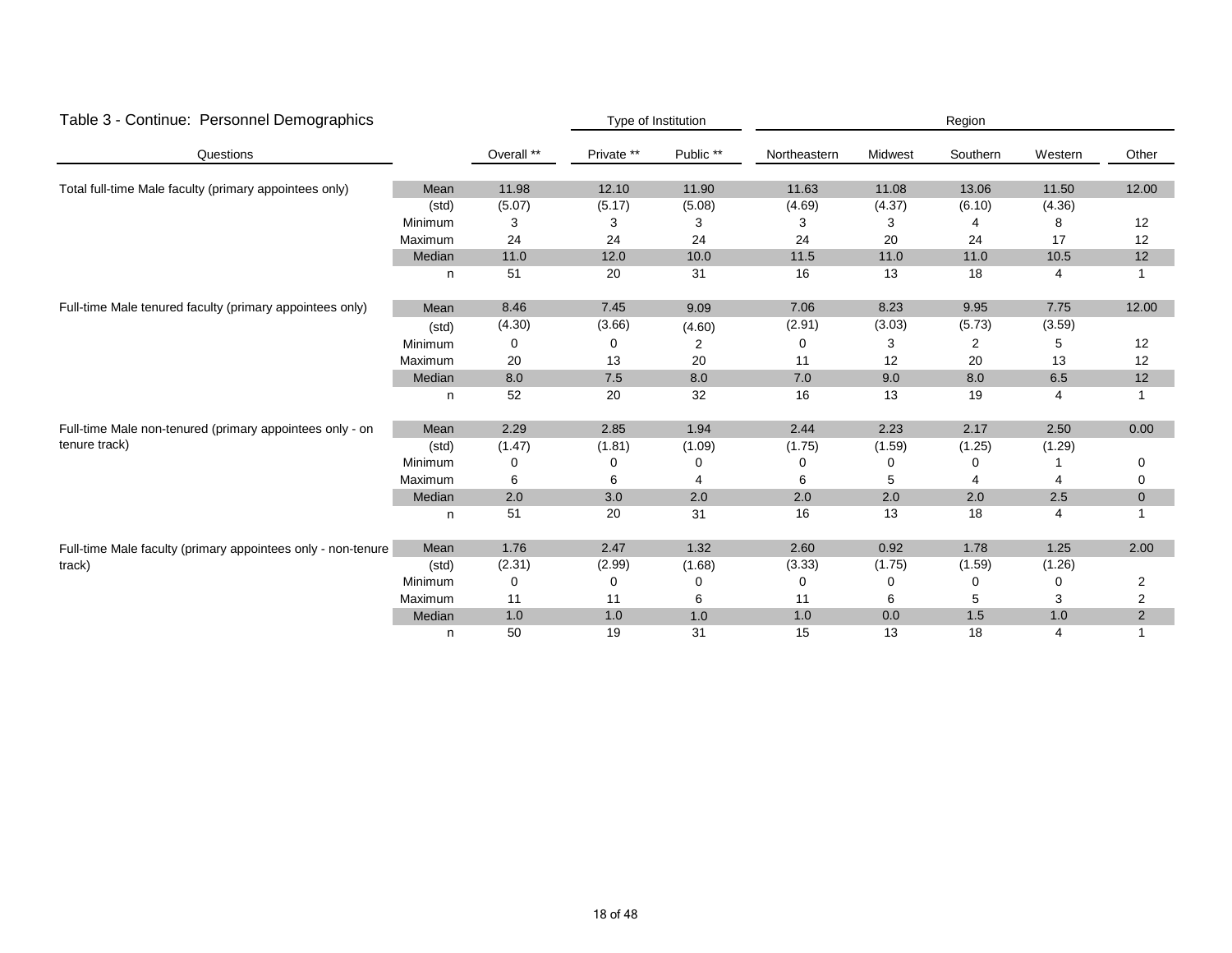## Table 3 - Continue: Personnel Demographics

| Questions | | Overall ** | Private ** | Public ** | Northeastern | Midwest | Southern | Western | Other |
|---|---|---|---|---|---|---|---|---|---|
| | | | Type of Institution | | Region | | | | |
| Total full-time Male faculty (primary appointees only) | Mean | 11.98 | 12.10 | 11.90 | 11.63 | 11.08 | 13.06 | 11.50 | 12.00 |
| | (std) | (5.07) | (5.17) | (5.08) | (4.69) | (4.37) | (6.10) | (4.36) | |
| | Minimum | 3 | 3 | 3 | 3 | 3 | 4 | 8 | 12 |
| | Maximum | 24 | 24 | 24 | 24 | 20 | 24 | 17 | 12 |
| | Median | 11.0 | 12.0 | 10.0 | 11.5 | 11.0 | 11.0 | 10.5 | 12 |
| | n | 51 | 20 | 31 | 16 | 13 | 18 | 4 | 1 |
| Full-time Male tenured faculty (primary appointees only) | Mean | 8.46 | 7.45 | 9.09 | 7.06 | 8.23 | 9.95 | 7.75 | 12.00 |
| | (std) | (4.30) | (3.66) | (4.60) | (2.91) | (3.03) | (5.73) | (3.59) | |
| | Minimum | 0 | 0 | 2 | 0 | 3 | 2 | 5 | 12 |
| | Maximum | 20 | 13 | 20 | 11 | 12 | 20 | 13 | 12 |
| | Median | 8.0 | 7.5 | 8.0 | 7.0 | 9.0 | 8.0 | 6.5 | 12 |
| | n | 52 | 20 | 32 | 16 | 13 | 19 | 4 | 1 |
| Full-time Male non-tenured (primary appointees only - on tenure track) | Mean | 2.29 | 2.85 | 1.94 | 2.44 | 2.23 | 2.17 | 2.50 | 0.00 |
| | (std) | (1.47) | (1.81) | (1.09) | (1.75) | (1.59) | (1.25) | (1.29) | |
| | Minimum | 0 | 0 | 0 | 0 | 0 | 0 | 1 | 0 |
| | Maximum | 6 | 6 | 4 | 6 | 5 | 4 | 4 | 0 |
| | Median | 2.0 | 3.0 | 2.0 | 2.0 | 2.0 | 2.0 | 2.5 | 0 |
| | n | 51 | 20 | 31 | 16 | 13 | 18 | 4 | 1 |
| Full-time Male faculty (primary appointees only - non-tenure track) | Mean | 1.76 | 2.47 | 1.32 | 2.60 | 0.92 | 1.78 | 1.25 | 2.00 |
| | (std) | (2.31) | (2.99) | (1.68) | (3.33) | (1.75) | (1.59) | (1.26) | |
| | Minimum | 0 | 0 | 0 | 0 | 0 | 0 | 0 | 2 |
| | Maximum | 11 | 11 | 6 | 11 | 6 | 5 | 3 | 2 |
| | Median | 1.0 | 1.0 | 1.0 | 1.0 | 0.0 | 1.5 | 1.0 | 2 |
| | n | 50 | 19 | 31 | 15 | 13 | 18 | 4 | 1 |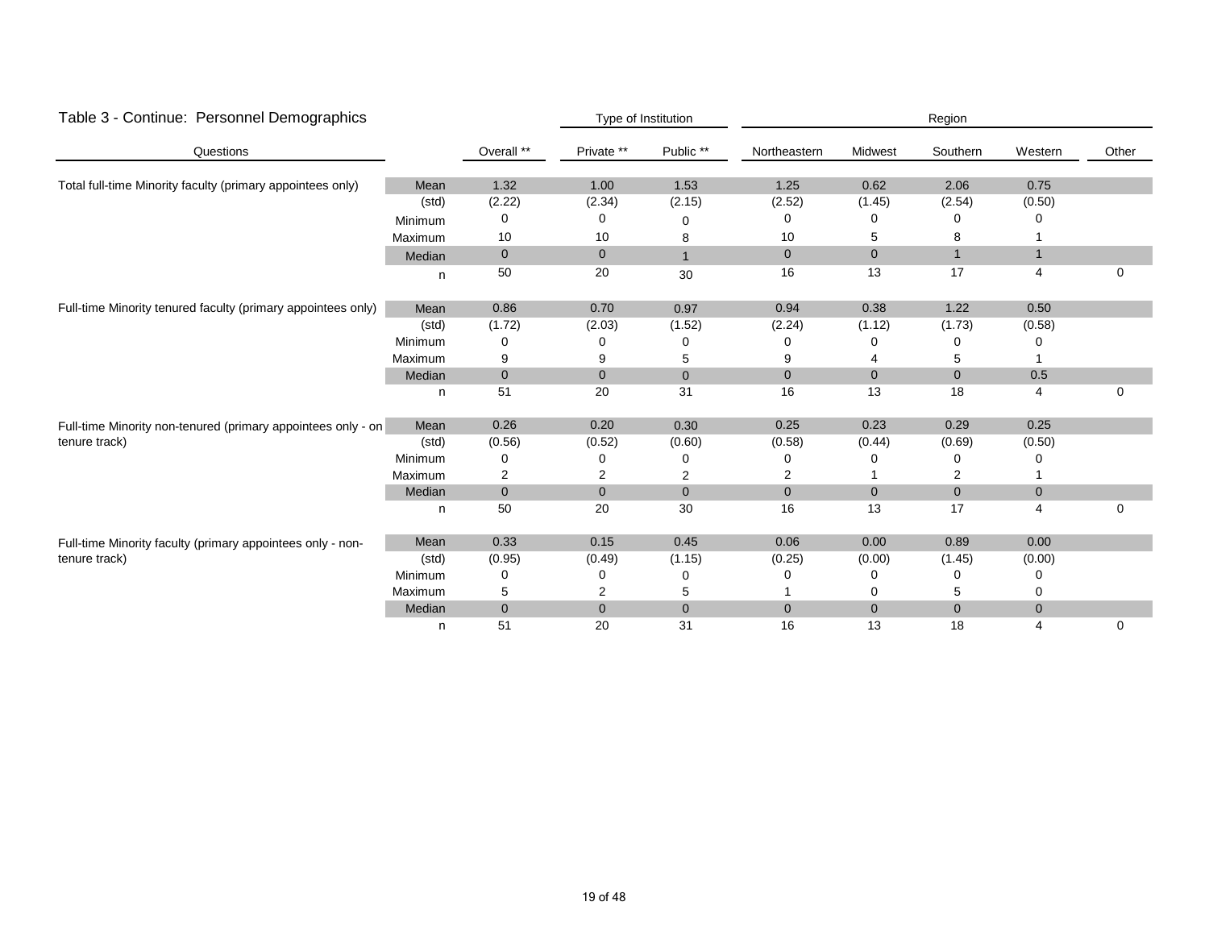Table 3 - Continue: Personnel Demographics

| Questions | | Overall ** | Type of Institution Private ** | Public ** | Region Northeastern | Midwest | Southern | Western | Other |
|---|---|---|---|---|---|---|---|---|---|
| Total full-time Minority faculty (primary appointees only) | Mean | 1.32 | 1.00 | 1.53 | 1.25 | 0.62 | 2.06 | 0.75 | |
| | (std) | (2.22) | (2.34) | (2.15) | (2.52) | (1.45) | (2.54) | (0.50) | |
| | Minimum | 0 | 0 | 0 | 0 | 0 | 0 | 0 | |
| | Maximum | 10 | 10 | 8 | 10 | 5 | 8 | 1 | |
| | Median | 0 | 0 | 1 | 0 | 0 | 1 | 1 | |
| | n | 50 | 20 | 30 | 16 | 13 | 17 | 4 | 0 |
| Full-time Minority tenured faculty (primary appointees only) | Mean | 0.86 | 0.70 | 0.97 | 0.94 | 0.38 | 1.22 | 0.50 | |
| | (std) | (1.72) | (2.03) | (1.52) | (2.24) | (1.12) | (1.73) | (0.58) | |
| | Minimum | 0 | 0 | 0 | 0 | 0 | 0 | 0 | |
| | Maximum | 9 | 9 | 5 | 9 | 4 | 5 | 1 | |
| | Median | 0 | 0 | 0 | 0 | 0 | 0 | 0.5 | |
| | n | 51 | 20 | 31 | 16 | 13 | 18 | 4 | 0 |
| Full-time Minority non-tenured (primary appointees only - on tenure track) | Mean | 0.26 | 0.20 | 0.30 | 0.25 | 0.23 | 0.29 | 0.25 | |
| | (std) | (0.56) | (0.52) | (0.60) | (0.58) | (0.44) | (0.69) | (0.50) | |
| | Minimum | 0 | 0 | 0 | 0 | 0 | 0 | 0 | |
| | Maximum | 2 | 2 | 2 | 2 | 1 | 2 | 1 | |
| | Median | 0 | 0 | 0 | 0 | 0 | 0 | 0 | |
| | n | 50 | 20 | 30 | 16 | 13 | 17 | 4 | 0 |
| Full-time Minority faculty (primary appointees only - non-tenure track) | Mean | 0.33 | 0.15 | 0.45 | 0.06 | 0.00 | 0.89 | 0.00 | |
| | (std) | (0.95) | (0.49) | (1.15) | (0.25) | (0.00) | (1.45) | (0.00) | |
| | Minimum | 0 | 0 | 0 | 0 | 0 | 0 | 0 | |
| | Maximum | 5 | 2 | 5 | 1 | 0 | 5 | 0 | |
| | Median | 0 | 0 | 0 | 0 | 0 | 0 | 0 | |
| | n | 51 | 20 | 31 | 16 | 13 | 18 | 4 | 0 |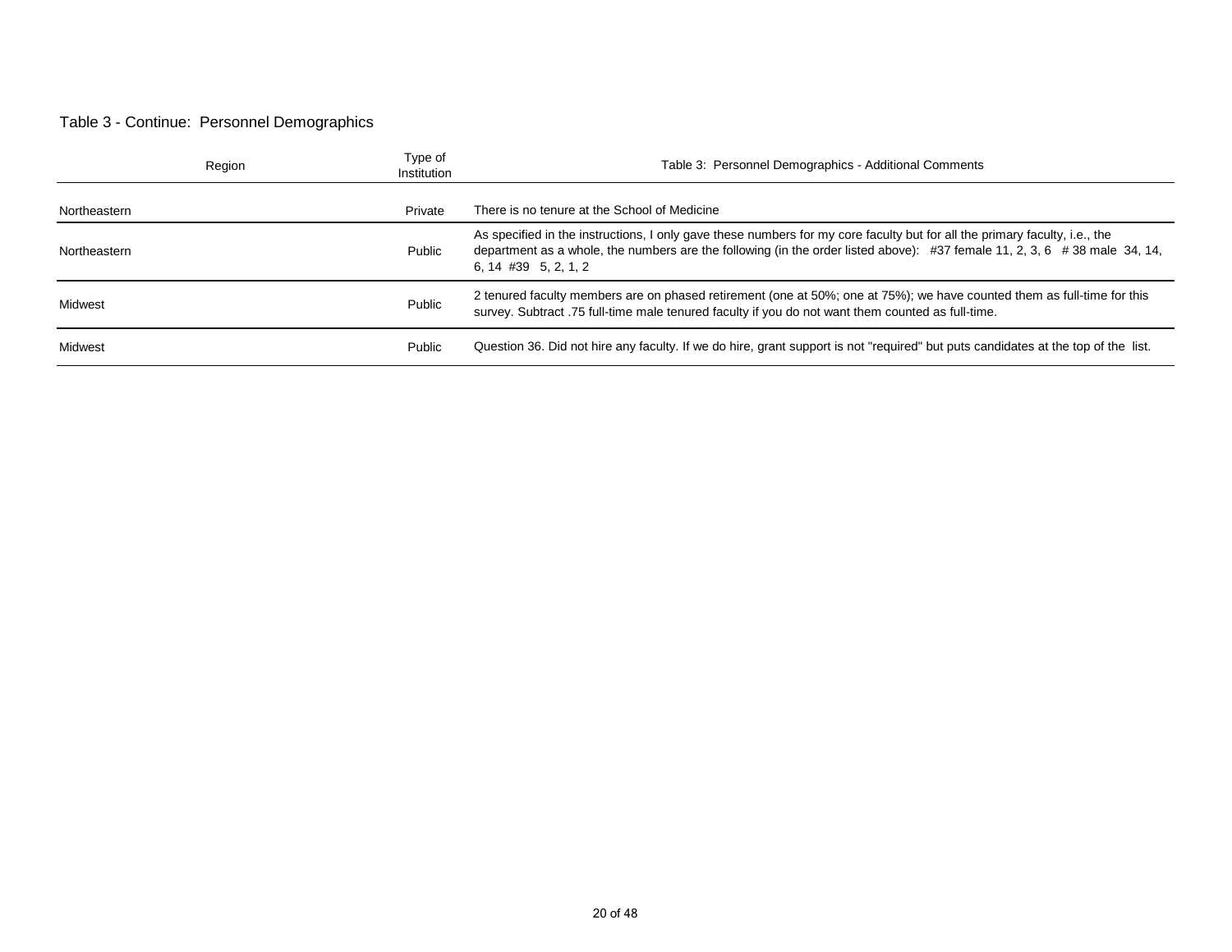Table 3 - Continue: Personnel Demographics

| Region | Type of Institution | Table 3: Personnel Demographics - Additional Comments |
|---|---|---|
| Northeastern | Private | There is no tenure at the School of Medicine |
| Northeastern | Public | As specified in the instructions, I only gave these numbers for my core faculty but for all the primary faculty, i.e., the department as a whole, the numbers are the following (in the order listed above): #37 female 11, 2, 3, 6 # 38 male 34, 14, 6, 14 #39 5, 2, 1, 2 |
| Midwest | Public | 2 tenured faculty members are on phased retirement (one at 50%; one at 75%); we have counted them as full-time for this survey. Subtract .75 full-time male tenured faculty if you do not want them counted as full-time. |
| Midwest | Public | Question 36. Did not hire any faculty. If we do hire, grant support is not "required" but puts candidates at the top of the list. |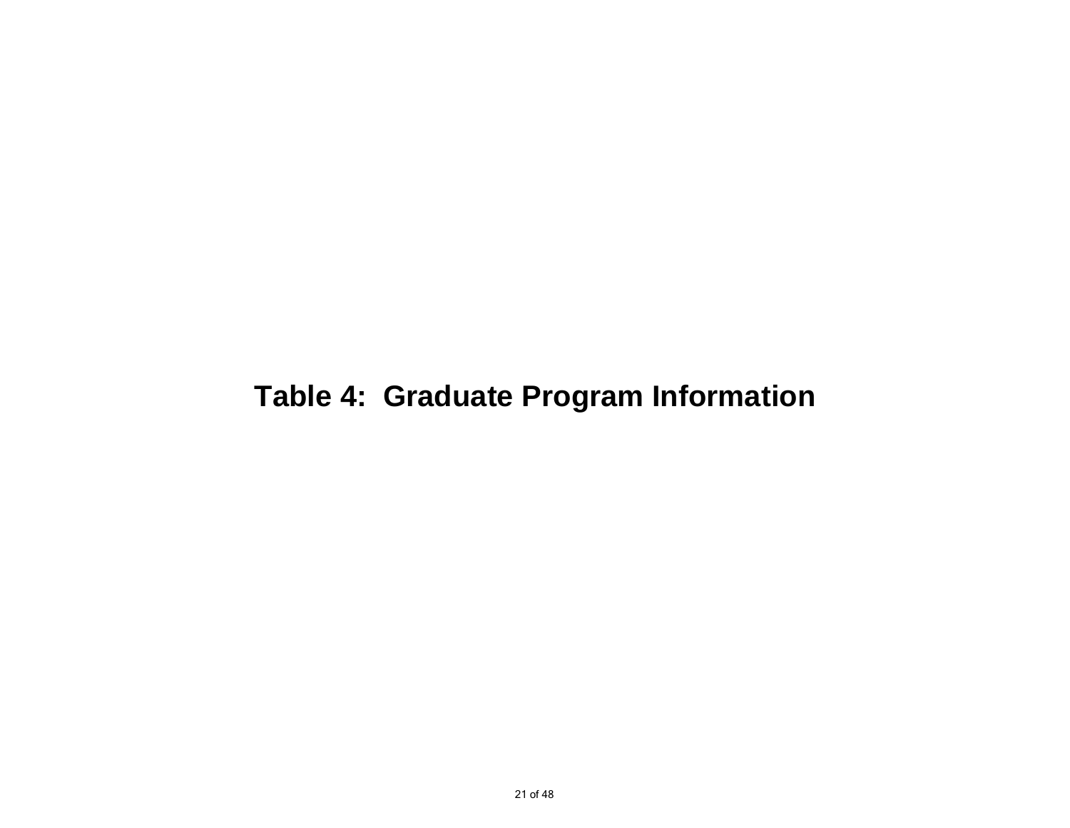# Table 4:  Graduate Program Information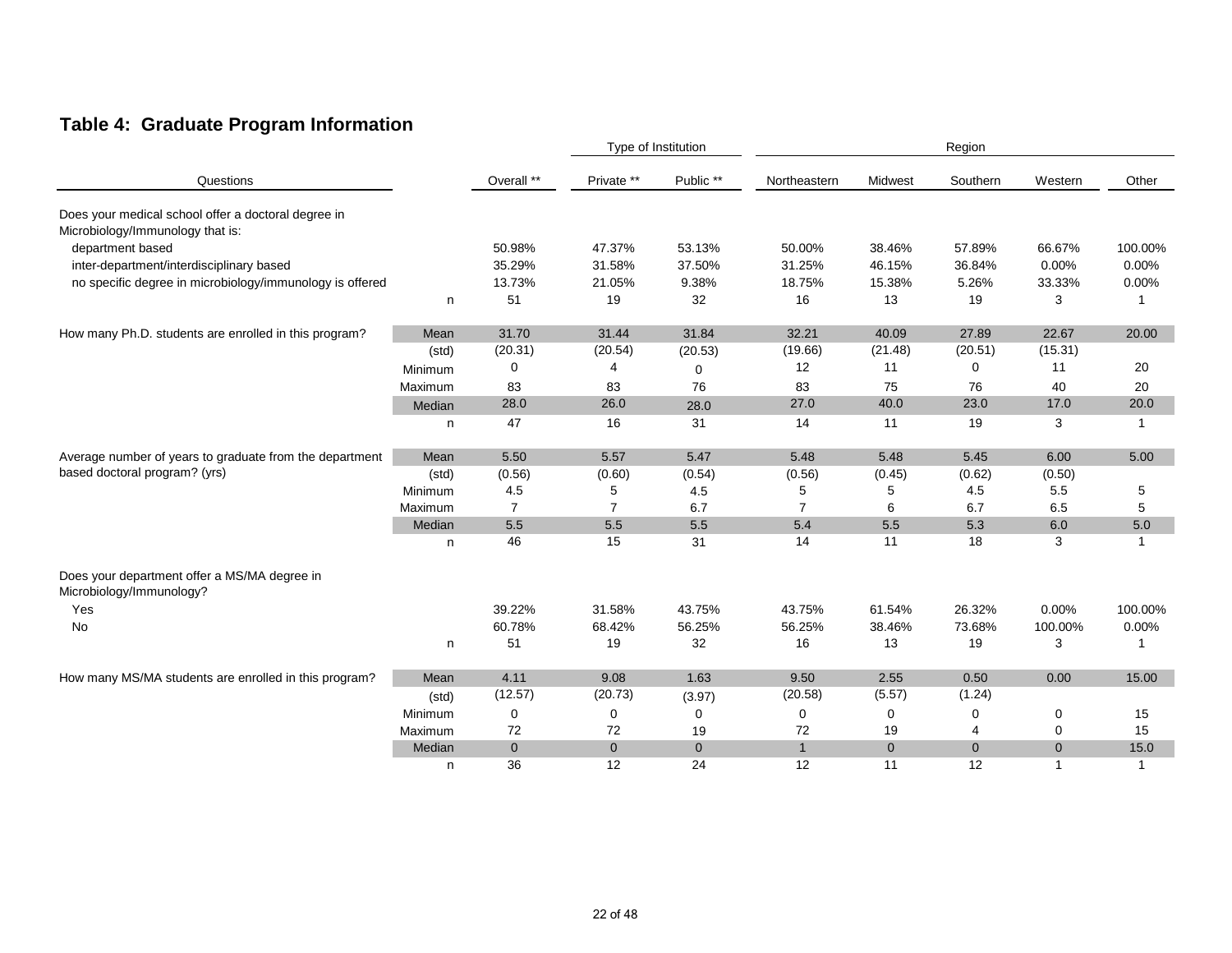## Table 4:  Graduate Program Information

| Questions | | Overall ** | Type of Institution | | Region | | | | |
|---|---|---|---|---|---|---|---|---|---|
| | | | Private ** | Public ** | Northeastern | Midwest | Southern | Western | Other |
| Does your medical school offer a doctoral degree in Microbiology/Immunology that is: | | | | | | | | | |
| department based | | 50.98% | 47.37% | 53.13% | 50.00% | 38.46% | 57.89% | 66.67% | 100.00% |
| inter-department/interdisciplinary based | | 35.29% | 31.58% | 37.50% | 31.25% | 46.15% | 36.84% | 0.00% | 0.00% |
| no specific degree in microbiology/immunology is offered | | 13.73% | 21.05% | 9.38% | 18.75% | 15.38% | 5.26% | 33.33% | 0.00% |
| | n | 51 | 19 | 32 | 16 | 13 | 19 | 3 | 1 |
| How many Ph.D. students are enrolled in this program? | Mean | 31.70 | 31.44 | 31.84 | 32.21 | 40.09 | 27.89 | 22.67 | 20.00 |
| | (std) | (20.31) | (20.54) | (20.53) | (19.66) | (21.48) | (20.51) | (15.31) | |
| | Minimum | 0 | 4 | 0 | 12 | 11 | 0 | 11 | 20 |
| | Maximum | 83 | 83 | 76 | 83 | 75 | 76 | 40 | 20 |
| | Median | 28.0 | 26.0 | 28.0 | 27.0 | 40.0 | 23.0 | 17.0 | 20.0 |
| | n | 47 | 16 | 31 | 14 | 11 | 19 | 3 | 1 |
| Average number of years to graduate from the department based doctoral program? (yrs) | Mean | 5.50 | 5.57 | 5.47 | 5.48 | 5.48 | 5.45 | 6.00 | 5.00 |
| | (std) | (0.56) | (0.60) | (0.54) | (0.56) | (0.45) | (0.62) | (0.50) | |
| | Minimum | 4.5 | 5 | 4.5 | 5 | 5 | 4.5 | 5.5 | 5 |
| | Maximum | 7 | 7 | 6.7 | 7 | 6 | 6.7 | 6.5 | 5 |
| | Median | 5.5 | 5.5 | 5.5 | 5.4 | 5.5 | 5.3 | 6.0 | 5.0 |
| | n | 46 | 15 | 31 | 14 | 11 | 18 | 3 | 1 |
| Does your department offer a MS/MA degree in Microbiology/Immunology? | | | | | | | | | |
| Yes | | 39.22% | 31.58% | 43.75% | 43.75% | 61.54% | 26.32% | 0.00% | 100.00% |
| No | | 60.78% | 68.42% | 56.25% | 56.25% | 38.46% | 73.68% | 100.00% | 0.00% |
| | n | 51 | 19 | 32 | 16 | 13 | 19 | 3 | 1 |
| How many MS/MA students are enrolled in this program? | Mean | 4.11 | 9.08 | 1.63 | 9.50 | 2.55 | 0.50 | 0.00 | 15.00 |
| | (std) | (12.57) | (20.73) | (3.97) | (20.58) | (5.57) | (1.24) | | |
| | Minimum | 0 | 0 | 0 | 0 | 0 | 0 | 0 | 15 |
| | Maximum | 72 | 72 | 19 | 72 | 19 | 4 | 0 | 15 |
| | Median | 0 | 0 | 0 | 1 | 0 | 0 | 0 | 15.0 |
| | n | 36 | 12 | 24 | 12 | 11 | 12 | 1 | 1 |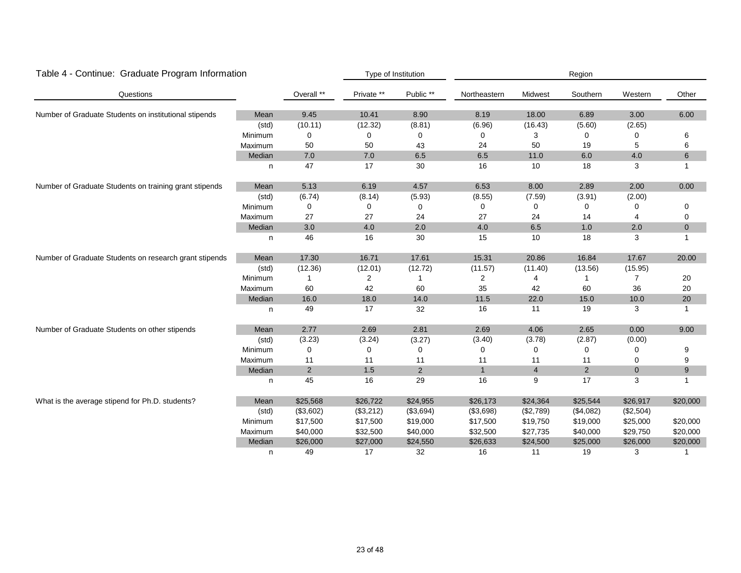## Table 4 - Continue: Graduate Program Information

| Questions | | Overall ** | Private ** | Public ** | Northeastern | Midwest | Southern | Western | Other |
|---|---|---|---|---|---|---|---|---|---|
| | | | Type of Institution | | Region | | | | |
| Number of Graduate Students on institutional stipends | Mean | 9.45 | 10.41 | 8.90 | 8.19 | 18.00 | 6.89 | 3.00 | 6.00 |
| | (std) | (10.11) | (12.32) | (8.81) | (6.96) | (16.43) | (5.60) | (2.65) | |
| | Minimum | 0 | 0 | 0 | 0 | 3 | 0 | 0 | 6 |
| | Maximum | 50 | 50 | 43 | 24 | 50 | 19 | 5 | 6 |
| | Median | 7.0 | 7.0 | 6.5 | 6.5 | 11.0 | 6.0 | 4.0 | 6 |
| | n | 47 | 17 | 30 | 16 | 10 | 18 | 3 | 1 |
| Number of Graduate Students on training grant stipends | Mean | 5.13 | 6.19 | 4.57 | 6.53 | 8.00 | 2.89 | 2.00 | 0.00 |
| | (std) | (6.74) | (8.14) | (5.93) | (8.55) | (7.59) | (3.91) | (2.00) | |
| | Minimum | 0 | 0 | 0 | 0 | 0 | 0 | 0 | 0 |
| | Maximum | 27 | 27 | 24 | 27 | 24 | 14 | 4 | 0 |
| | Median | 3.0 | 4.0 | 2.0 | 4.0 | 6.5 | 1.0 | 2.0 | 0 |
| | n | 46 | 16 | 30 | 15 | 10 | 18 | 3 | 1 |
| Number of Graduate Students on research grant stipends | Mean | 17.30 | 16.71 | 17.61 | 15.31 | 20.86 | 16.84 | 17.67 | 20.00 |
| | (std) | (12.36) | (12.01) | (12.72) | (11.57) | (11.40) | (13.56) | (15.95) | |
| | Minimum | 1 | 2 | 1 | 2 | 4 | 1 | 7 | 20 |
| | Maximum | 60 | 42 | 60 | 35 | 42 | 60 | 36 | 20 |
| | Median | 16.0 | 18.0 | 14.0 | 11.5 | 22.0 | 15.0 | 10.0 | 20 |
| | n | 49 | 17 | 32 | 16 | 11 | 19 | 3 | 1 |
| Number of Graduate Students on other stipends | Mean | 2.77 | 2.69 | 2.81 | 2.69 | 4.06 | 2.65 | 0.00 | 9.00 |
| | (std) | (3.23) | (3.24) | (3.27) | (3.40) | (3.78) | (2.87) | (0.00) | |
| | Minimum | 0 | 0 | 0 | 0 | 0 | 0 | 0 | 9 |
| | Maximum | 11 | 11 | 11 | 11 | 11 | 11 | 0 | 9 |
| | Median | 2 | 1.5 | 2 | 1 | 4 | 2 | 0 | 9 |
| | n | 45 | 16 | 29 | 16 | 9 | 17 | 3 | 1 |
| What is the average stipend for Ph.D. students? | Mean | $25,568 | $26,722 | $24,955 | $26,173 | $24,364 | $25,544 | $26,917 | $20,000 |
| | (std) | ($3,602) | ($3,212) | ($3,694) | ($3,698) | ($2,789) | ($4,082) | ($2,504) | |
| | Minimum | $17,500 | $17,500 | $19,000 | $17,500 | $19,750 | $19,000 | $25,000 | $20,000 |
| | Maximum | $40,000 | $32,500 | $40,000 | $32,500 | $27,735 | $40,000 | $29,750 | $20,000 |
| | Median | $26,000 | $27,000 | $24,550 | $26,633 | $24,500 | $25,000 | $26,000 | $20,000 |
| | n | 49 | 17 | 32 | 16 | 11 | 19 | 3 | 1 |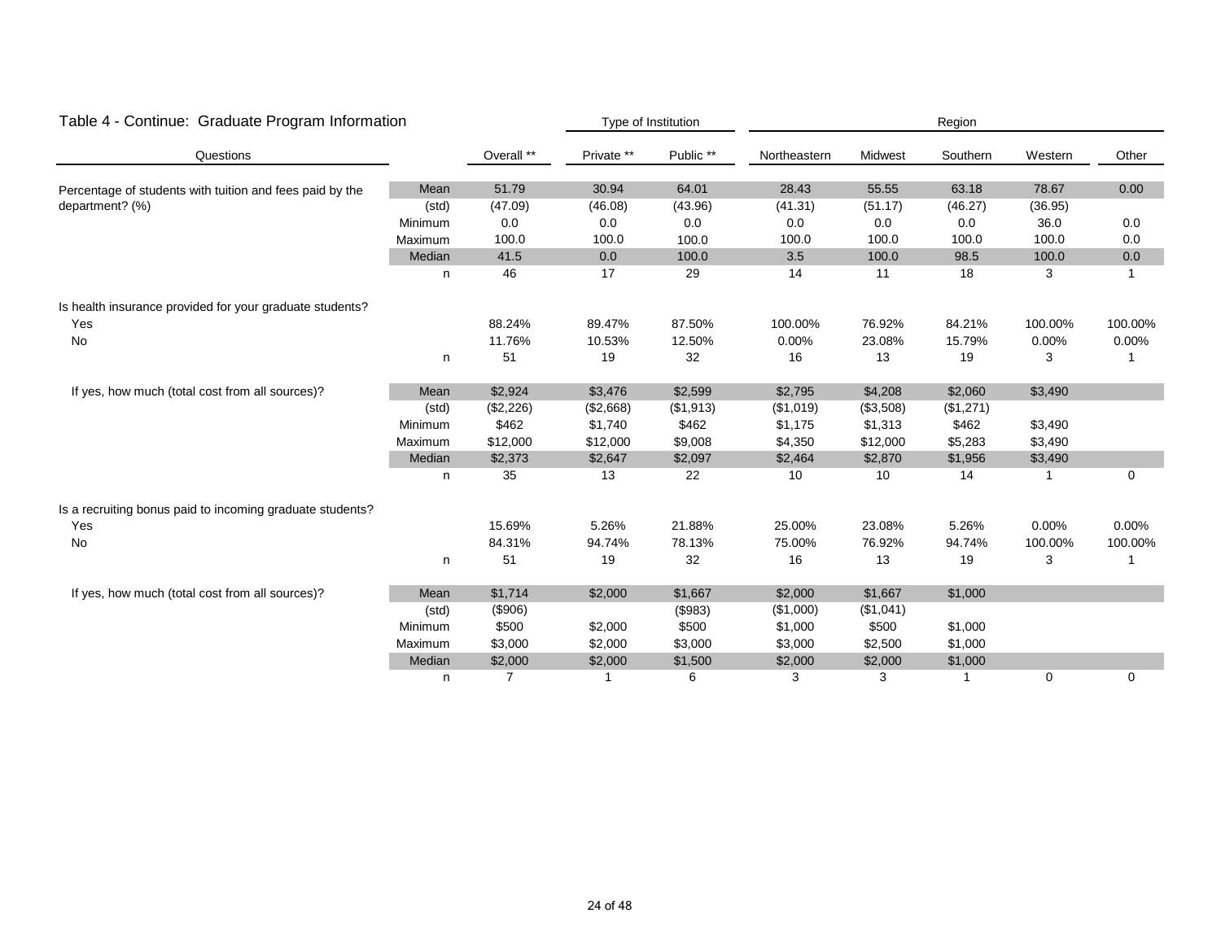## Table 4 - Continue: Graduate Program Information

| Questions | | Overall ** | Private ** | Public ** | Northeastern | Midwest | Southern | Western | Other |
|---|---|---|---|---|---|---|---|---|---|
| | | | Type of Institution | | Region | | | | |
| Percentage of students with tuition and fees paid by the department? (%) | Mean | 51.79 | 30.94 | 64.01 | 28.43 | 55.55 | 63.18 | 78.67 | 0.00 |
| | (std) | (47.09) | (46.08) | (43.96) | (41.31) | (51.17) | (46.27) | (36.95) | |
| | Minimum | 0.0 | 0.0 | 0.0 | 0.0 | 0.0 | 0.0 | 36.0 | 0.0 |
| | Maximum | 100.0 | 100.0 | 100.0 | 100.0 | 100.0 | 100.0 | 100.0 | 0.0 |
| | Median | 41.5 | 0.0 | 100.0 | 3.5 | 100.0 | 98.5 | 100.0 | 0.0 |
| | n | 46 | 17 | 29 | 14 | 11 | 18 | 3 | 1 |
| Is health insurance provided for your graduate students? | | | | | | | | | |
| Yes | | 88.24% | 89.47% | 87.50% | 100.00% | 76.92% | 84.21% | 100.00% | 100.00% |
| No | | 11.76% | 10.53% | 12.50% | 0.00% | 23.08% | 15.79% | 0.00% | 0.00% |
| | n | 51 | 19 | 32 | 16 | 13 | 19 | 3 | 1 |
| If yes, how much (total cost from all sources)? | Mean | $2,924 | $3,476 | $2,599 | $2,795 | $4,208 | $2,060 | $3,490 | |
| | (std) | ($2,226) | ($2,668) | ($1,913) | ($1,019) | ($3,508) | ($1,271) | | |
| | Minimum | $462 | $1,740 | $462 | $1,175 | $1,313 | $462 | $3,490 | |
| | Maximum | $12,000 | $12,000 | $9,008 | $4,350 | $12,000 | $5,283 | $3,490 | |
| | Median | $2,373 | $2,647 | $2,097 | $2,464 | $2,870 | $1,956 | $3,490 | |
| | n | 35 | 13 | 22 | 10 | 10 | 14 | 1 | 0 |
| Is a recruiting bonus paid to incoming graduate students? | | | | | | | | | |
| Yes | | 15.69% | 5.26% | 21.88% | 25.00% | 23.08% | 5.26% | 0.00% | 0.00% |
| No | | 84.31% | 94.74% | 78.13% | 75.00% | 76.92% | 94.74% | 100.00% | 100.00% |
| | n | 51 | 19 | 32 | 16 | 13 | 19 | 3 | 1 |
| If yes, how much (total cost from all sources)? | Mean | $1,714 | $2,000 | $1,667 | $2,000 | $1,667 | $1,000 | | |
| | (std) | ($906) | | ($983) | ($1,000) | ($1,041) | | | |
| | Minimum | $500 | $2,000 | $500 | $1,000 | $500 | $1,000 | | |
| | Maximum | $3,000 | $2,000 | $3,000 | $3,000 | $2,500 | $1,000 | | |
| | Median | $2,000 | $2,000 | $1,500 | $2,000 | $2,000 | $1,000 | | |
| | n | 7 | 1 | 6 | 3 | 3 | 1 | 0 | 0 |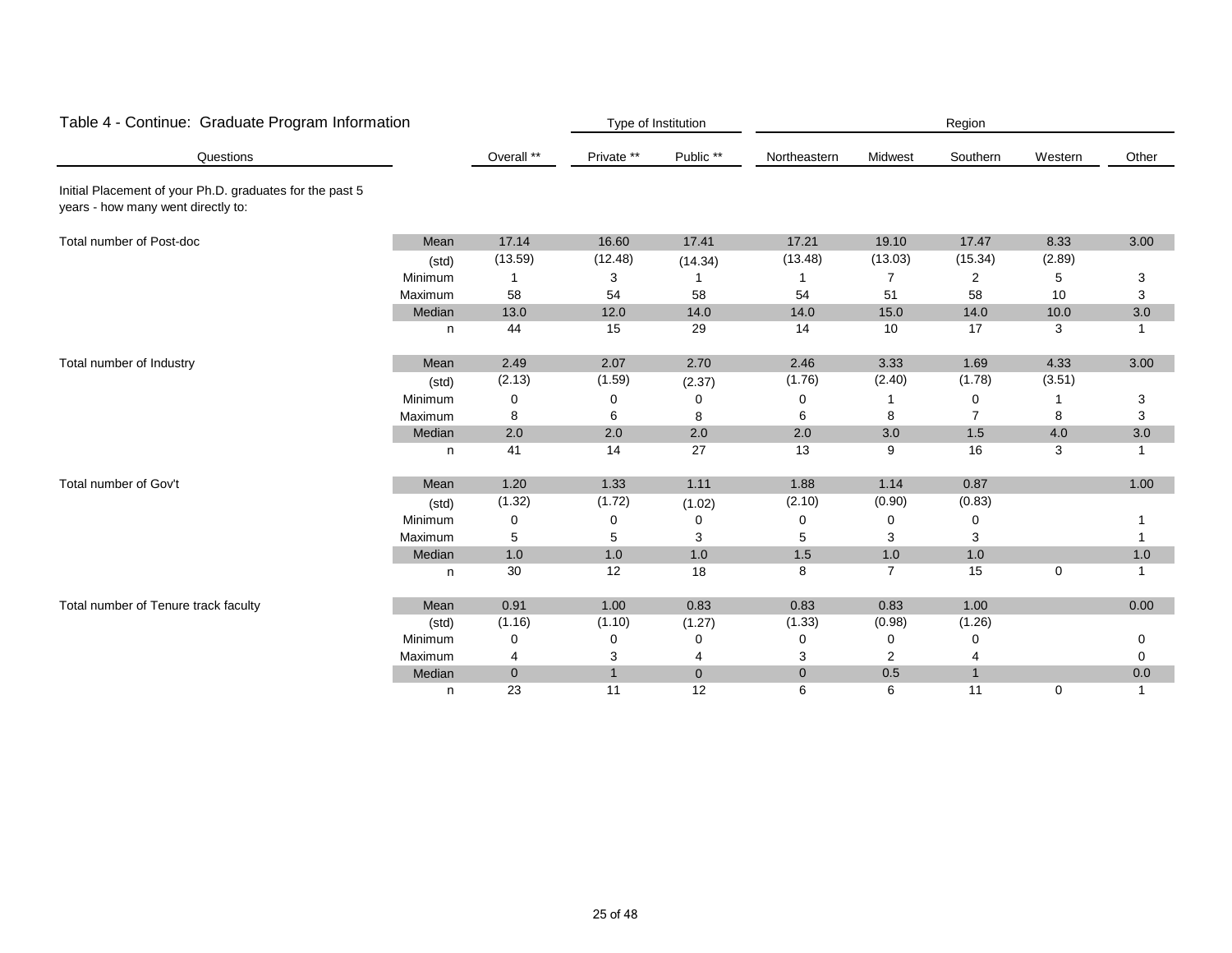## Table 4 - Continue: Graduate Program Information

| Questions | | Overall ** | Private ** | Public ** | Northeastern | Midwest | Southern | Western | Other |
|---|---|---|---|---|---|---|---|---|---|
| | | | Type of Institution | | Region | | | | |
| Initial Placement of your Ph.D. graduates for the past 5 years - how many went directly to: | | | | | | | | | |
| Total number of Post-doc | Mean | 17.14 | 16.60 | 17.41 | 17.21 | 19.10 | 17.47 | 8.33 | 3.00 |
| | (std) | (13.59) | (12.48) | (14.34) | (13.48) | (13.03) | (15.34) | (2.89) | |
| | Minimum | 1 | 3 | 1 | 1 | 7 | 2 | 5 | 3 |
| | Maximum | 58 | 54 | 58 | 54 | 51 | 58 | 10 | 3 |
| | Median | 13.0 | 12.0 | 14.0 | 14.0 | 15.0 | 14.0 | 10.0 | 3.0 |
| | n | 44 | 15 | 29 | 14 | 10 | 17 | 3 | 1 |
| Total number of Industry | Mean | 2.49 | 2.07 | 2.70 | 2.46 | 3.33 | 1.69 | 4.33 | 3.00 |
| | (std) | (2.13) | (1.59) | (2.37) | (1.76) | (2.40) | (1.78) | (3.51) | |
| | Minimum | 0 | 0 | 0 | 0 | 1 | 0 | 1 | 3 |
| | Maximum | 8 | 6 | 8 | 6 | 8 | 7 | 8 | 3 |
| | Median | 2.0 | 2.0 | 2.0 | 2.0 | 3.0 | 1.5 | 4.0 | 3.0 |
| | n | 41 | 14 | 27 | 13 | 9 | 16 | 3 | 1 |
| Total number of Gov't | Mean | 1.20 | 1.33 | 1.11 | 1.88 | 1.14 | 0.87 | | 1.00 |
| | (std) | (1.32) | (1.72) | (1.02) | (2.10) | (0.90) | (0.83) | | |
| | Minimum | 0 | 0 | 0 | 0 | 0 | 0 | | 1 |
| | Maximum | 5 | 5 | 3 | 5 | 3 | 3 | | 1 |
| | Median | 1.0 | 1.0 | 1.0 | 1.5 | 1.0 | 1.0 | | 1.0 |
| | n | 30 | 12 | 18 | 8 | 7 | 15 | 0 | 1 |
| Total number of Tenure track faculty | Mean | 0.91 | 1.00 | 0.83 | 0.83 | 0.83 | 1.00 | | 0.00 |
| | (std) | (1.16) | (1.10) | (1.27) | (1.33) | (0.98) | (1.26) | | |
| | Minimum | 0 | 0 | 0 | 0 | 0 | 0 | | 0 |
| | Maximum | 4 | 3 | 4 | 3 | 2 | 4 | | 0 |
| | Median | 0 | 1 | 0 | 0 | 0.5 | 1 | | 0.0 |
| | n | 23 | 11 | 12 | 6 | 6 | 11 | 0 | 1 |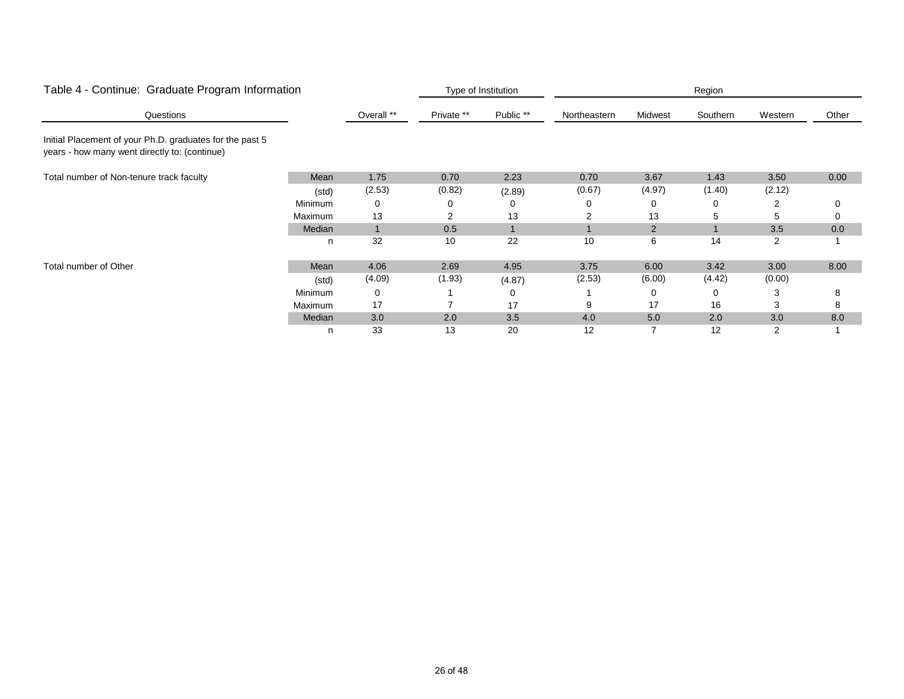| Table 4 - Continue: Graduate Program Information | | | Type of Institution | | Region | | | | |
|---|---|---|---|---|---|---|---|---|---|
| Questions | | Overall ** | Private ** | Public ** | Northeastern | Midwest | Southern | Western | Other |
| Initial Placement of your Ph.D. graduates for the past 5 years - how many went directly to: (continue) | | | | | | | | | |
| Total number of Non-tenure track faculty | Mean | 1.75 | 0.70 | 2.23 | 0.70 | 3.67 | 1.43 | 3.50 | 0.00 |
| | (std) | (2.53) | (0.82) | (2.89) | (0.67) | (4.97) | (1.40) | (2.12) | |
| | Minimum | 0 | 0 | 0 | 0 | 0 | 0 | 2 | 0 |
| | Maximum | 13 | 2 | 13 | 2 | 13 | 5 | 5 | 0 |
| | Median | 1 | 0.5 | 1 | 1 | 2 | 1 | 3.5 | 0.0 |
| | n | 32 | 10 | 22 | 10 | 6 | 14 | 2 | 1 |
| Total number of Other | Mean | 4.06 | 2.69 | 4.95 | 3.75 | 6.00 | 3.42 | 3.00 | 8.00 |
| | (std) | (4.09) | (1.93) | (4.87) | (2.53) | (6.00) | (4.42) | (0.00) | |
| | Minimum | 0 | 1 | 0 | 1 | 0 | 0 | 3 | 8 |
| | Maximum | 17 | 7 | 17 | 9 | 17 | 16 | 3 | 8 |
| | Median | 3.0 | 2.0 | 3.5 | 4.0 | 5.0 | 2.0 | 3.0 | 8.0 |
| | n | 33 | 13 | 20 | 12 | 7 | 12 | 2 | 1 |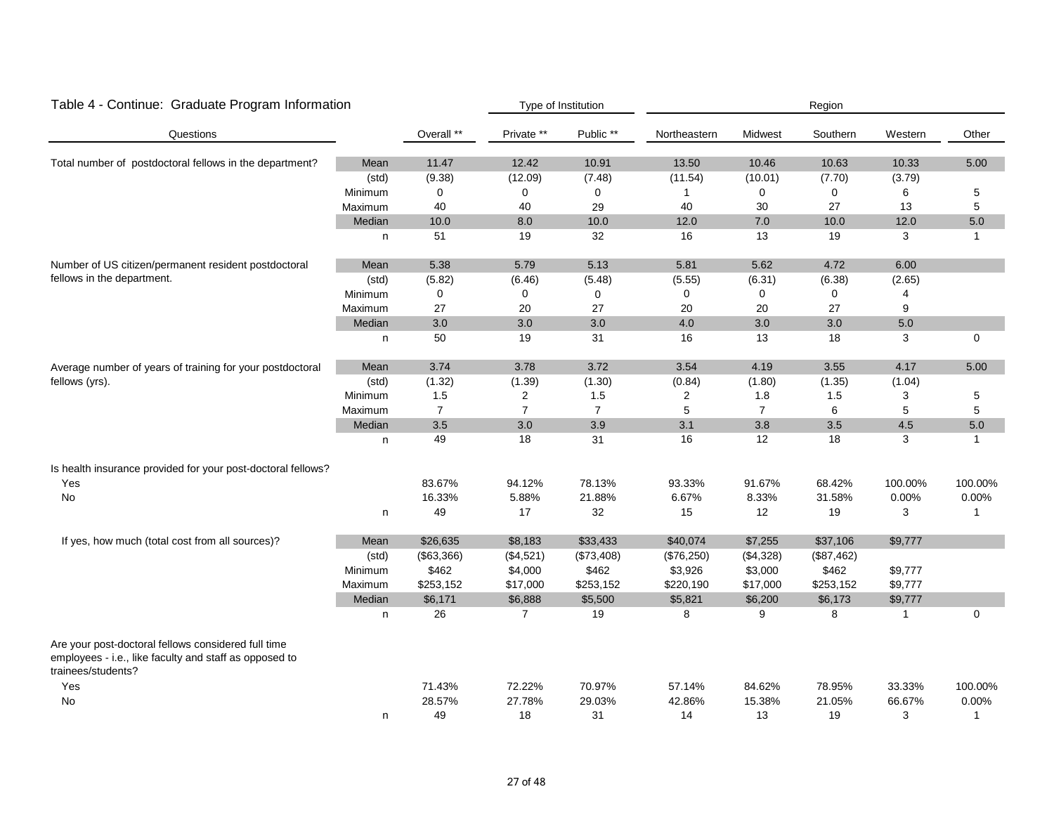## Table 4 - Continue: Graduate Program Information

| Questions | | Overall ** | Private ** | Public ** | Northeastern | Midwest | Southern | Western | Other |
|---|---|---|---|---|---|---|---|---|---|
| | | | Type of Institution | | Region | | | | |
| Total number of postdoctoral fellows in the department? | Mean | 11.47 | 12.42 | 10.91 | 13.50 | 10.46 | 10.63 | 10.33 | 5.00 |
| | (std) | (9.38) | (12.09) | (7.48) | (11.54) | (10.01) | (7.70) | (3.79) | |
| | Minimum | 0 | 0 | 0 | 1 | 0 | 0 | 6 | 5 |
| | Maximum | 40 | 40 | 29 | 40 | 30 | 27 | 13 | 5 |
| | Median | 10.0 | 8.0 | 10.0 | 12.0 | 7.0 | 10.0 | 12.0 | 5.0 |
| | n | 51 | 19 | 32 | 16 | 13 | 19 | 3 | 1 |
| Number of US citizen/permanent resident postdoctoral fellows in the department. | Mean | 5.38 | 5.79 | 5.13 | 5.81 | 5.62 | 4.72 | 6.00 | |
| | (std) | (5.82) | (6.46) | (5.48) | (5.55) | (6.31) | (6.38) | (2.65) | |
| | Minimum | 0 | 0 | 0 | 0 | 0 | 0 | 4 | |
| | Maximum | 27 | 20 | 27 | 20 | 20 | 27 | 9 | |
| | Median | 3.0 | 3.0 | 3.0 | 4.0 | 3.0 | 3.0 | 5.0 | |
| | n | 50 | 19 | 31 | 16 | 13 | 18 | 3 | 0 |
| Average number of years of training for your postdoctoral fellows (yrs). | Mean | 3.74 | 3.78 | 3.72 | 3.54 | 4.19 | 3.55 | 4.17 | 5.00 |
| | (std) | (1.32) | (1.39) | (1.30) | (0.84) | (1.80) | (1.35) | (1.04) | |
| | Minimum | 1.5 | 2 | 1.5 | 2 | 1.8 | 1.5 | 3 | 5 |
| | Maximum | 7 | 7 | 7 | 5 | 7 | 6 | 5 | 5 |
| | Median | 3.5 | 3.0 | 3.9 | 3.1 | 3.8 | 3.5 | 4.5 | 5.0 |
| | n | 49 | 18 | 31 | 16 | 12 | 18 | 3 | 1 |
| Is health insurance provided for your post-doctoral fellows? | | | | | | | | | |
| Yes | | 83.67% | 94.12% | 78.13% | 93.33% | 91.67% | 68.42% | 100.00% | 100.00% |
| No | | 16.33% | 5.88% | 21.88% | 6.67% | 8.33% | 31.58% | 0.00% | 0.00% |
| | n | 49 | 17 | 32 | 15 | 12 | 19 | 3 | 1 |
| If yes, how much (total cost from all sources)? | Mean | $26,635 | $8,183 | $33,433 | $40,074 | $7,255 | $37,106 | $9,777 | |
| | (std) | ($63,366) | ($4,521) | ($73,408) | ($76,250) | ($4,328) | ($87,462) | | |
| | Minimum | $462 | $4,000 | $462 | $3,926 | $3,000 | $462 | $9,777 | |
| | Maximum | $253,152 | $17,000 | $253,152 | $220,190 | $17,000 | $253,152 | $9,777 | |
| | Median | $6,171 | $6,888 | $5,500 | $5,821 | $6,200 | $6,173 | $9,777 | |
| | n | 26 | 7 | 19 | 8 | 9 | 8 | 1 | 0 |
| Are your post-doctoral fellows considered full time employees - i.e., like faculty and staff as opposed to trainees/students? | | | | | | | | | |
| Yes | | 71.43% | 72.22% | 70.97% | 57.14% | 84.62% | 78.95% | 33.33% | 100.00% |
| No | | 28.57% | 27.78% | 29.03% | 42.86% | 15.38% | 21.05% | 66.67% | 0.00% |
| | n | 49 | 18 | 31 | 14 | 13 | 19 | 3 | 1 |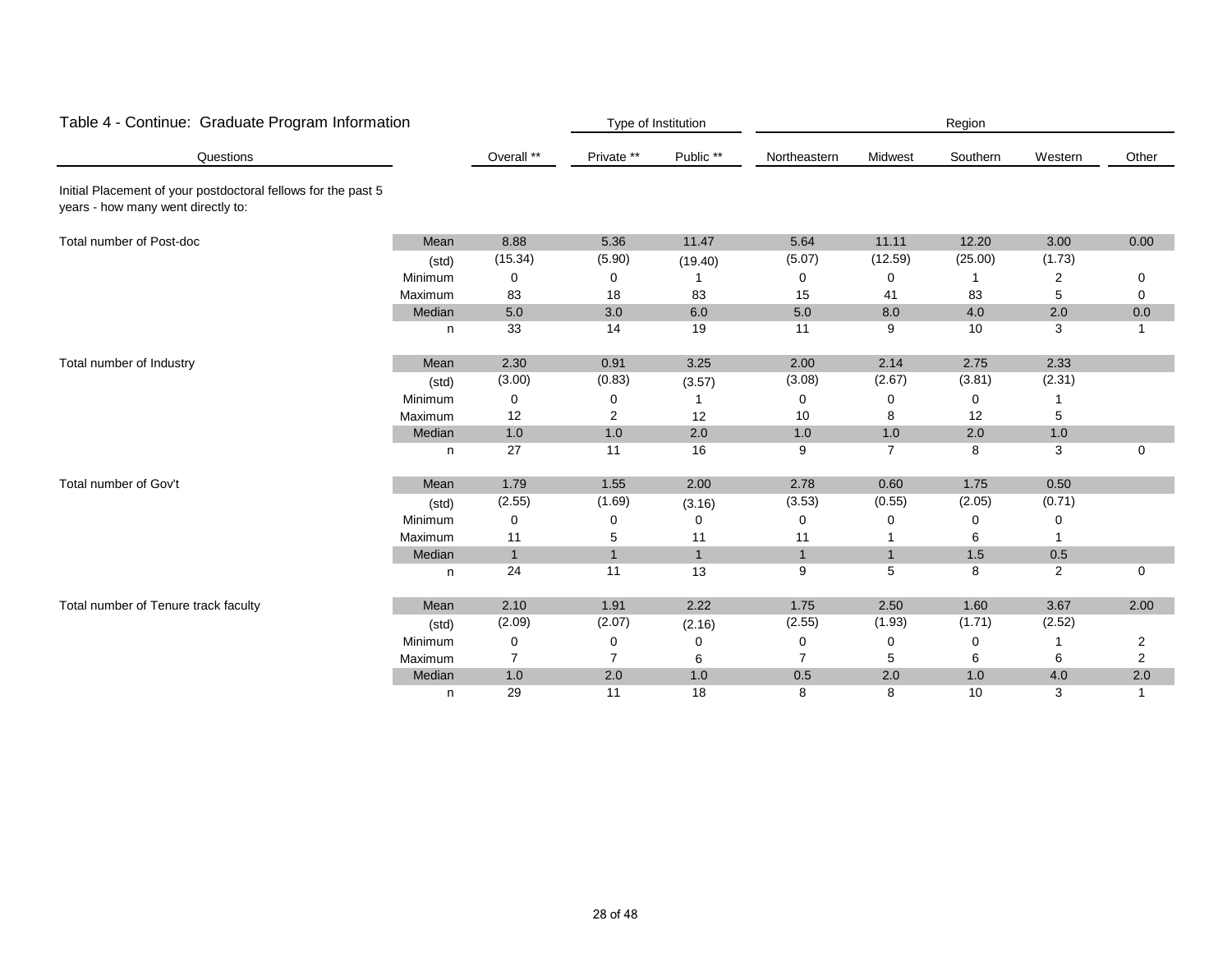## Table 4 - Continue: Graduate Program Information

| Questions | | Overall ** | Type of Institution: Private ** | Public ** | Region: Northeastern | Midwest | Southern | Western | Other |
|---|---|---|---|---|---|---|---|---|---|
| Initial Placement of your postdoctoral fellows for the past 5 years - how many went directly to: | | | | | | | | | |
| Total number of Post-doc | Mean | 8.88 | 5.36 | 11.47 | 5.64 | 11.11 | 12.20 | 3.00 | 0.00 |
| | (std) | (15.34) | (5.90) | (19.40) | (5.07) | (12.59) | (25.00) | (1.73) | |
| | Minimum | 0 | 0 | 1 | 0 | 0 | 1 | 2 | 0 |
| | Maximum | 83 | 18 | 83 | 15 | 41 | 83 | 5 | 0 |
| | Median | 5.0 | 3.0 | 6.0 | 5.0 | 8.0 | 4.0 | 2.0 | 0.0 |
| | n | 33 | 14 | 19 | 11 | 9 | 10 | 3 | 1 |
| Total number of Industry | Mean | 2.30 | 0.91 | 3.25 | 2.00 | 2.14 | 2.75 | 2.33 | |
| | (std) | (3.00) | (0.83) | (3.57) | (3.08) | (2.67) | (3.81) | (2.31) | |
| | Minimum | 0 | 0 | 1 | 0 | 0 | 0 | 1 | |
| | Maximum | 12 | 2 | 12 | 10 | 8 | 12 | 5 | |
| | Median | 1.0 | 1.0 | 2.0 | 1.0 | 1.0 | 2.0 | 1.0 | |
| | n | 27 | 11 | 16 | 9 | 7 | 8 | 3 | 0 |
| Total number of Gov't | Mean | 1.79 | 1.55 | 2.00 | 2.78 | 0.60 | 1.75 | 0.50 | |
| | (std) | (2.55) | (1.69) | (3.16) | (3.53) | (0.55) | (2.05) | (0.71) | |
| | Minimum | 0 | 0 | 0 | 0 | 0 | 0 | 0 | |
| | Maximum | 11 | 5 | 11 | 11 | 1 | 6 | 1 | |
| | Median | 1 | 1 | 1 | 1 | 1 | 1.5 | 0.5 | |
| | n | 24 | 11 | 13 | 9 | 5 | 8 | 2 | 0 |
| Total number of Tenure track faculty | Mean | 2.10 | 1.91 | 2.22 | 1.75 | 2.50 | 1.60 | 3.67 | 2.00 |
| | (std) | (2.09) | (2.07) | (2.16) | (2.55) | (1.93) | (1.71) | (2.52) | |
| | Minimum | 0 | 0 | 0 | 0 | 0 | 0 | 1 | 2 |
| | Maximum | 7 | 7 | 6 | 7 | 5 | 6 | 6 | 2 |
| | Median | 1.0 | 2.0 | 1.0 | 0.5 | 2.0 | 1.0 | 4.0 | 2.0 |
| | n | 29 | 11 | 18 | 8 | 8 | 10 | 3 | 1 |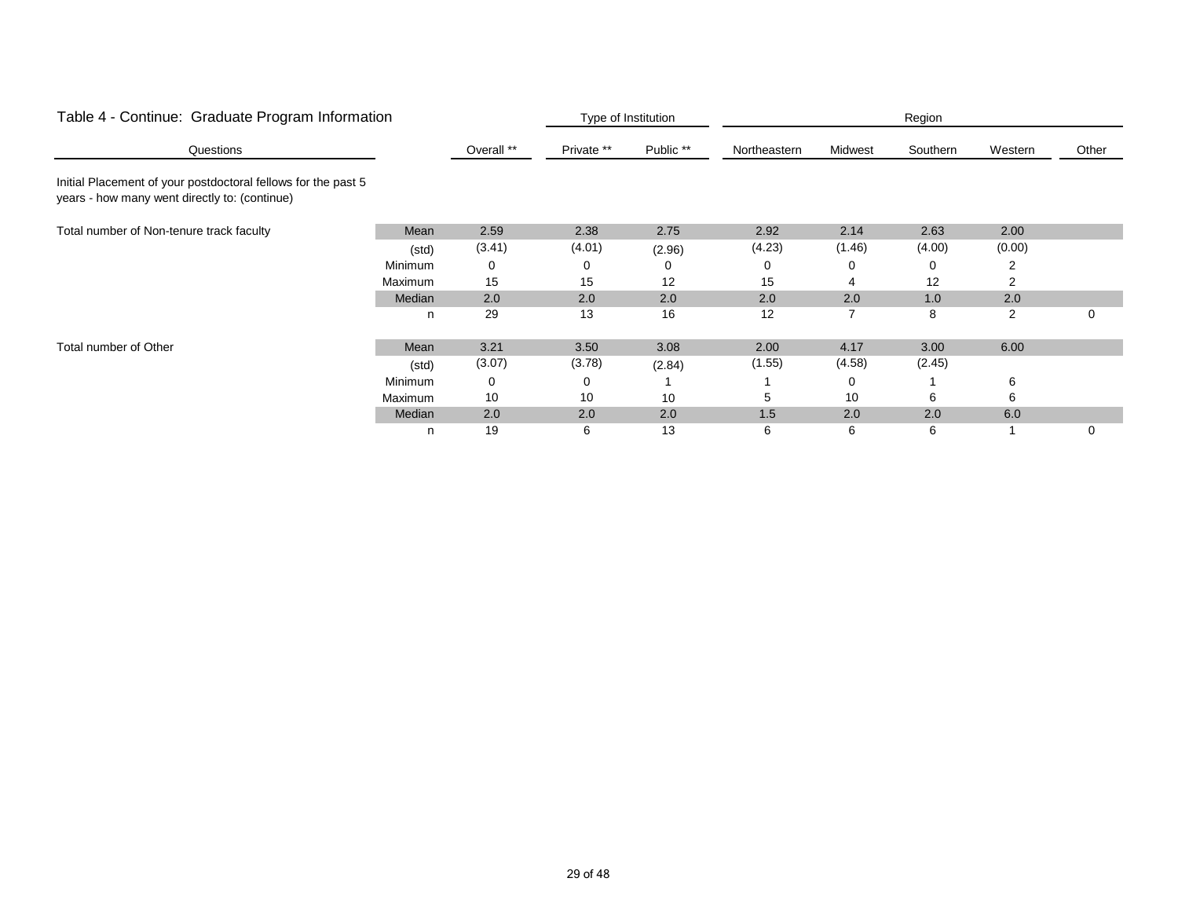## Table 4 - Continue:  Graduate Program Information

| Questions | | Overall ** | Private ** | Public ** | Northeastern | Midwest | Southern | Western | Other |
|---|---|---|---|---|---|---|---|---|---|
| | | | Type of Institution | | Region | | | | |
| Initial Placement of your postdoctoral fellows for the past 5 years - how many went directly to: (continue) | | | | | | | | | |
| Total number of Non-tenure track faculty | Mean | 2.59 | 2.38 | 2.75 | 2.92 | 2.14 | 2.63 | 2.00 | |
| | (std) | (3.41) | (4.01) | (2.96) | (4.23) | (1.46) | (4.00) | (0.00) | |
| | Minimum | 0 | 0 | 0 | 0 | 0 | 0 | 2 | |
| | Maximum | 15 | 15 | 12 | 15 | 4 | 12 | 2 | |
| | Median | 2.0 | 2.0 | 2.0 | 2.0 | 2.0 | 1.0 | 2.0 | |
| | n | 29 | 13 | 16 | 12 | 7 | 8 | 2 | 0 |
| Total number of Other | Mean | 3.21 | 3.50 | 3.08 | 2.00 | 4.17 | 3.00 | 6.00 | |
| | (std) | (3.07) | (3.78) | (2.84) | (1.55) | (4.58) | (2.45) | | |
| | Minimum | 0 | 0 | 1 | 1 | 0 | 1 | 6 | |
| | Maximum | 10 | 10 | 10 | 5 | 10 | 6 | 6 | |
| | Median | 2.0 | 2.0 | 2.0 | 1.5 | 2.0 | 2.0 | 6.0 | |
| | n | 19 | 6 | 13 | 6 | 6 | 6 | 1 | 0 |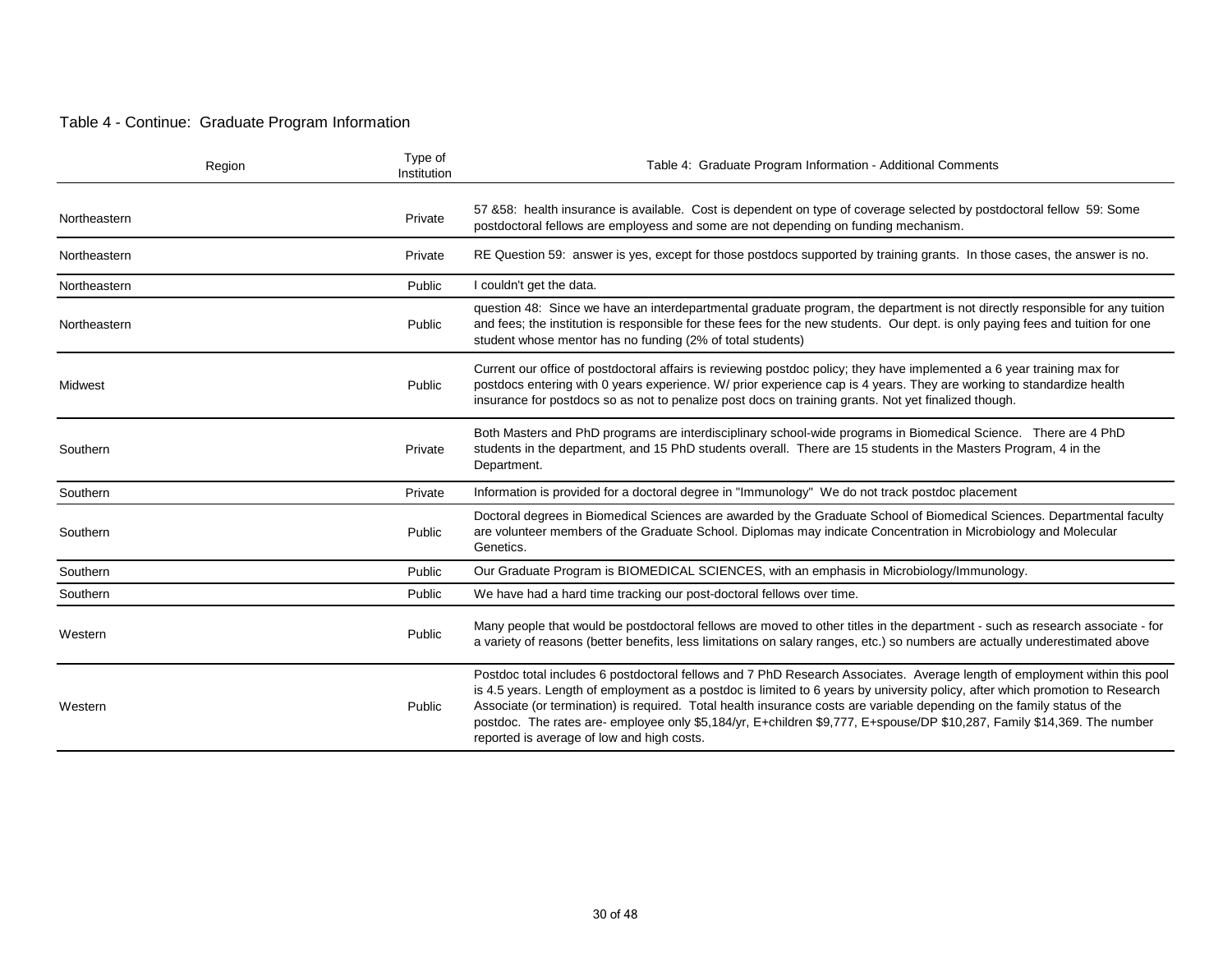Table 4 - Continue: Graduate Program Information

| Region | Type of Institution | Table 4: Graduate Program Information - Additional Comments |
|---|---|---|
| Northeastern | Private | 57 &58: health insurance is available. Cost is dependent on type of coverage selected by postdoctoral fellow 59: Some postdoctoral fellows are employess and some are not depending on funding mechanism. |
| Northeastern | Private | RE Question 59: answer is yes, except for those postdocs supported by training grants. In those cases, the answer is no. |
| Northeastern | Public | I couldn't get the data. |
| Northeastern | Public | question 48: Since we have an interdepartmental graduate program, the department is not directly responsible for any tuition and fees; the institution is responsible for these fees for the new students. Our dept. is only paying fees and tuition for one student whose mentor has no funding (2% of total students) |
| Midwest | Public | Current our office of postdoctoral affairs is reviewing postdoc policy; they have implemented a 6 year training max for postdocs entering with 0 years experience. W/ prior experience cap is 4 years. They are working to standardize health insurance for postdocs so as not to penalize post docs on training grants. Not yet finalized though. |
| Southern | Private | Both Masters and PhD programs are interdisciplinary school-wide programs in Biomedical Science. There are 4 PhD students in the department, and 15 PhD students overall. There are 15 students in the Masters Program, 4 in the Department. |
| Southern | Private | Information is provided for a doctoral degree in "Immunology" We do not track postdoc placement |
| Southern | Public | Doctoral degrees in Biomedical Sciences are awarded by the Graduate School of Biomedical Sciences. Departmental faculty are volunteer members of the Graduate School. Diplomas may indicate Concentration in Microbiology and Molecular Genetics. |
| Southern | Public | Our Graduate Program is BIOMEDICAL SCIENCES, with an emphasis in Microbiology/Immunology. |
| Southern | Public | We have had a hard time tracking our post-doctoral fellows over time. |
| Western | Public | Many people that would be postdoctoral fellows are moved to other titles in the department - such as research associate - for a variety of reasons (better benefits, less limitations on salary ranges, etc.) so numbers are actually underestimated above |
| Western | Public | Postdoc total includes 6 postdoctoral fellows and 7 PhD Research Associates. Average length of employment within this pool is 4.5 years. Length of employment as a postdoc is limited to 6 years by university policy, after which promotion to Research Associate (or termination) is required. Total health insurance costs are variable depending on the family status of the postdoc. The rates are- employee only $5,184/yr, E+children $9,777, E+spouse/DP $10,287, Family $14,369. The number reported is average of low and high costs. |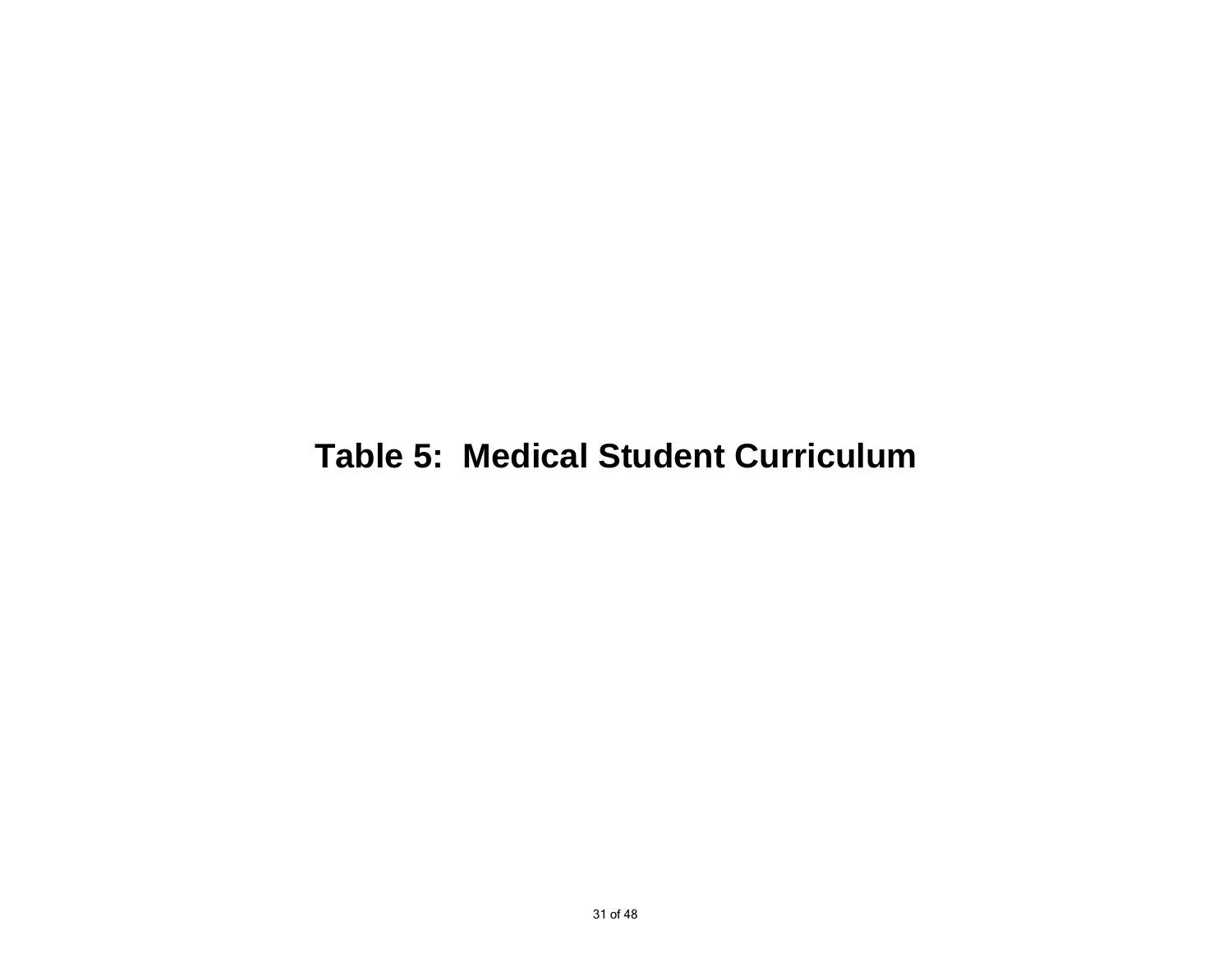# Table 5:  Medical Student Curriculum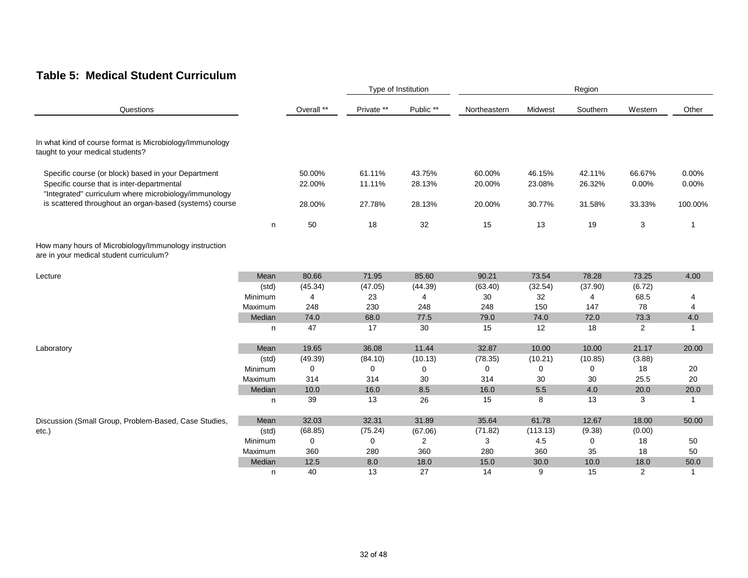## Table 5: Medical Student Curriculum

| Questions | | Overall ** | Type of Institution | | Region | | | | |
|---|---|---|---|---|---|---|---|---|---|
| | | | Private ** | Public ** | Northeastern | Midwest | Southern | Western | Other |
| In what kind of course format is Microbiology/Immunology taught to your medical students? | | | | | | | | | |
| Specific course (or block) based in your Department | | 50.00% | 61.11% | 43.75% | 60.00% | 46.15% | 42.11% | 66.67% | 0.00% |
| Specific course that is inter-departmental | | 22.00% | 11.11% | 28.13% | 20.00% | 23.08% | 26.32% | 0.00% | 0.00% |
| "Integrated" curriculum where microbiology/immunology is scattered throughout an organ-based (systems) course | | 28.00% | 27.78% | 28.13% | 20.00% | 30.77% | 31.58% | 33.33% | 100.00% |
| | n | 50 | 18 | 32 | 15 | 13 | 19 | 3 | 1 |
| How many hours of Microbiology/Immunology instruction are in your medical student curriculum? | | | | | | | | | |
| Lecture | Mean | 80.66 | 71.95 | 85.60 | 90.21 | 73.54 | 78.28 | 73.25 | 4.00 |
| | (std) | (45.34) | (47.05) | (44.39) | (63.40) | (32.54) | (37.90) | (6.72) | |
| | Minimum | 4 | 23 | 4 | 30 | 32 | 4 | 68.5 | 4 |
| | Maximum | 248 | 230 | 248 | 248 | 150 | 147 | 78 | 4 |
| | Median | 74.0 | 68.0 | 77.5 | 79.0 | 74.0 | 72.0 | 73.3 | 4.0 |
| | n | 47 | 17 | 30 | 15 | 12 | 18 | 2 | 1 |
| Laboratory | Mean | 19.65 | 36.08 | 11.44 | 32.87 | 10.00 | 10.00 | 21.17 | 20.00 |
| | (std) | (49.39) | (84.10) | (10.13) | (78.35) | (10.21) | (10.85) | (3.88) | |
| | Minimum | 0 | 0 | 0 | 0 | 0 | 0 | 18 | 20 |
| | Maximum | 314 | 314 | 30 | 314 | 30 | 30 | 25.5 | 20 |
| | Median | 10.0 | 16.0 | 8.5 | 16.0 | 5.5 | 4.0 | 20.0 | 20.0 |
| | n | 39 | 13 | 26 | 15 | 8 | 13 | 3 | 1 |
| Discussion (Small Group, Problem-Based, Case Studies, etc.) | Mean | 32.03 | 32.31 | 31.89 | 35.64 | 61.78 | 12.67 | 18.00 | 50.00 |
| | (std) | (68.85) | (75.24) | (67.06) | (71.82) | (113.13) | (9.38) | (0.00) | |
| | Minimum | 0 | 0 | 2 | 3 | 4.5 | 0 | 18 | 50 |
| | Maximum | 360 | 280 | 360 | 280 | 360 | 35 | 18 | 50 |
| | Median | 12.5 | 8.0 | 18.0 | 15.0 | 30.0 | 10.0 | 18.0 | 50.0 |
| | n | 40 | 13 | 27 | 14 | 9 | 15 | 2 | 1 |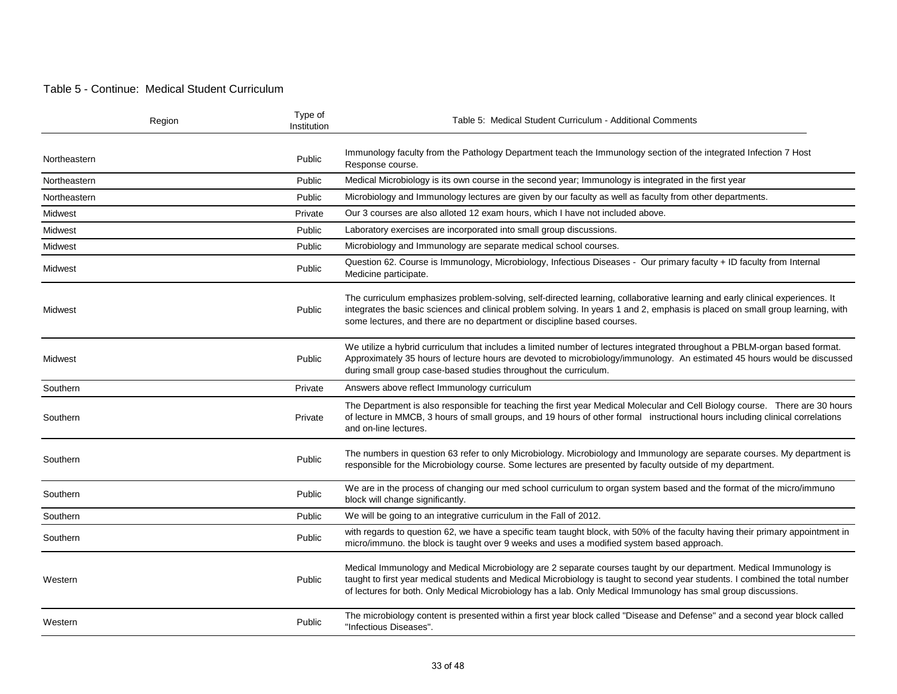Table 5 - Continue:  Medical Student Curriculum

| Region | Type of Institution | Table 5:  Medical Student Curriculum - Additional Comments |
|---|---|---|
| Northeastern | Public | Immunology faculty from the Pathology Department teach the Immunology section of the integrated Infection 7 Host Response course. |
| Northeastern | Public | Medical Microbiology is its own course in the second year; Immunology is integrated in the first year |
| Northeastern | Public | Microbiology and Immunology lectures are given by our faculty as well as faculty from other departments. |
| Midwest | Private | Our 3 courses are also alloted 12 exam hours, which I have not included above. |
| Midwest | Public | Laboratory exercises are incorporated into small group discussions. |
| Midwest | Public | Microbiology and Immunology are separate medical school courses. |
| Midwest | Public | Question 62. Course is Immunology, Microbiology, Infectious Diseases -  Our primary faculty + ID faculty from Internal Medicine participate. |
| Midwest | Public | The curriculum emphasizes problem-solving, self-directed learning, collaborative learning and early clinical experiences. It integrates the basic sciences and clinical problem solving. In years 1 and 2, emphasis is placed on small group learning, with some lectures, and there are no department or discipline based courses. |
| Midwest | Public | We utilize a hybrid curriculum that includes a limited number of lectures integrated throughout a PBLM-organ based format. Approximately 35 hours of lecture hours are devoted to microbiology/immunology.  An estimated 45 hours would be discussed during small group case-based studies throughout the curriculum. |
| Southern | Private | Answers above reflect Immunology curriculum |
| Southern | Private | The Department is also responsible for teaching the first year Medical Molecular and Cell Biology course.   There are 30 hours of lecture in MMCB, 3 hours of small groups, and 19 hours of other formal   instructional hours including clinical correlations and on-line lectures. |
| Southern | Public | The numbers in question 63 refer to only Microbiology. Microbiology and Immunology are separate courses. My department is responsible for the Microbiology course. Some lectures are presented by faculty outside of my department. |
| Southern | Public | We are in the process of changing our med school curriculum to organ system based and the format of the micro/immuno block will change significantly. |
| Southern | Public | We will be going to an integrative curriculum in the Fall of 2012. |
| Southern | Public | with regards to question 62, we have a specific team taught block, with 50% of the faculty having their primary appointment in micro/immuno. the block is taught over 9 weeks and uses a modified system based approach. |
| Western | Public | Medical Immunology and Medical Microbiology are 2 separate courses taught by our department. Medical Immunology is taught to first year medical students and Medical Microbiology is taught to second year students. I combined the total number of lectures for both. Only Medical Microbiology has a lab. Only Medical Immunology has smal group discussions. |
| Western | Public | The microbiology content is presented within a first year block called "Disease and Defense" and a second year block called "Infectious Diseases". |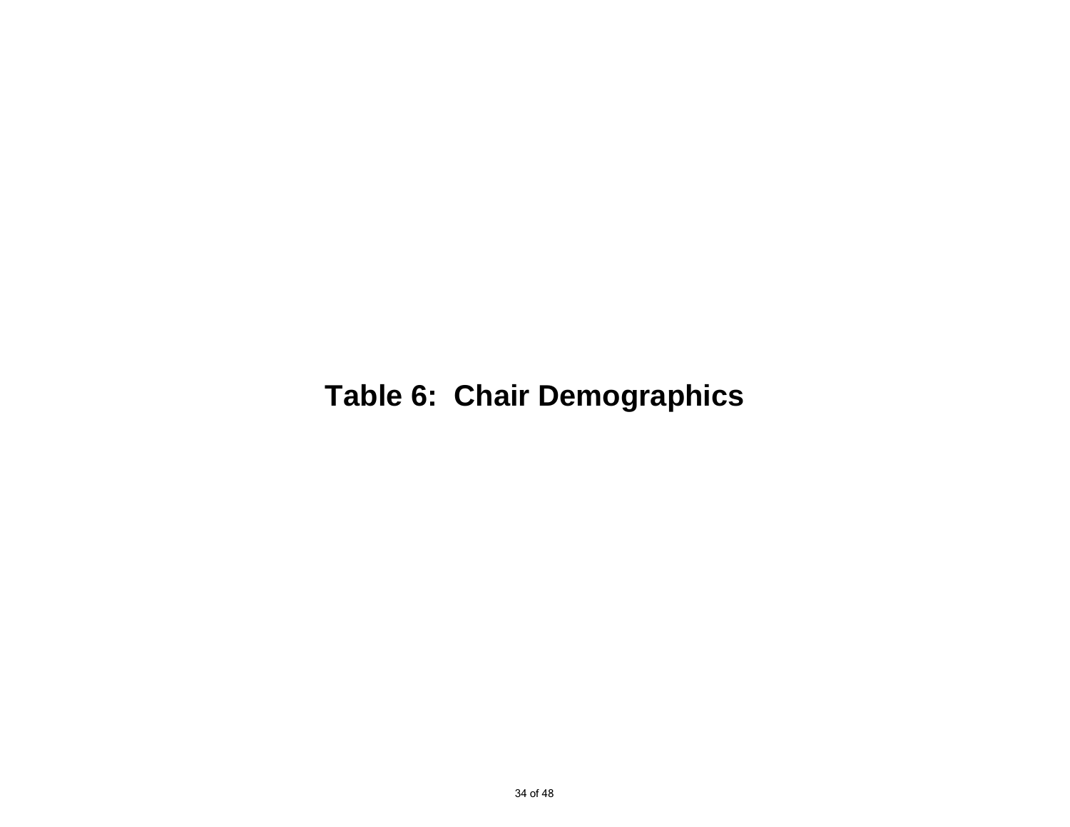# Table 6: Chair Demographics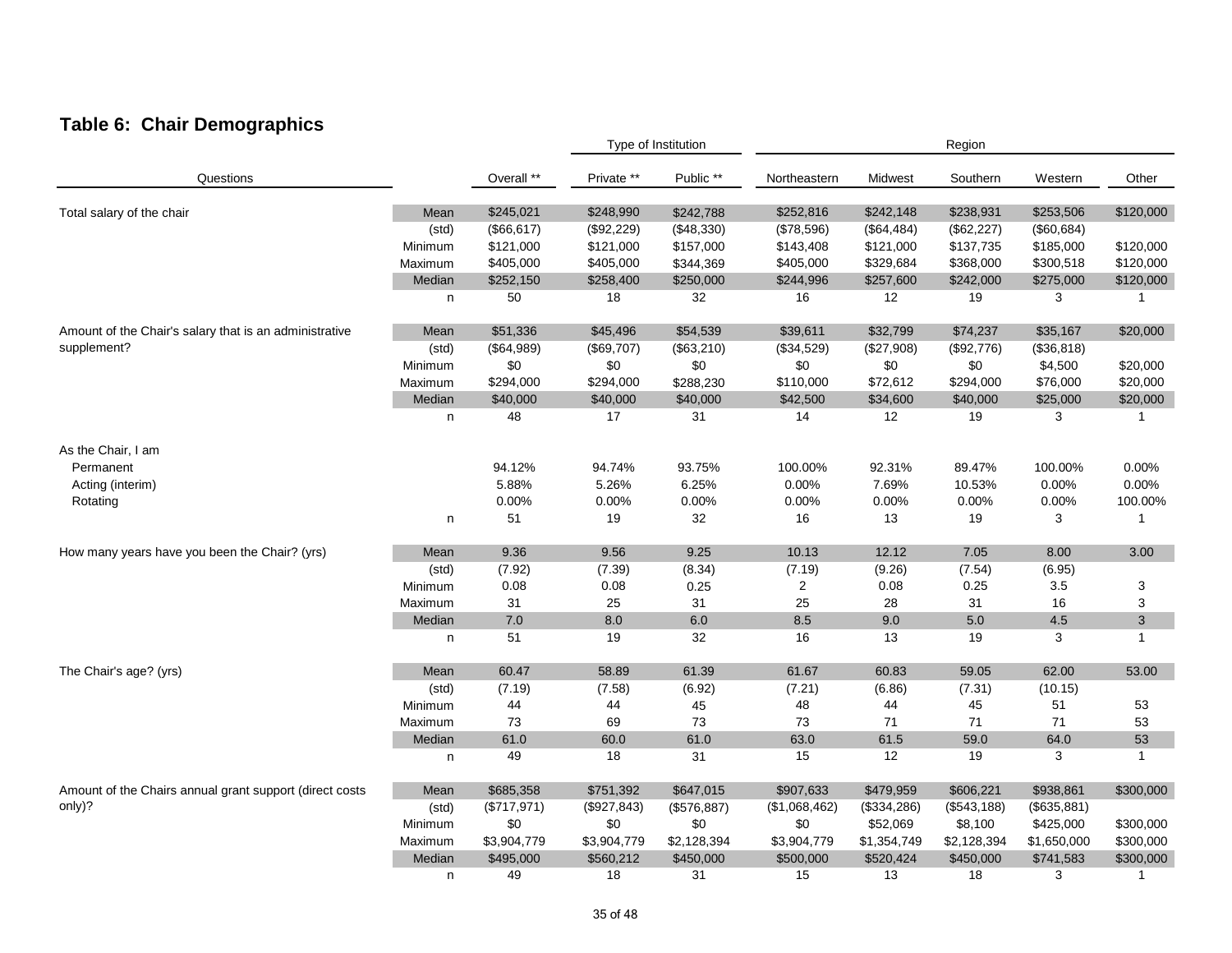## Table 6: Chair Demographics

| Questions | | Overall ** | Type of Institution: Private ** | Type of Institution: Public ** | Region: Northeastern | Region: Midwest | Region: Southern | Region: Western | Other |
|---|---|---|---|---|---|---|---|---|---|
| Total salary of the chair | Mean | $245,021 | $248,990 | $242,788 | $252,816 | $242,148 | $238,931 | $253,506 | $120,000 |
| | (std) | ($66,617) | ($92,229) | ($48,330) | ($78,596) | ($64,484) | ($62,227) | ($60,684) | |
| | Minimum | $121,000 | $121,000 | $157,000 | $143,408 | $121,000 | $137,735 | $185,000 | $120,000 |
| | Maximum | $405,000 | $405,000 | $344,369 | $405,000 | $329,684 | $368,000 | $300,518 | $120,000 |
| | Median | $252,150 | $258,400 | $250,000 | $244,996 | $257,600 | $242,000 | $275,000 | $120,000 |
| | n | 50 | 18 | 32 | 16 | 12 | 19 | 3 | 1 |
| Amount of the Chair's salary that is an administrative supplement? | Mean | $51,336 | $45,496 | $54,539 | $39,611 | $32,799 | $74,237 | $35,167 | $20,000 |
| | (std) | ($64,989) | ($69,707) | ($63,210) | ($34,529) | ($27,908) | ($92,776) | ($36,818) | |
| | Minimum | $0 | $0 | $0 | $0 | $0 | $0 | $4,500 | $20,000 |
| | Maximum | $294,000 | $294,000 | $288,230 | $110,000 | $72,612 | $294,000 | $76,000 | $20,000 |
| | Median | $40,000 | $40,000 | $40,000 | $42,500 | $34,600 | $40,000 | $25,000 | $20,000 |
| | n | 48 | 17 | 31 | 14 | 12 | 19 | 3 | 1 |
| As the Chair, I am | | | | | | | | | |
| Permanent | | 94.12% | 94.74% | 93.75% | 100.00% | 92.31% | 89.47% | 100.00% | 0.00% |
| Acting (interim) | | 5.88% | 5.26% | 6.25% | 0.00% | 7.69% | 10.53% | 0.00% | 0.00% |
| Rotating | | 0.00% | 0.00% | 0.00% | 0.00% | 0.00% | 0.00% | 0.00% | 100.00% |
| | n | 51 | 19 | 32 | 16 | 13 | 19 | 3 | 1 |
| How many years have you been the Chair? (yrs) | Mean | 9.36 | 9.56 | 9.25 | 10.13 | 12.12 | 7.05 | 8.00 | 3.00 |
| | (std) | (7.92) | (7.39) | (8.34) | (7.19) | (9.26) | (7.54) | (6.95) | |
| | Minimum | 0.08 | 0.08 | 0.25 | 2 | 0.08 | 0.25 | 3.5 | 3 |
| | Maximum | 31 | 25 | 31 | 25 | 28 | 31 | 16 | 3 |
| | Median | 7.0 | 8.0 | 6.0 | 8.5 | 9.0 | 5.0 | 4.5 | 3 |
| | n | 51 | 19 | 32 | 16 | 13 | 19 | 3 | 1 |
| The Chair's age? (yrs) | Mean | 60.47 | 58.89 | 61.39 | 61.67 | 60.83 | 59.05 | 62.00 | 53.00 |
| | (std) | (7.19) | (7.58) | (6.92) | (7.21) | (6.86) | (7.31) | (10.15) | |
| | Minimum | 44 | 44 | 45 | 48 | 44 | 45 | 51 | 53 |
| | Maximum | 73 | 69 | 73 | 73 | 71 | 71 | 71 | 53 |
| | Median | 61.0 | 60.0 | 61.0 | 63.0 | 61.5 | 59.0 | 64.0 | 53 |
| | n | 49 | 18 | 31 | 15 | 12 | 19 | 3 | 1 |
| Amount of the Chairs annual grant support (direct costs only)? | Mean | $685,358 | $751,392 | $647,015 | $907,633 | $479,959 | $606,221 | $938,861 | $300,000 |
| | (std) | ($717,971) | ($927,843) | ($576,887) | ($1,068,462) | ($334,286) | ($543,188) | ($635,881) | |
| | Minimum | $0 | $0 | $0 | $0 | $52,069 | $8,100 | $425,000 | $300,000 |
| | Maximum | $3,904,779 | $3,904,779 | $2,128,394 | $3,904,779 | $1,354,749 | $2,128,394 | $1,650,000 | $300,000 |
| | Median | $495,000 | $560,212 | $450,000 | $500,000 | $520,424 | $450,000 | $741,583 | $300,000 |
| | n | 49 | 18 | 31 | 15 | 13 | 18 | 3 | 1 |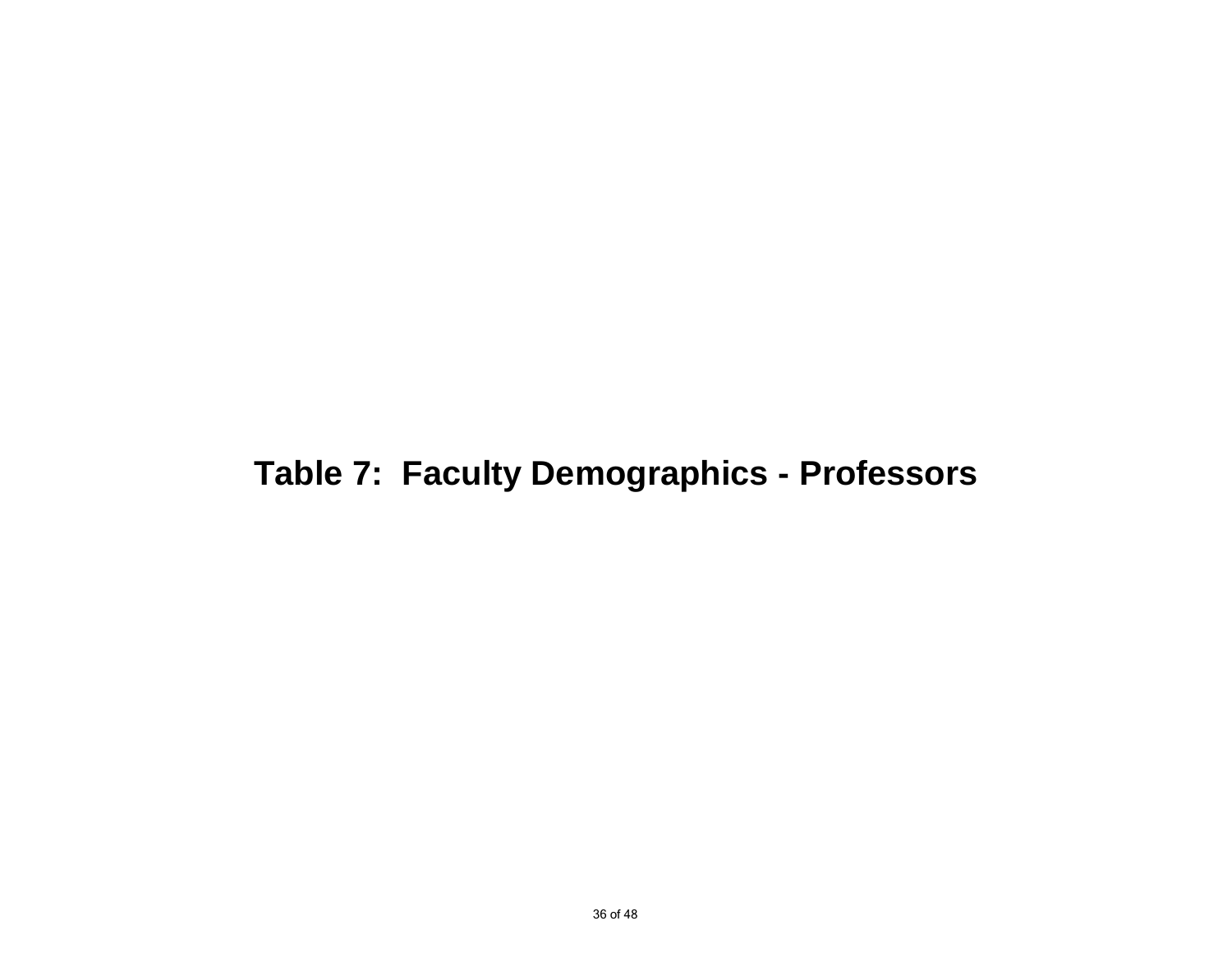# Table 7: Faculty Demographics - Professors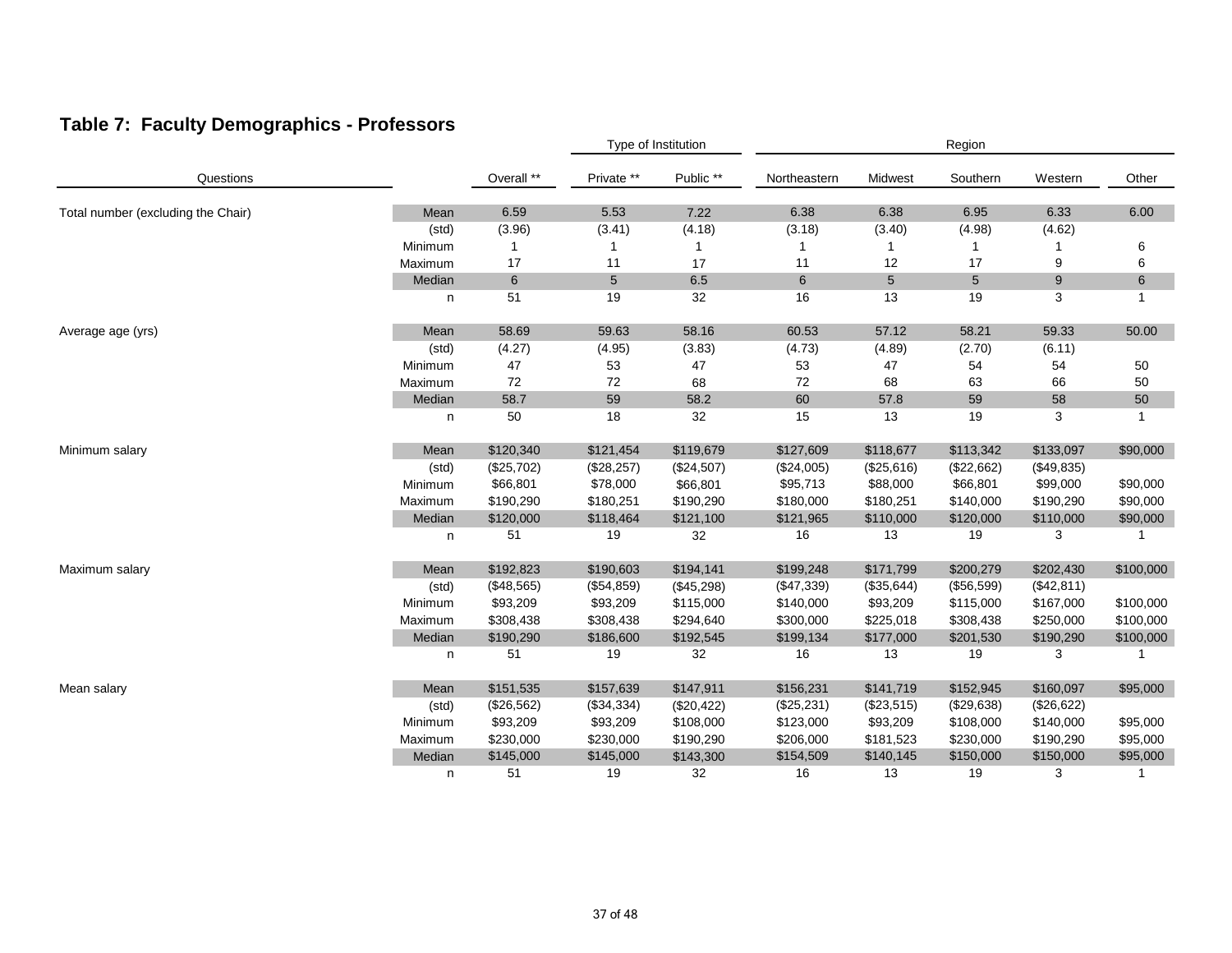## Table 7: Faculty Demographics - Professors

| Questions | | Overall ** | Type of Institution: Private ** | Type of Institution: Public ** | Region: Northeastern | Region: Midwest | Region: Southern | Region: Western | Region: Other |
|---|---|---|---|---|---|---|---|---|---|
| Total number (excluding the Chair) | Mean | 6.59 | 5.53 | 7.22 | 6.38 | 6.38 | 6.95 | 6.33 | 6.00 |
| | (std) | (3.96) | (3.41) | (4.18) | (3.18) | (3.40) | (4.98) | (4.62) | |
| | Minimum | 1 | 1 | 1 | 1 | 1 | 1 | 1 | 6 |
| | Maximum | 17 | 11 | 17 | 11 | 12 | 17 | 9 | 6 |
| | Median | 6 | 5 | 6.5 | 6 | 5 | 5 | 9 | 6 |
| | n | 51 | 19 | 32 | 16 | 13 | 19 | 3 | 1 |
| Average age (yrs) | Mean | 58.69 | 59.63 | 58.16 | 60.53 | 57.12 | 58.21 | 59.33 | 50.00 |
| | (std) | (4.27) | (4.95) | (3.83) | (4.73) | (4.89) | (2.70) | (6.11) | |
| | Minimum | 47 | 53 | 47 | 53 | 47 | 54 | 54 | 50 |
| | Maximum | 72 | 72 | 68 | 72 | 68 | 63 | 66 | 50 |
| | Median | 58.7 | 59 | 58.2 | 60 | 57.8 | 59 | 58 | 50 |
| | n | 50 | 18 | 32 | 15 | 13 | 19 | 3 | 1 |
| Minimum salary | Mean | $120,340 | $121,454 | $119,679 | $127,609 | $118,677 | $113,342 | $133,097 | $90,000 |
| | (std) | ($25,702) | ($28,257) | ($24,507) | ($24,005) | ($25,616) | ($22,662) | ($49,835) | |
| | Minimum | $66,801 | $78,000 | $66,801 | $95,713 | $88,000 | $66,801 | $99,000 | $90,000 |
| | Maximum | $190,290 | $180,251 | $190,290 | $180,000 | $180,251 | $140,000 | $190,290 | $90,000 |
| | Median | $120,000 | $118,464 | $121,100 | $121,965 | $110,000 | $120,000 | $110,000 | $90,000 |
| | n | 51 | 19 | 32 | 16 | 13 | 19 | 3 | 1 |
| Maximum salary | Mean | $192,823 | $190,603 | $194,141 | $199,248 | $171,799 | $200,279 | $202,430 | $100,000 |
| | (std) | ($48,565) | ($54,859) | ($45,298) | ($47,339) | ($35,644) | ($56,599) | ($42,811) | |
| | Minimum | $93,209 | $93,209 | $115,000 | $140,000 | $93,209 | $115,000 | $167,000 | $100,000 |
| | Maximum | $308,438 | $308,438 | $294,640 | $300,000 | $225,018 | $308,438 | $250,000 | $100,000 |
| | Median | $190,290 | $186,600 | $192,545 | $199,134 | $177,000 | $201,530 | $190,290 | $100,000 |
| | n | 51 | 19 | 32 | 16 | 13 | 19 | 3 | 1 |
| Mean salary | Mean | $151,535 | $157,639 | $147,911 | $156,231 | $141,719 | $152,945 | $160,097 | $95,000 |
| | (std) | ($26,562) | ($34,334) | ($20,422) | ($25,231) | ($23,515) | ($29,638) | ($26,622) | |
| | Minimum | $93,209 | $93,209 | $108,000 | $123,000 | $93,209 | $108,000 | $140,000 | $95,000 |
| | Maximum | $230,000 | $230,000 | $190,290 | $206,000 | $181,523 | $230,000 | $190,290 | $95,000 |
| | Median | $145,000 | $145,000 | $143,300 | $154,509 | $140,145 | $150,000 | $150,000 | $95,000 |
| | n | 51 | 19 | 32 | 16 | 13 | 19 | 3 | 1 |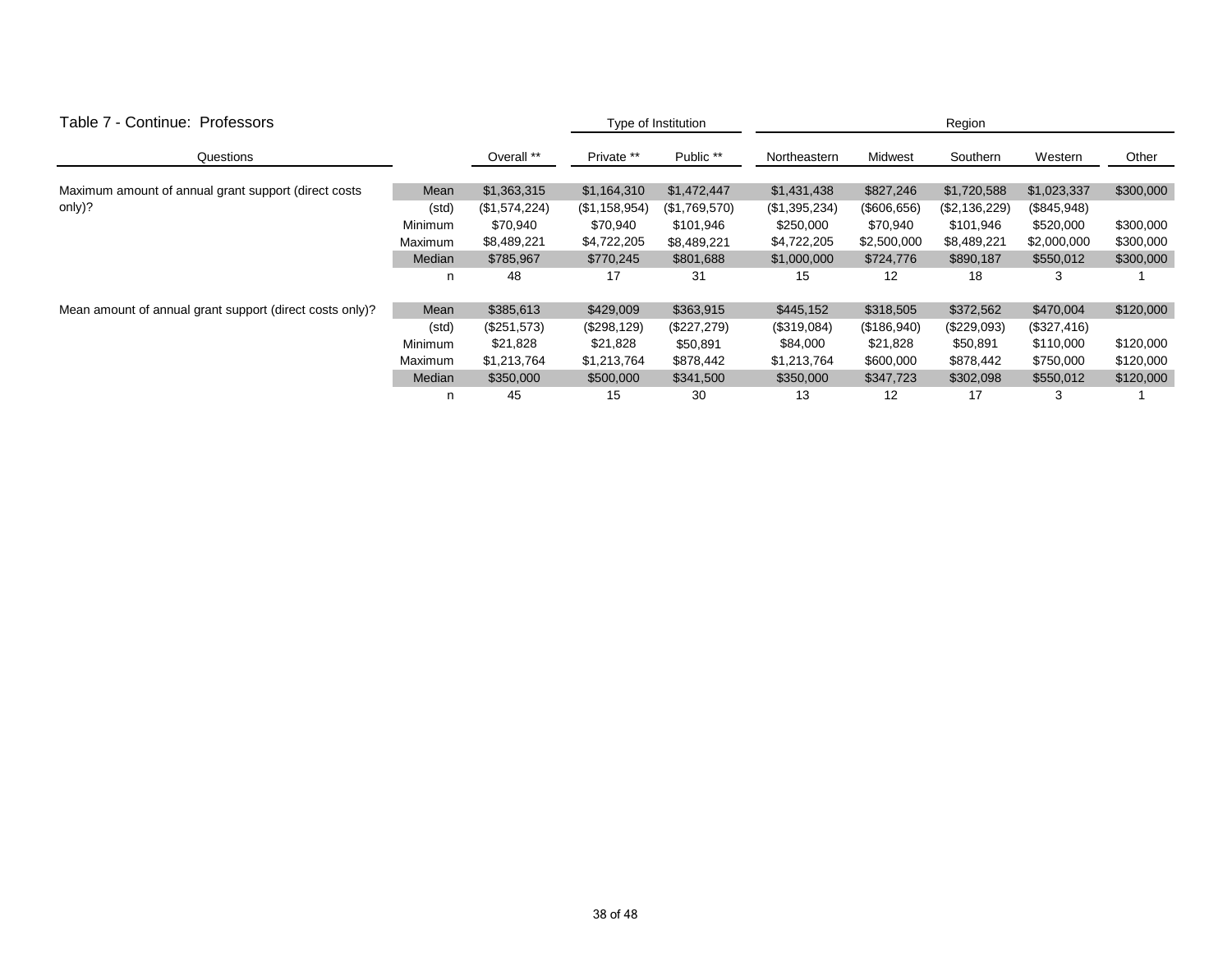Table 7 - Continue: Professors

| Questions | | Overall ** | Type of Institution | | Region | | | | |
|---|---|---|---|---|---|---|---|---|---|
| | | | Private ** | Public ** | Northeastern | Midwest | Southern | Western | Other |
| Maximum amount of annual grant support (direct costs only)? | Mean | $1,363,315 | $1,164,310 | $1,472,447 | $1,431,438 | $827,246 | $1,720,588 | $1,023,337 | $300,000 |
| | (std) | ($1,574,224) | ($1,158,954) | ($1,769,570) | ($1,395,234) | ($606,656) | ($2,136,229) | ($845,948) | |
| | Minimum | $70,940 | $70,940 | $101,946 | $250,000 | $70,940 | $101,946 | $520,000 | $300,000 |
| | Maximum | $8,489,221 | $4,722,205 | $8,489,221 | $4,722,205 | $2,500,000 | $8,489,221 | $2,000,000 | $300,000 |
| | Median | $785,967 | $770,245 | $801,688 | $1,000,000 | $724,776 | $890,187 | $550,012 | $300,000 |
| | n | 48 | 17 | 31 | 15 | 12 | 18 | 3 | 1 |
| Mean amount of annual grant support (direct costs only)? | Mean | $385,613 | $429,009 | $363,915 | $445,152 | $318,505 | $372,562 | $470,004 | $120,000 |
| | (std) | ($251,573) | ($298,129) | ($227,279) | ($319,084) | ($186,940) | ($229,093) | ($327,416) | |
| | Minimum | $21,828 | $21,828 | $50,891 | $84,000 | $21,828 | $50,891 | $110,000 | $120,000 |
| | Maximum | $1,213,764 | $1,213,764 | $878,442 | $1,213,764 | $600,000 | $878,442 | $750,000 | $120,000 |
| | Median | $350,000 | $500,000 | $341,500 | $350,000 | $347,723 | $302,098 | $550,012 | $120,000 |
| | n | 45 | 15 | 30 | 13 | 12 | 17 | 3 | 1 |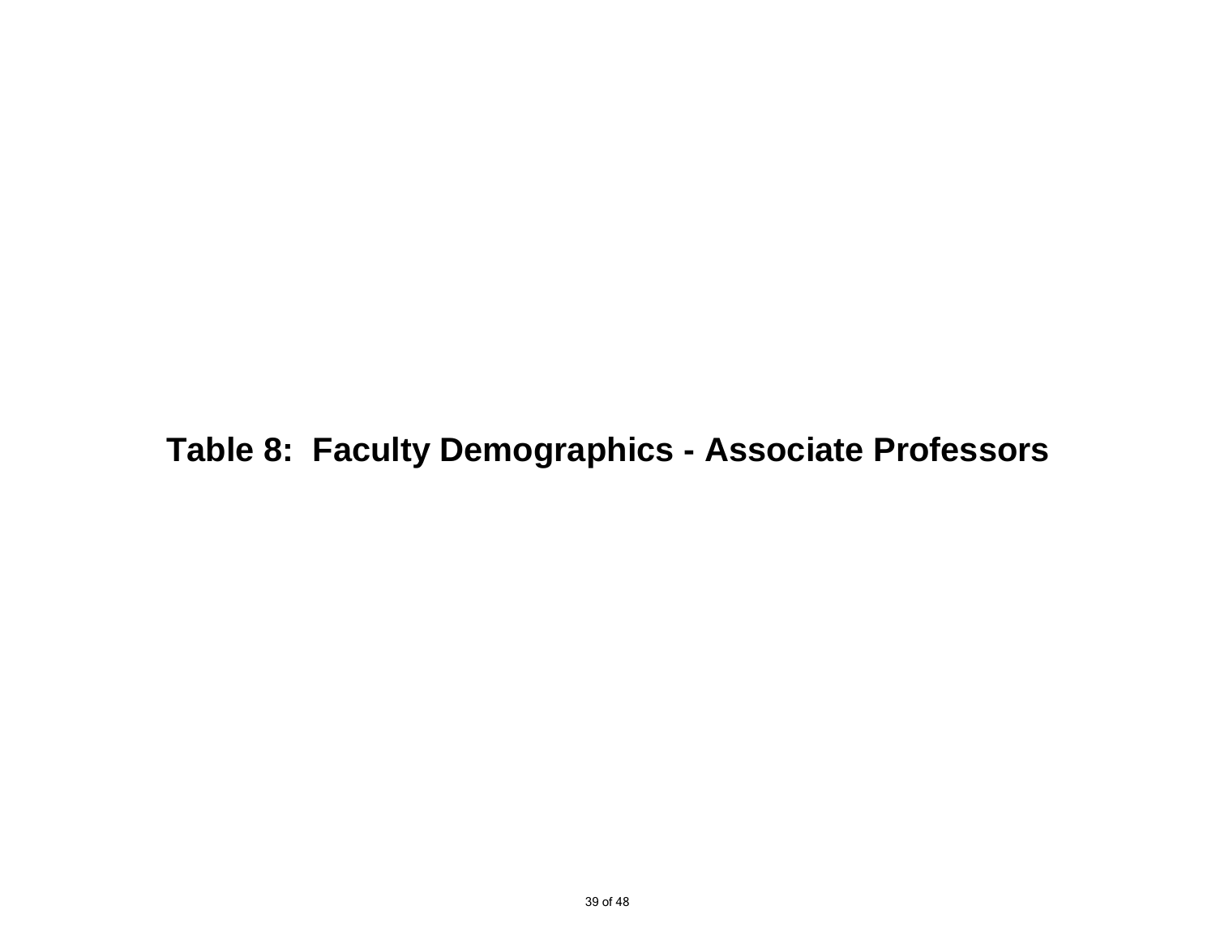# Table 8:  Faculty Demographics - Associate Professors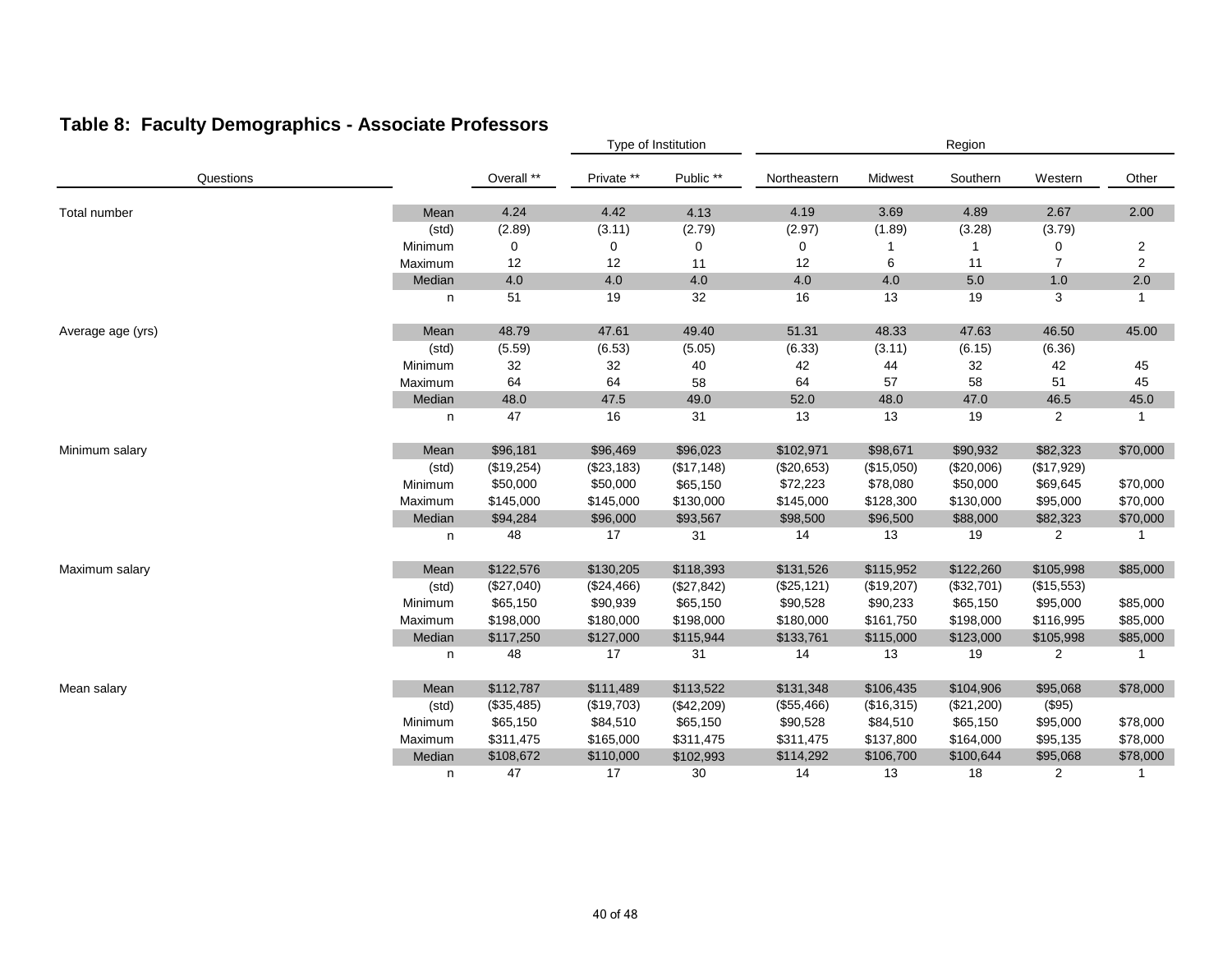## Table 8: Faculty Demographics - Associate Professors

| Questions | | Overall ** | Type of Institution | | Region | | | | |
|---|---|---|---|---|---|---|---|---|---|
| | | | Private ** | Public ** | Northeastern | Midwest | Southern | Western | Other |
| Total number | Mean | 4.24 | 4.42 | 4.13 | 4.19 | 3.69 | 4.89 | 2.67 | 2.00 |
| | (std) | (2.89) | (3.11) | (2.79) | (2.97) | (1.89) | (3.28) | (3.79) | |
| | Minimum | 0 | 0 | 0 | 0 | 1 | 1 | 0 | 2 |
| | Maximum | 12 | 12 | 11 | 12 | 6 | 11 | 7 | 2 |
| | Median | 4.0 | 4.0 | 4.0 | 4.0 | 4.0 | 5.0 | 1.0 | 2.0 |
| | n | 51 | 19 | 32 | 16 | 13 | 19 | 3 | 1 |
| Average age (yrs) | Mean | 48.79 | 47.61 | 49.40 | 51.31 | 48.33 | 47.63 | 46.50 | 45.00 |
| | (std) | (5.59) | (6.53) | (5.05) | (6.33) | (3.11) | (6.15) | (6.36) | |
| | Minimum | 32 | 32 | 40 | 42 | 44 | 32 | 42 | 45 |
| | Maximum | 64 | 64 | 58 | 64 | 57 | 58 | 51 | 45 |
| | Median | 48.0 | 47.5 | 49.0 | 52.0 | 48.0 | 47.0 | 46.5 | 45.0 |
| | n | 47 | 16 | 31 | 13 | 13 | 19 | 2 | 1 |
| Minimum salary | Mean | $96,181 | $96,469 | $96,023 | $102,971 | $98,671 | $90,932 | $82,323 | $70,000 |
| | (std) | ($19,254) | ($23,183) | ($17,148) | ($20,653) | ($15,050) | ($20,006) | ($17,929) | |
| | Minimum | $50,000 | $50,000 | $65,150 | $72,223 | $78,080 | $50,000 | $69,645 | $70,000 |
| | Maximum | $145,000 | $145,000 | $130,000 | $145,000 | $128,300 | $130,000 | $95,000 | $70,000 |
| | Median | $94,284 | $96,000 | $93,567 | $98,500 | $96,500 | $88,000 | $82,323 | $70,000 |
| | n | 48 | 17 | 31 | 14 | 13 | 19 | 2 | 1 |
| Maximum salary | Mean | $122,576 | $130,205 | $118,393 | $131,526 | $115,952 | $122,260 | $105,998 | $85,000 |
| | (std) | ($27,040) | ($24,466) | ($27,842) | ($25,121) | ($19,207) | ($32,701) | ($15,553) | |
| | Minimum | $65,150 | $90,939 | $65,150 | $90,528 | $90,233 | $65,150 | $95,000 | $85,000 |
| | Maximum | $198,000 | $180,000 | $198,000 | $180,000 | $161,750 | $198,000 | $116,995 | $85,000 |
| | Median | $117,250 | $127,000 | $115,944 | $133,761 | $115,000 | $123,000 | $105,998 | $85,000 |
| | n | 48 | 17 | 31 | 14 | 13 | 19 | 2 | 1 |
| Mean salary | Mean | $112,787 | $111,489 | $113,522 | $131,348 | $106,435 | $104,906 | $95,068 | $78,000 |
| | (std) | ($35,485) | ($19,703) | ($42,209) | ($55,466) | ($16,315) | ($21,200) | ($95) | |
| | Minimum | $65,150 | $84,510 | $65,150 | $90,528 | $84,510 | $65,150 | $95,000 | $78,000 |
| | Maximum | $311,475 | $165,000 | $311,475 | $311,475 | $137,800 | $164,000 | $95,135 | $78,000 |
| | Median | $108,672 | $110,000 | $102,993 | $114,292 | $106,700 | $100,644 | $95,068 | $78,000 |
| | n | 47 | 17 | 30 | 14 | 13 | 18 | 2 | 1 |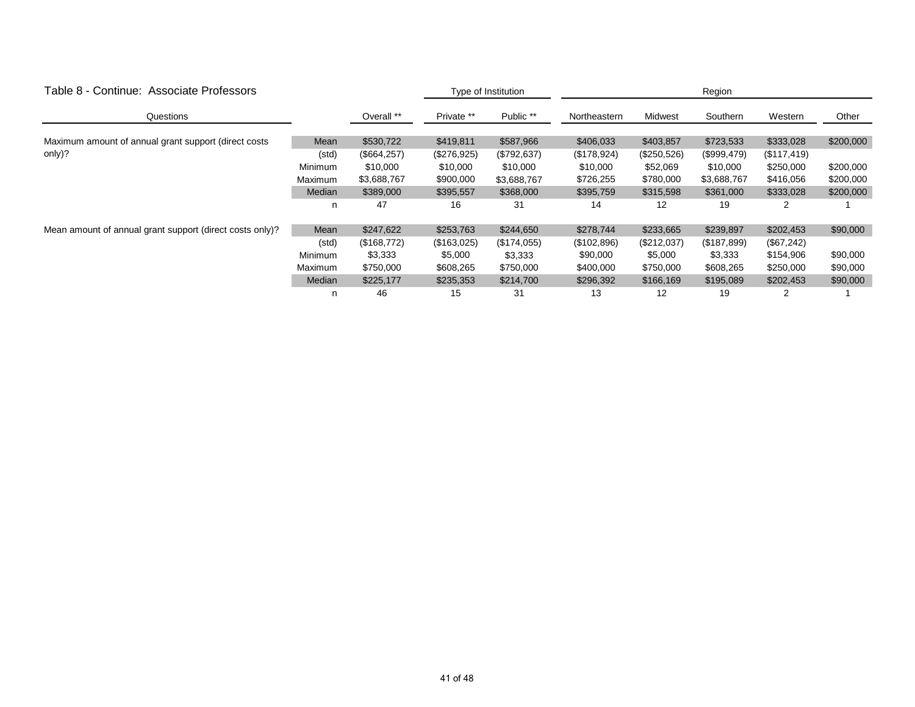## Table 8 - Continue: Associate Professors

| Questions | | Overall ** | Type of Institution | | Region | | | | |
|---|---|---|---|---|---|---|---|---|---|
| | | | Private ** | Public ** | Northeastern | Midwest | Southern | Western | Other |
| Maximum amount of annual grant support (direct costs only)? | Mean | $530,722 | $419,811 | $587,966 | $406,033 | $403,857 | $723,533 | $333,028 | $200,000 |
| | (std) | ($664,257) | ($276,925) | ($792,637) | ($178,924) | ($250,526) | ($999,479) | ($117,419) | |
| | Minimum | $10,000 | $10,000 | $10,000 | $10,000 | $52,069 | $10,000 | $250,000 | $200,000 |
| | Maximum | $3,688,767 | $900,000 | $3,688,767 | $726,255 | $780,000 | $3,688,767 | $416,056 | $200,000 |
| | Median | $389,000 | $395,557 | $368,000 | $395,759 | $315,598 | $361,000 | $333,028 | $200,000 |
| | n | 47 | 16 | 31 | 14 | 12 | 19 | 2 | 1 |
| Mean amount of annual grant support (direct costs only)? | Mean | $247,622 | $253,763 | $244,650 | $278,744 | $233,665 | $239,897 | $202,453 | $90,000 |
| | (std) | ($168,772) | ($163,025) | ($174,055) | ($102,896) | ($212,037) | ($187,899) | ($67,242) | |
| | Minimum | $3,333 | $5,000 | $3,333 | $90,000 | $5,000 | $3,333 | $154,906 | $90,000 |
| | Maximum | $750,000 | $608,265 | $750,000 | $400,000 | $750,000 | $608,265 | $250,000 | $90,000 |
| | Median | $225,177 | $235,353 | $214,700 | $296,392 | $166,169 | $195,089 | $202,453 | $90,000 |
| | n | 46 | 15 | 31 | 13 | 12 | 19 | 2 | 1 |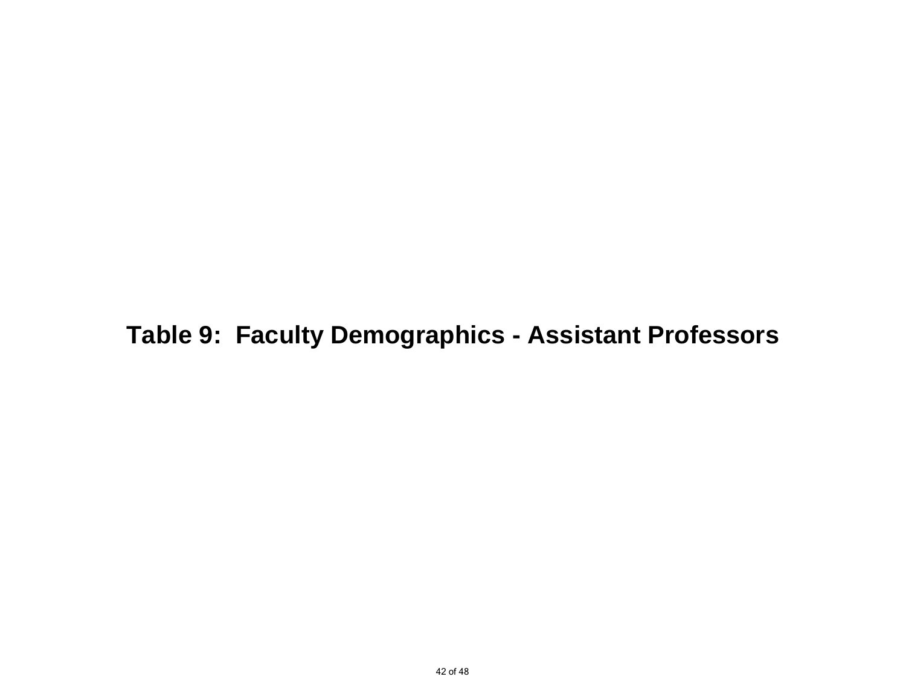# Table 9:  Faculty Demographics - Assistant Professors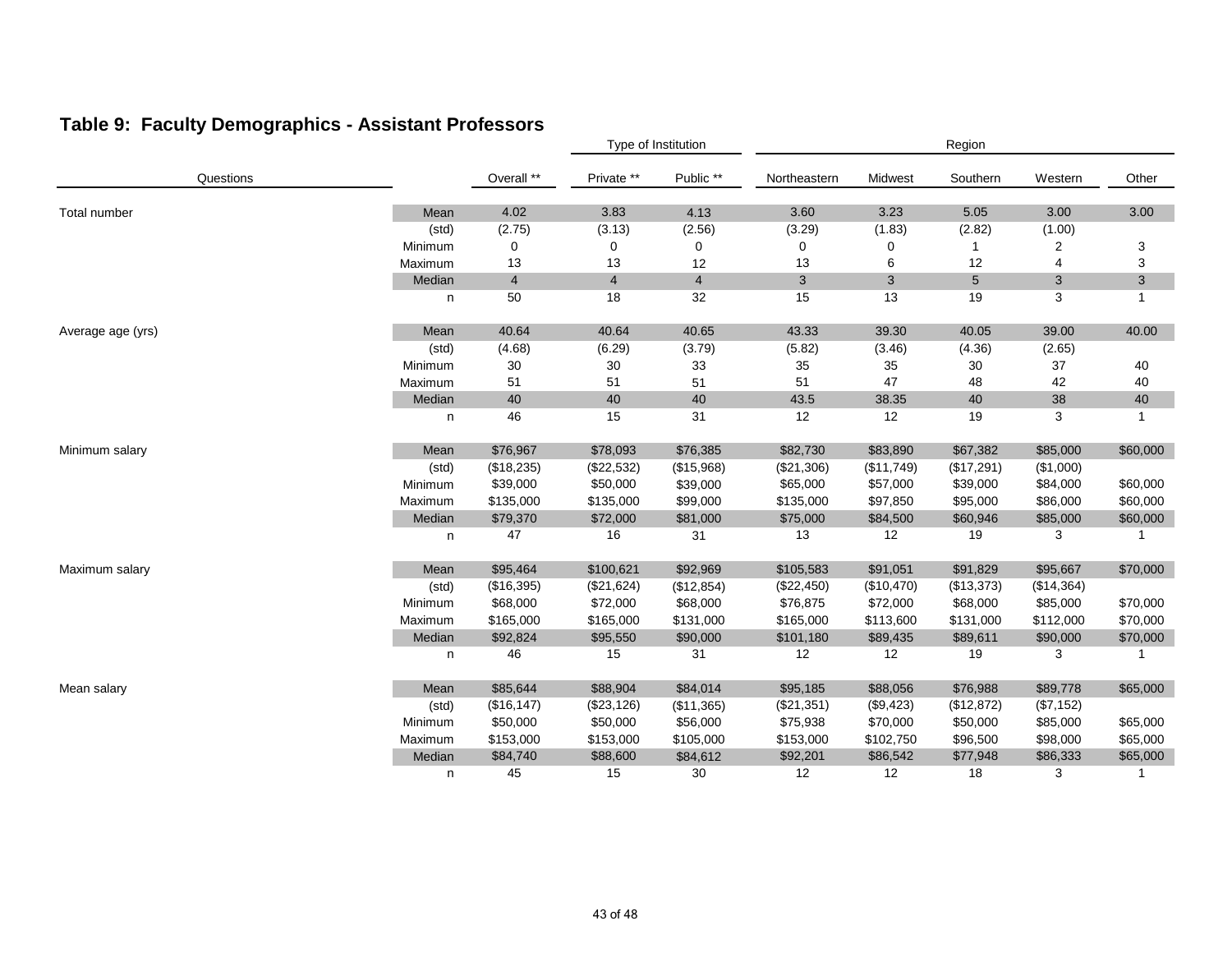## Table 9: Faculty Demographics - Assistant Professors

| Questions | | Overall ** | Type of Institution | | Region | | | | |
|---|---|---|---|---|---|---|---|---|---|
| | | | Private ** | Public ** | Northeastern | Midwest | Southern | Western | Other |
| Total number | Mean | 4.02 | 3.83 | 4.13 | 3.60 | 3.23 | 5.05 | 3.00 | 3.00 |
| | (std) | (2.75) | (3.13) | (2.56) | (3.29) | (1.83) | (2.82) | (1.00) | |
| | Minimum | 0 | 0 | 0 | 0 | 0 | 1 | 2 | 3 |
| | Maximum | 13 | 13 | 12 | 13 | 6 | 12 | 4 | 3 |
| | Median | 4 | 4 | 4 | 3 | 3 | 5 | 3 | 3 |
| | n | 50 | 18 | 32 | 15 | 13 | 19 | 3 | 1 |
| Average age (yrs) | Mean | 40.64 | 40.64 | 40.65 | 43.33 | 39.30 | 40.05 | 39.00 | 40.00 |
| | (std) | (4.68) | (6.29) | (3.79) | (5.82) | (3.46) | (4.36) | (2.65) | |
| | Minimum | 30 | 30 | 33 | 35 | 35 | 30 | 37 | 40 |
| | Maximum | 51 | 51 | 51 | 51 | 47 | 48 | 42 | 40 |
| | Median | 40 | 40 | 40 | 43.5 | 38.35 | 40 | 38 | 40 |
| | n | 46 | 15 | 31 | 12 | 12 | 19 | 3 | 1 |
| Minimum salary | Mean | $76,967 | $78,093 | $76,385 | $82,730 | $83,890 | $67,382 | $85,000 | $60,000 |
| | (std) | ($18,235) | ($22,532) | ($15,968) | ($21,306) | ($11,749) | ($17,291) | ($1,000) | |
| | Minimum | $39,000 | $50,000 | $39,000 | $65,000 | $57,000 | $39,000 | $84,000 | $60,000 |
| | Maximum | $135,000 | $135,000 | $99,000 | $135,000 | $97,850 | $95,000 | $86,000 | $60,000 |
| | Median | $79,370 | $72,000 | $81,000 | $75,000 | $84,500 | $60,946 | $85,000 | $60,000 |
| | n | 47 | 16 | 31 | 13 | 12 | 19 | 3 | 1 |
| Maximum salary | Mean | $95,464 | $100,621 | $92,969 | $105,583 | $91,051 | $91,829 | $95,667 | $70,000 |
| | (std) | ($16,395) | ($21,624) | ($12,854) | ($22,450) | ($10,470) | ($13,373) | ($14,364) | |
| | Minimum | $68,000 | $72,000 | $68,000 | $76,875 | $72,000 | $68,000 | $85,000 | $70,000 |
| | Maximum | $165,000 | $165,000 | $131,000 | $165,000 | $113,600 | $131,000 | $112,000 | $70,000 |
| | Median | $92,824 | $95,550 | $90,000 | $101,180 | $89,435 | $89,611 | $90,000 | $70,000 |
| | n | 46 | 15 | 31 | 12 | 12 | 19 | 3 | 1 |
| Mean salary | Mean | $85,644 | $88,904 | $84,014 | $95,185 | $88,056 | $76,988 | $89,778 | $65,000 |
| | (std) | ($16,147) | ($23,126) | ($11,365) | ($21,351) | ($9,423) | ($12,872) | ($7,152) | |
| | Minimum | $50,000 | $50,000 | $56,000 | $75,938 | $70,000 | $50,000 | $85,000 | $65,000 |
| | Maximum | $153,000 | $153,000 | $105,000 | $153,000 | $102,750 | $96,500 | $98,000 | $65,000 |
| | Median | $84,740 | $88,600 | $84,612 | $92,201 | $86,542 | $77,948 | $86,333 | $65,000 |
| | n | 45 | 15 | 30 | 12 | 12 | 18 | 3 | 1 |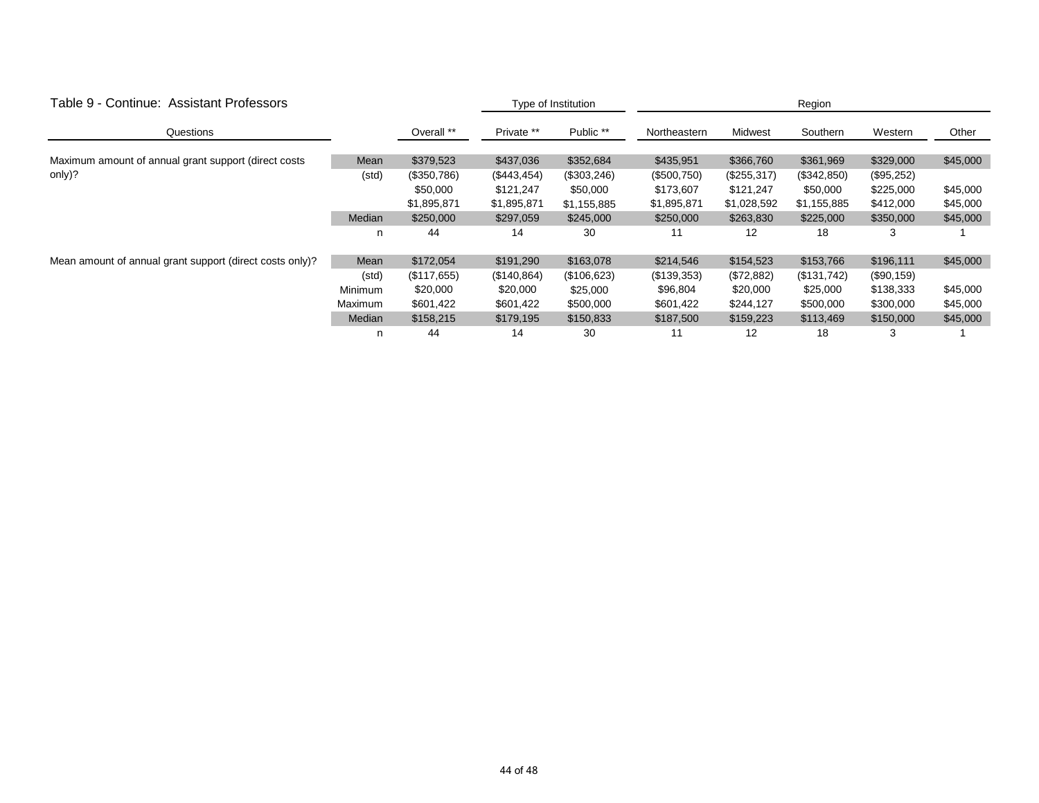## Table 9 - Continue: Assistant Professors

| Questions | | Overall ** | Type of Institution: Private ** | Public ** | Region: Northeastern | Midwest | Southern | Western | Other |
|---|---|---|---|---|---|---|---|---|---|
| Maximum amount of annual grant support (direct costs only)? | Mean | $379,523 | $437,036 | $352,684 | $435,951 | $366,760 | $361,969 | $329,000 | $45,000 |
| | (std) | ($350,786) | ($443,454) | ($303,246) | ($500,750) | ($255,317) | ($342,850) | ($95,252) | |
| | | $50,000 | $121,247 | $50,000 | $173,607 | $121,247 | $50,000 | $225,000 | $45,000 |
| | | $1,895,871 | $1,895,871 | $1,155,885 | $1,895,871 | $1,028,592 | $1,155,885 | $412,000 | $45,000 |
| | Median | $250,000 | $297,059 | $245,000 | $250,000 | $263,830 | $225,000 | $350,000 | $45,000 |
| | n | 44 | 14 | 30 | 11 | 12 | 18 | 3 | 1 |
| Mean amount of annual grant support (direct costs only)? | Mean | $172,054 | $191,290 | $163,078 | $214,546 | $154,523 | $153,766 | $196,111 | $45,000 |
| | (std) | ($117,655) | ($140,864) | ($106,623) | ($139,353) | ($72,882) | ($131,742) | ($90,159) | |
| | Minimum | $20,000 | $20,000 | $25,000 | $96,804 | $20,000 | $25,000 | $138,333 | $45,000 |
| | Maximum | $601,422 | $601,422 | $500,000 | $601,422 | $244,127 | $500,000 | $300,000 | $45,000 |
| | Median | $158,215 | $179,195 | $150,833 | $187,500 | $159,223 | $113,469 | $150,000 | $45,000 |
| | n | 44 | 14 | 30 | 11 | 12 | 18 | 3 | 1 |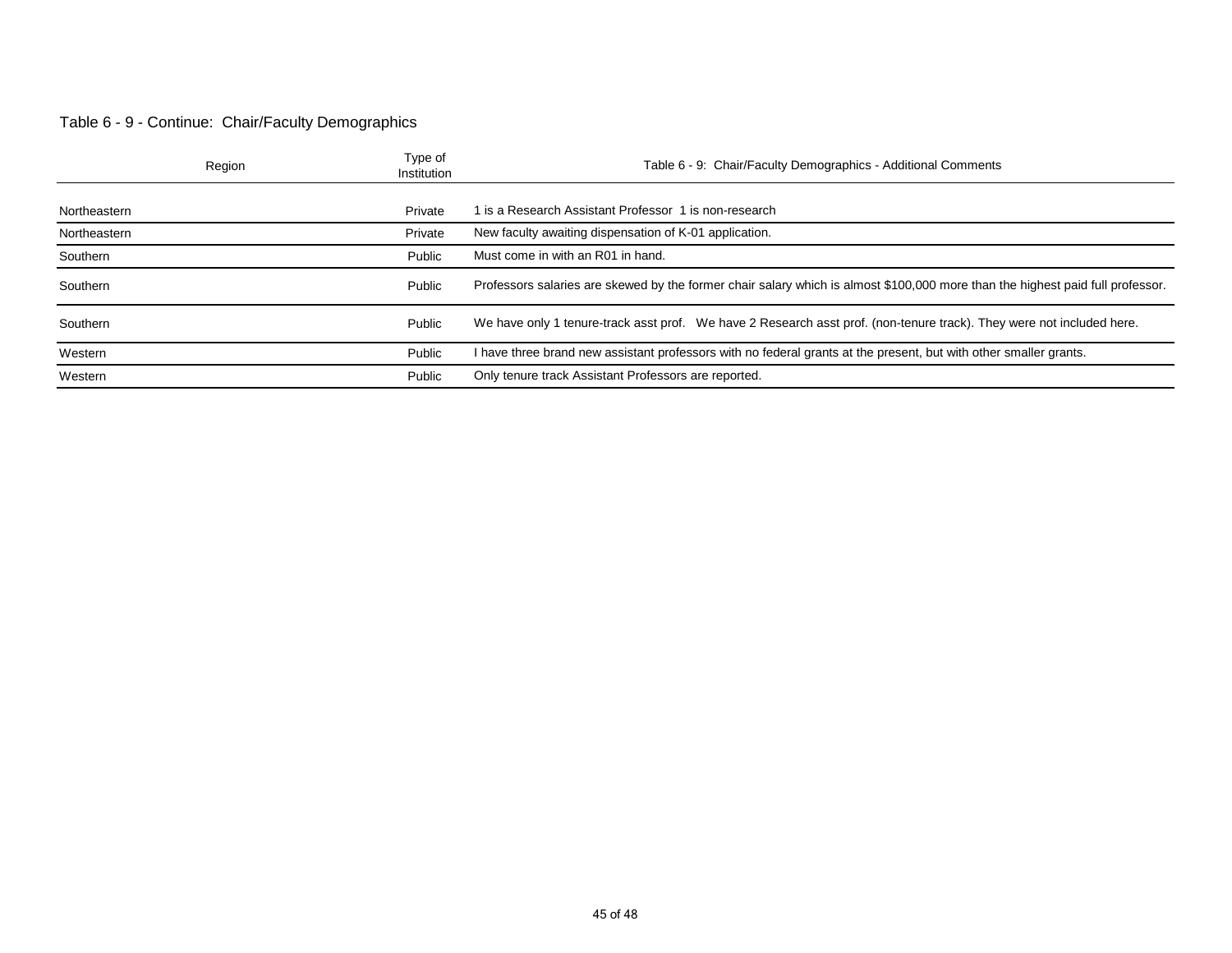Table 6 - 9 - Continue:  Chair/Faculty Demographics

| Region | Type of Institution | Table 6 - 9:  Chair/Faculty Demographics - Additional Comments |
|---|---|---|
| Northeastern | Private | 1 is a Research Assistant Professor  1 is non-research |
| Northeastern | Private | New faculty awaiting dispensation of K-01 application. |
| Southern | Public | Must come in with an R01 in hand. |
| Southern | Public | Professors salaries are skewed by the former chair salary which is almost $100,000 more than the highest paid full professor. |
| Southern | Public | We have only 1 tenure-track asst prof.   We have 2 Research asst prof. (non-tenure track). They were not included here. |
| Western | Public | I have three brand new assistant professors with no federal grants at the present, but with other smaller grants. |
| Western | Public | Only tenure track Assistant Professors are reported. |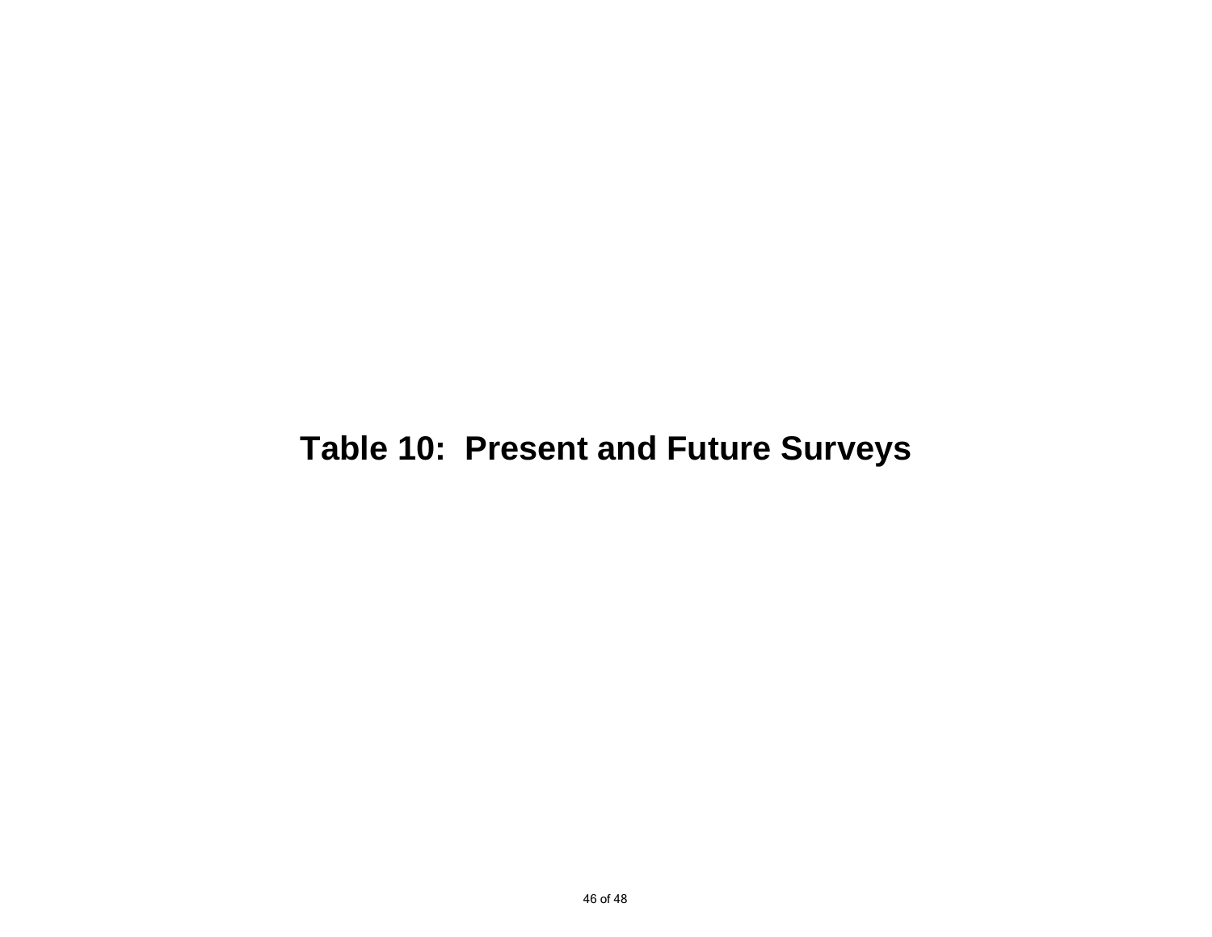# Table 10: Present and Future Surveys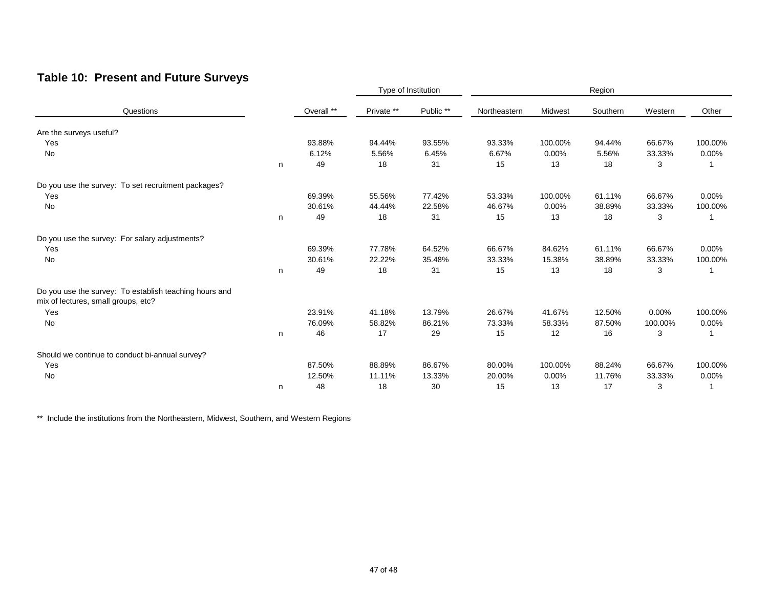## Table 10: Present and Future Surveys

| Questions | | | Type of Institution | | Region | | | | |
|---|---|---|---|---|---|---|---|---|---|
| | | Overall ** | Private ** | Public ** | Northeastern | Midwest | Southern | Western | Other |
| **Are the surveys useful?** | | | | | | | | | |
| Yes | | 93.88% | 94.44% | 93.55% | 93.33% | 100.00% | 94.44% | 66.67% | 100.00% |
| No | | 6.12% | 5.56% | 6.45% | 6.67% | 0.00% | 5.56% | 33.33% | 0.00% |
| | n | 49 | 18 | 31 | 15 | 13 | 18 | 3 | 1 |
| **Do you use the survey: To set recruitment packages?** | | | | | | | | | |
| Yes | | 69.39% | 55.56% | 77.42% | 53.33% | 100.00% | 61.11% | 66.67% | 0.00% |
| No | | 30.61% | 44.44% | 22.58% | 46.67% | 0.00% | 38.89% | 33.33% | 100.00% |
| | n | 49 | 18 | 31 | 15 | 13 | 18 | 3 | 1 |
| **Do you use the survey: For salary adjustments?** | | | | | | | | | |
| Yes | | 69.39% | 77.78% | 64.52% | 66.67% | 84.62% | 61.11% | 66.67% | 0.00% |
| No | | 30.61% | 22.22% | 35.48% | 33.33% | 15.38% | 38.89% | 33.33% | 100.00% |
| | n | 49 | 18 | 31 | 15 | 13 | 18 | 3 | 1 |
| **Do you use the survey: To establish teaching hours and mix of lectures, small groups, etc?** | | | | | | | | | |
| Yes | | 23.91% | 41.18% | 13.79% | 26.67% | 41.67% | 12.50% | 0.00% | 100.00% |
| No | | 76.09% | 58.82% | 86.21% | 73.33% | 58.33% | 87.50% | 100.00% | 0.00% |
| | n | 46 | 17 | 29 | 15 | 12 | 16 | 3 | 1 |
| **Should we continue to conduct bi-annual survey?** | | | | | | | | | |
| Yes | | 87.50% | 88.89% | 86.67% | 80.00% | 100.00% | 88.24% | 66.67% | 100.00% |
| No | | 12.50% | 11.11% | 13.33% | 20.00% | 0.00% | 11.76% | 33.33% | 0.00% |
| | n | 48 | 18 | 30 | 15 | 13 | 17 | 3 | 1 |

** Include the institutions from the Northeastern, Midwest, Southern, and Western Regions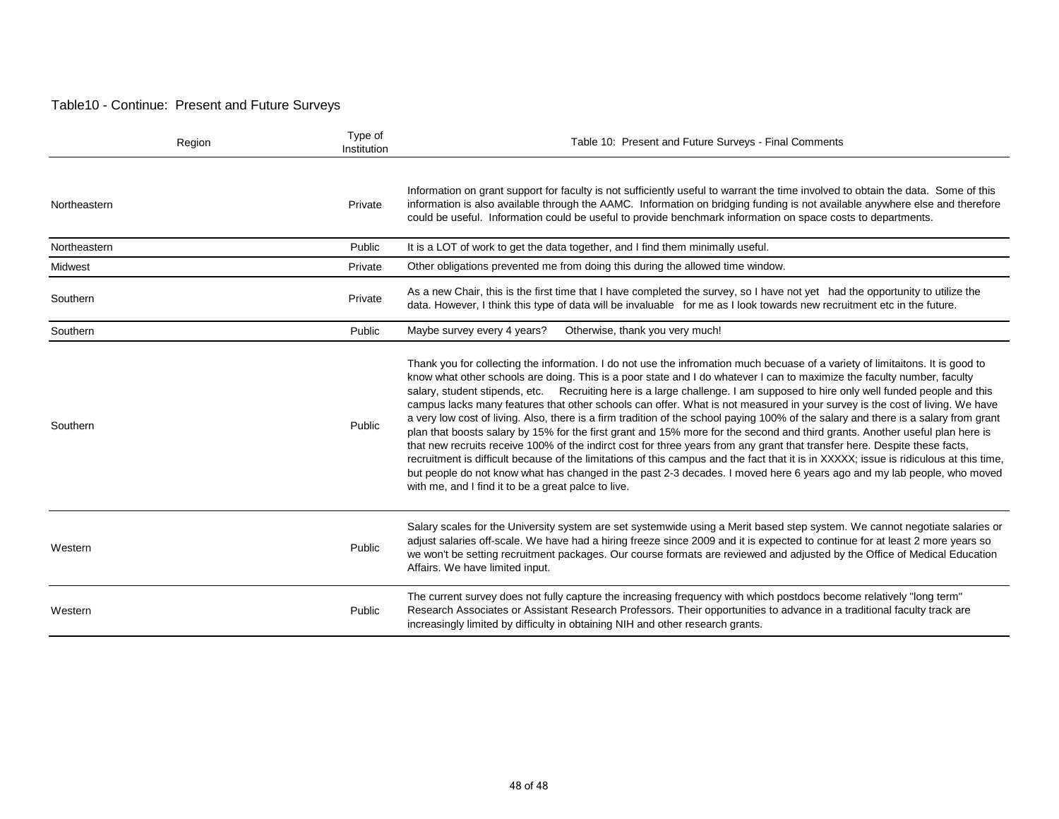Table10 - Continue: Present and Future Surveys

| Region | Type of Institution | Table 10: Present and Future Surveys - Final Comments |
|---|---|---|
| Northeastern | Private | Information on grant support for faculty is not sufficiently useful to warrant the time involved to obtain the data. Some of this information is also available through the AAMC. Information on bridging funding is not available anywhere else and therefore could be useful. Information could be useful to provide benchmark information on space costs to departments. |
| Northeastern | Public | It is a LOT of work to get the data together, and I find them minimally useful. |
| Midwest | Private | Other obligations prevented me from doing this during the allowed time window. |
| Southern | Private | As a new Chair, this is the first time that I have completed the survey, so I have not yet had the opportunity to utilize the data. However, I think this type of data will be invaluable for me as I look towards new recruitment etc in the future. |
| Southern | Public | Maybe survey every 4 years? Otherwise, thank you very much! |
| Southern | Public | Thank you for collecting the information. I do not use the infromation much becuase of a variety of limitaitons. It is good to know what other schools are doing. This is a poor state and I do whatever I can to maximize the faculty number, faculty salary, student stipends, etc. Recruiting here is a large challenge. I am supposed to hire only well funded people and this campus lacks many features that other schools can offer. What is not measured in your survey is the cost of living. We have a very low cost of living. Also, there is a firm tradition of the school paying 100% of the salary and there is a salary from grant plan that boosts salary by 15% for the first grant and 15% more for the second and third grants. Another useful plan here is that new recruits receive 100% of the indirct cost for three years from any grant that transfer here. Despite these facts, recruitment is difficult because of the limitations of this campus and the fact that it is in XXXXX; issue is ridiculous at this time, but people do not know what has changed in the past 2-3 decades. I moved here 6 years ago and my lab people, who moved with me, and I find it to be a great palce to live. |
| Western | Public | Salary scales for the University system are set systemwide using a Merit based step system. We cannot negotiate salaries or adjust salaries off-scale. We have had a hiring freeze since 2009 and it is expected to continue for at least 2 more years so we won't be setting recruitment packages. Our course formats are reviewed and adjusted by the Office of Medical Education Affairs. We have limited input. |
| Western | Public | The current survey does not fully capture the increasing frequency with which postdocs become relatively "long term" Research Associates or Assistant Research Professors. Their opportunities to advance in a traditional faculty track are increasingly limited by difficulty in obtaining NIH and other research grants. |